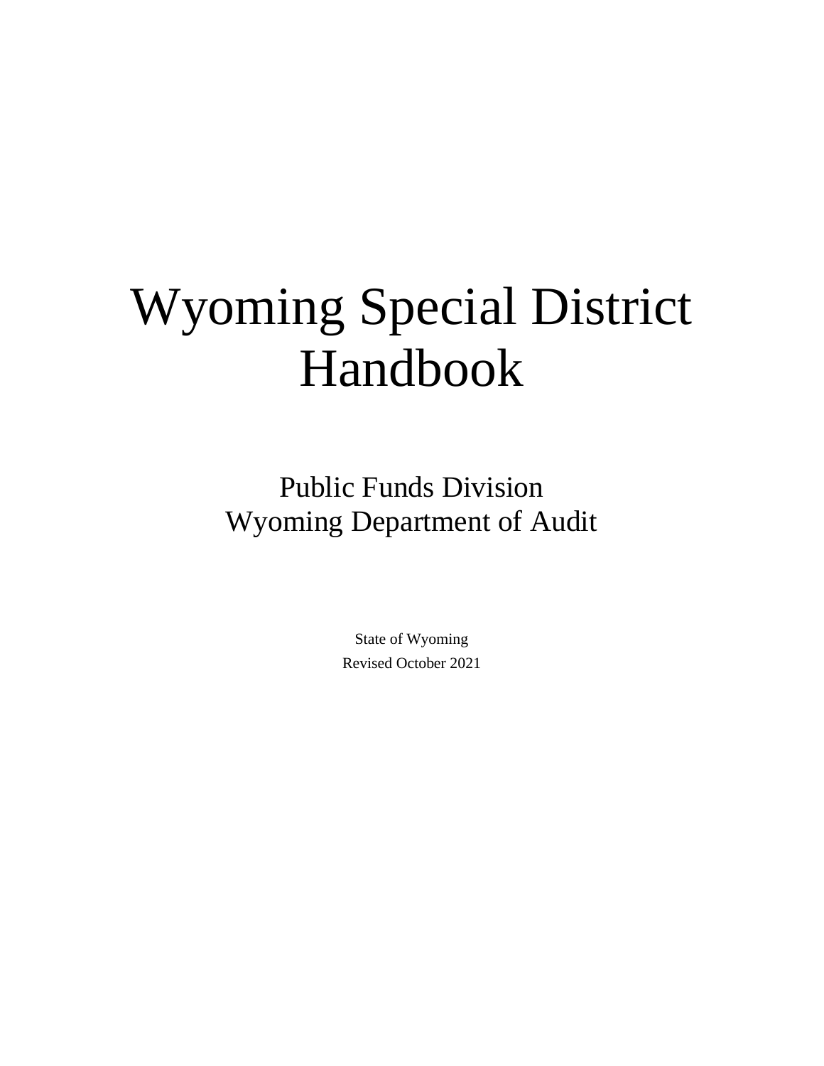# Wyoming Special District Handbook

## Public Funds Division
## Wyoming Department of Audit

State of Wyoming

Revised October 2021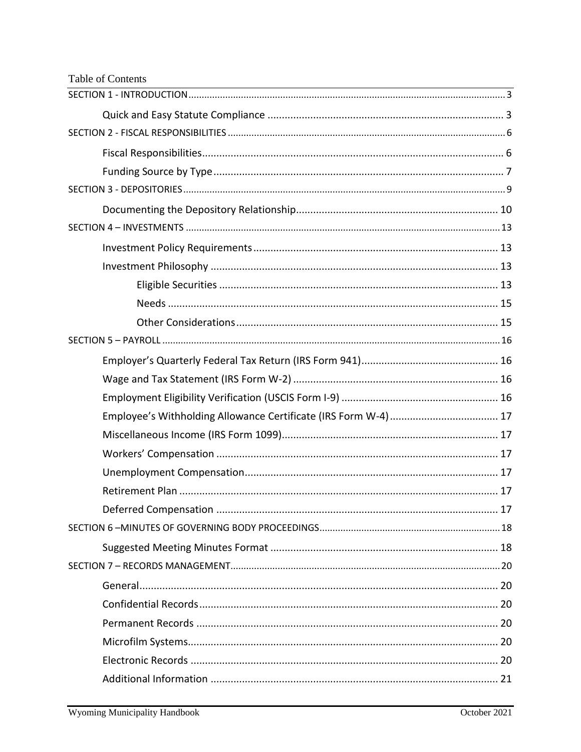Table of Contents

SECTION 1 - INTRODUCTION ..... 3

- Quick and Easy Statute Compliance ..... 3

SECTION 2 - FISCAL RESPONSIBILITIES ..... 6

- Fiscal Responsibilities ..... 6
- Funding Source by Type ..... 7

SECTION 3 - DEPOSITORIES ..... 9

- Documenting the Depository Relationship ..... 10

SECTION 4 – INVESTMENTS ..... 13

- Investment Policy Requirements ..... 13
- Investment Philosophy ..... 13
  - Eligible Securities ..... 13
  - Needs ..... 15
  - Other Considerations ..... 15

SECTION 5 – PAYROLL ..... 16

- Employer's Quarterly Federal Tax Return (IRS Form 941) ..... 16
- Wage and Tax Statement (IRS Form W-2) ..... 16
- Employment Eligibility Verification (USCIS Form I-9) ..... 16
- Employee's Withholding Allowance Certificate (IRS Form W-4) ..... 17
- Miscellaneous Income (IRS Form 1099) ..... 17
- Workers' Compensation ..... 17
- Unemployment Compensation ..... 17
- Retirement Plan ..... 17
- Deferred Compensation ..... 17

SECTION 6 –MINUTES OF GOVERNING BODY PROCEEDINGS ..... 18

- Suggested Meeting Minutes Format ..... 18

SECTION 7 – RECORDS MANAGEMENT ..... 20

- General ..... 20
- Confidential Records ..... 20
- Permanent Records ..... 20
- Microfilm Systems ..... 20
- Electronic Records ..... 20
- Additional Information ..... 21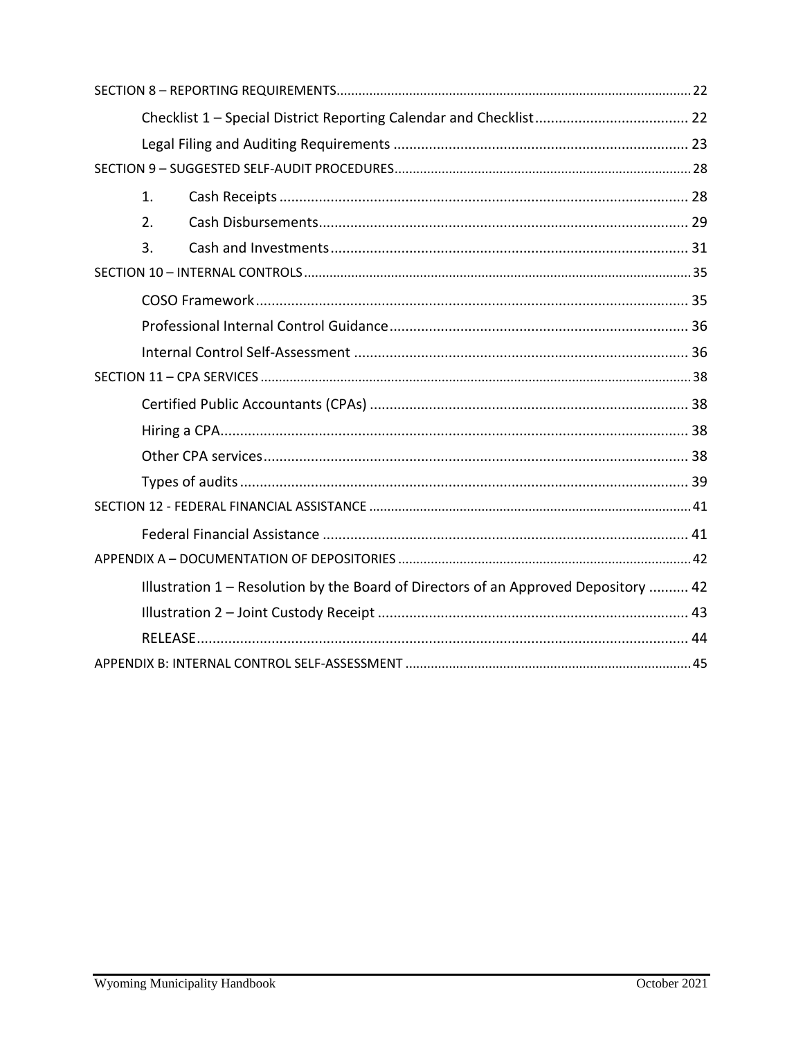SECTION 8 – REPORTING REQUIREMENTS ... 22

Checklist 1 – Special District Reporting Calendar and Checklist ... 22

Legal Filing and Auditing Requirements ... 23

SECTION 9 – SUGGESTED SELF-AUDIT PROCEDURES ... 28

1. Cash Receipts ... 28
2. Cash Disbursements ... 29
3. Cash and Investments ... 31

SECTION 10 – INTERNAL CONTROLS ... 35

COSO Framework ... 35

Professional Internal Control Guidance ... 36

Internal Control Self-Assessment ... 36

SECTION 11 – CPA SERVICES ... 38

Certified Public Accountants (CPAs) ... 38

Hiring a CPA ... 38

Other CPA services ... 38

Types of audits ... 39

SECTION 12 - FEDERAL FINANCIAL ASSISTANCE ... 41

Federal Financial Assistance ... 41

APPENDIX A – DOCUMENTATION OF DEPOSITORIES ... 42

Illustration 1 – Resolution by the Board of Directors of an Approved Depository ... 42

Illustration 2 – Joint Custody Receipt ... 43

RELEASE ... 44

APPENDIX B: INTERNAL CONTROL SELF-ASSESSMENT ... 45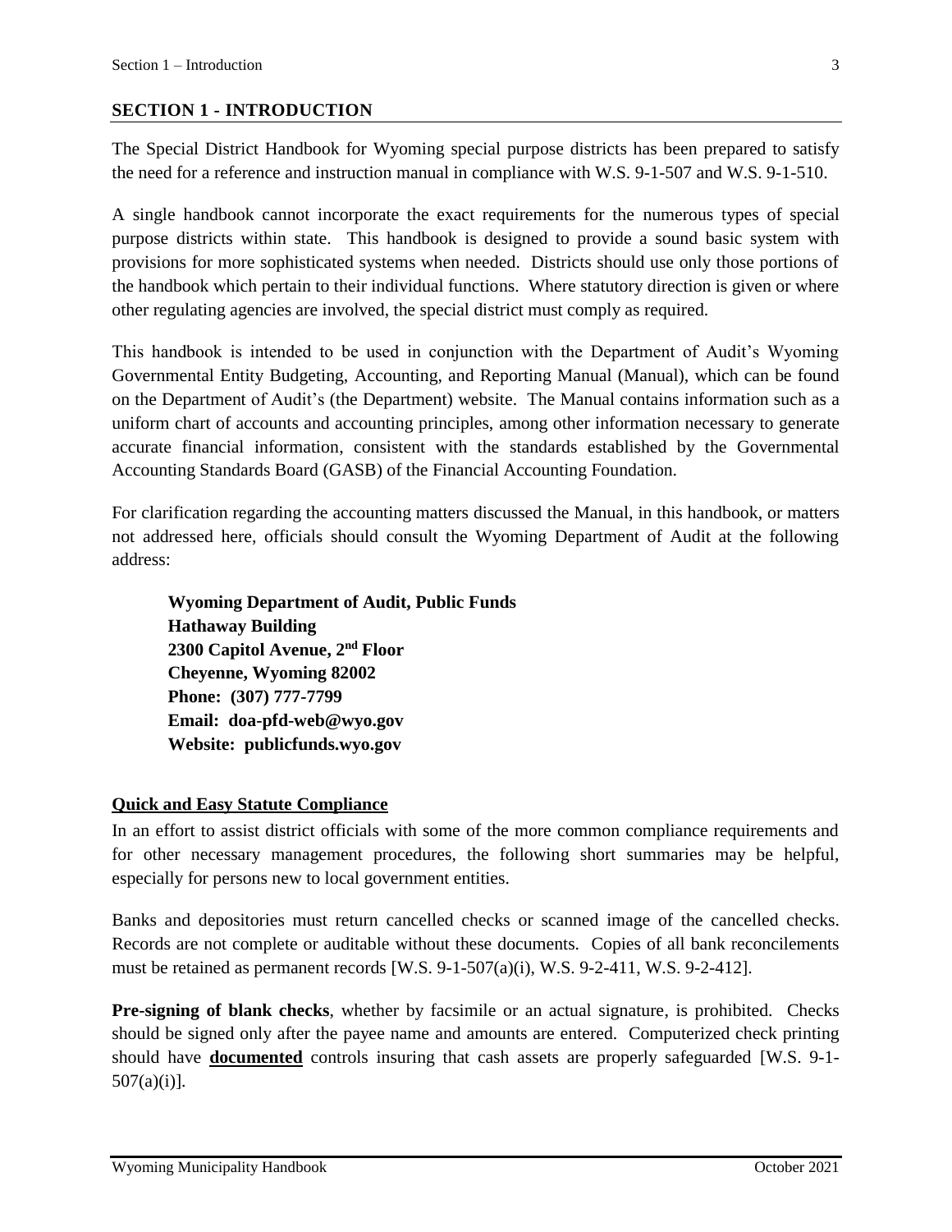## SECTION 1 - INTRODUCTION

The Special District Handbook for Wyoming special purpose districts has been prepared to satisfy the need for a reference and instruction manual in compliance with W.S. 9-1-507 and W.S. 9-1-510.

A single handbook cannot incorporate the exact requirements for the numerous types of special purpose districts within state. This handbook is designed to provide a sound basic system with provisions for more sophisticated systems when needed. Districts should use only those portions of the handbook which pertain to their individual functions. Where statutory direction is given or where other regulating agencies are involved, the special district must comply as required.

This handbook is intended to be used in conjunction with the Department of Audit's Wyoming Governmental Entity Budgeting, Accounting, and Reporting Manual (Manual), which can be found on the Department of Audit's (the Department) website. The Manual contains information such as a uniform chart of accounts and accounting principles, among other information necessary to generate accurate financial information, consistent with the standards established by the Governmental Accounting Standards Board (GASB) of the Financial Accounting Foundation.

For clarification regarding the accounting matters discussed the Manual, in this handbook, or matters not addressed here, officials should consult the Wyoming Department of Audit at the following address:

**Wyoming Department of Audit, Public Funds**
**Hathaway Building**
**2300 Capitol Avenue, 2nd Floor**
**Cheyenne, Wyoming 82002**
**Phone: (307) 777-7799**
**Email: doa-pfd-web@wyo.gov**
**Website: publicfunds.wyo.gov**

### Quick and Easy Statute Compliance

In an effort to assist district officials with some of the more common compliance requirements and for other necessary management procedures, the following short summaries may be helpful, especially for persons new to local government entities.

Banks and depositories must return cancelled checks or scanned image of the cancelled checks. Records are not complete or auditable without these documents. Copies of all bank reconcilements must be retained as permanent records [W.S. 9-1-507(a)(i), W.S. 9-2-411, W.S. 9-2-412].

**Pre-signing of blank checks**, whether by facsimile or an actual signature, is prohibited. Checks should be signed only after the payee name and amounts are entered. Computerized check printing should have **documented** controls insuring that cash assets are properly safeguarded [W.S. 9-1-507(a)(i)].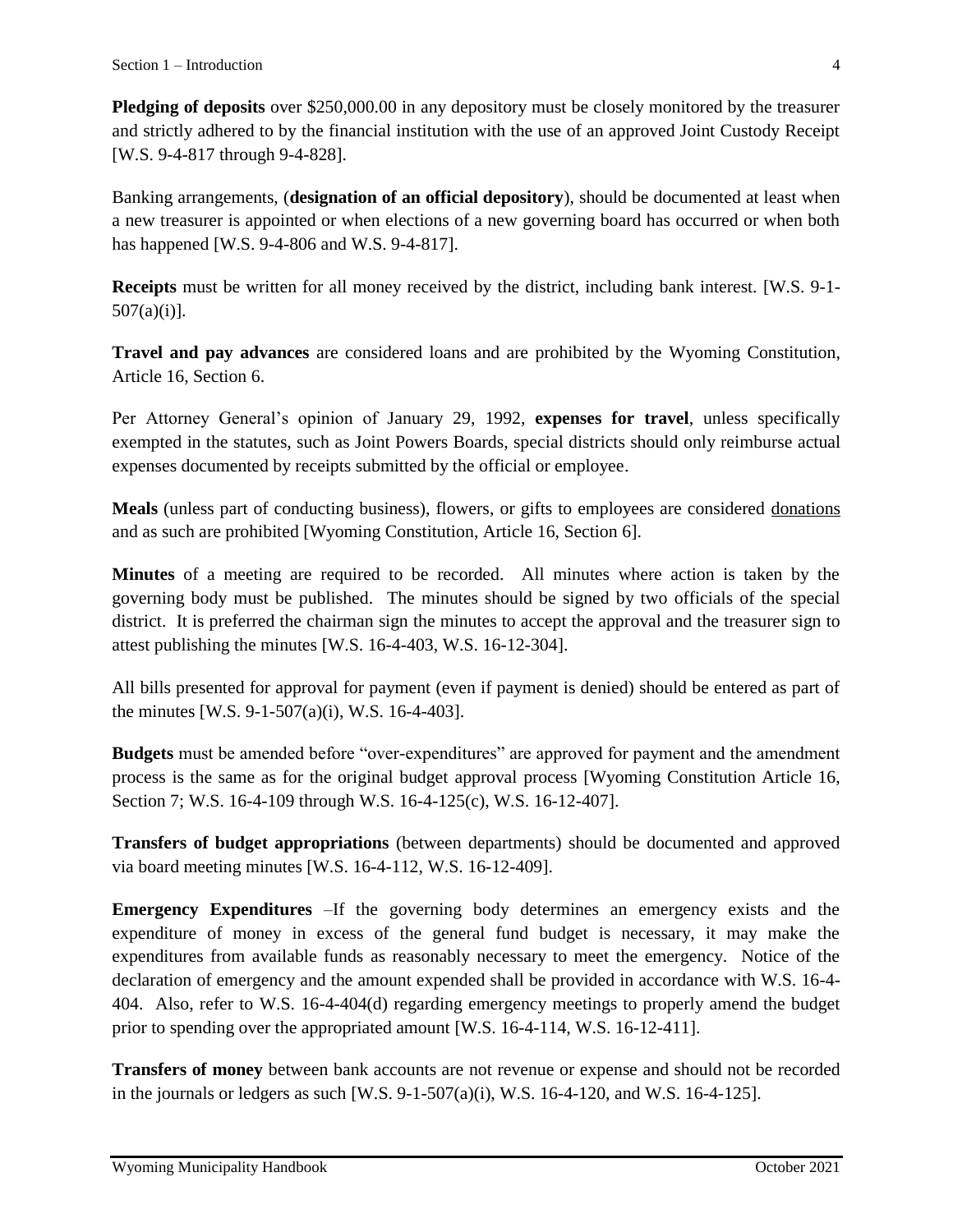**Pledging of deposits** over $250,000.00 in any depository must be closely monitored by the treasurer and strictly adhered to by the financial institution with the use of an approved Joint Custody Receipt [W.S. 9-4-817 through 9-4-828].

Banking arrangements, (**designation of an official depository**), should be documented at least when a new treasurer is appointed or when elections of a new governing board has occurred or when both has happened [W.S. 9-4-806 and W.S. 9-4-817].

**Receipts** must be written for all money received by the district, including bank interest. [W.S. 9-1-507(a)(i)].

**Travel and pay advances** are considered loans and are prohibited by the Wyoming Constitution, Article 16, Section 6.

Per Attorney General's opinion of January 29, 1992, **expenses for travel**, unless specifically exempted in the statutes, such as Joint Powers Boards, special districts should only reimburse actual expenses documented by receipts submitted by the official or employee.

**Meals** (unless part of conducting business), flowers, or gifts to employees are considered donations and as such are prohibited [Wyoming Constitution, Article 16, Section 6].

**Minutes** of a meeting are required to be recorded. All minutes where action is taken by the governing body must be published. The minutes should be signed by two officials of the special district. It is preferred the chairman sign the minutes to accept the approval and the treasurer sign to attest publishing the minutes [W.S. 16-4-403, W.S. 16-12-304].

All bills presented for approval for payment (even if payment is denied) should be entered as part of the minutes [W.S. 9-1-507(a)(i), W.S. 16-4-403].

**Budgets** must be amended before "over-expenditures" are approved for payment and the amendment process is the same as for the original budget approval process [Wyoming Constitution Article 16, Section 7; W.S. 16-4-109 through W.S. 16-4-125(c), W.S. 16-12-407].

**Transfers of budget appropriations** (between departments) should be documented and approved via board meeting minutes [W.S. 16-4-112, W.S. 16-12-409].

**Emergency Expenditures** –If the governing body determines an emergency exists and the expenditure of money in excess of the general fund budget is necessary, it may make the expenditures from available funds as reasonably necessary to meet the emergency. Notice of the declaration of emergency and the amount expended shall be provided in accordance with W.S. 16-4-404. Also, refer to W.S. 16-4-404(d) regarding emergency meetings to properly amend the budget prior to spending over the appropriated amount [W.S. 16-4-114, W.S. 16-12-411].

**Transfers of money** between bank accounts are not revenue or expense and should not be recorded in the journals or ledgers as such [W.S. 9-1-507(a)(i), W.S. 16-4-120, and W.S. 16-4-125].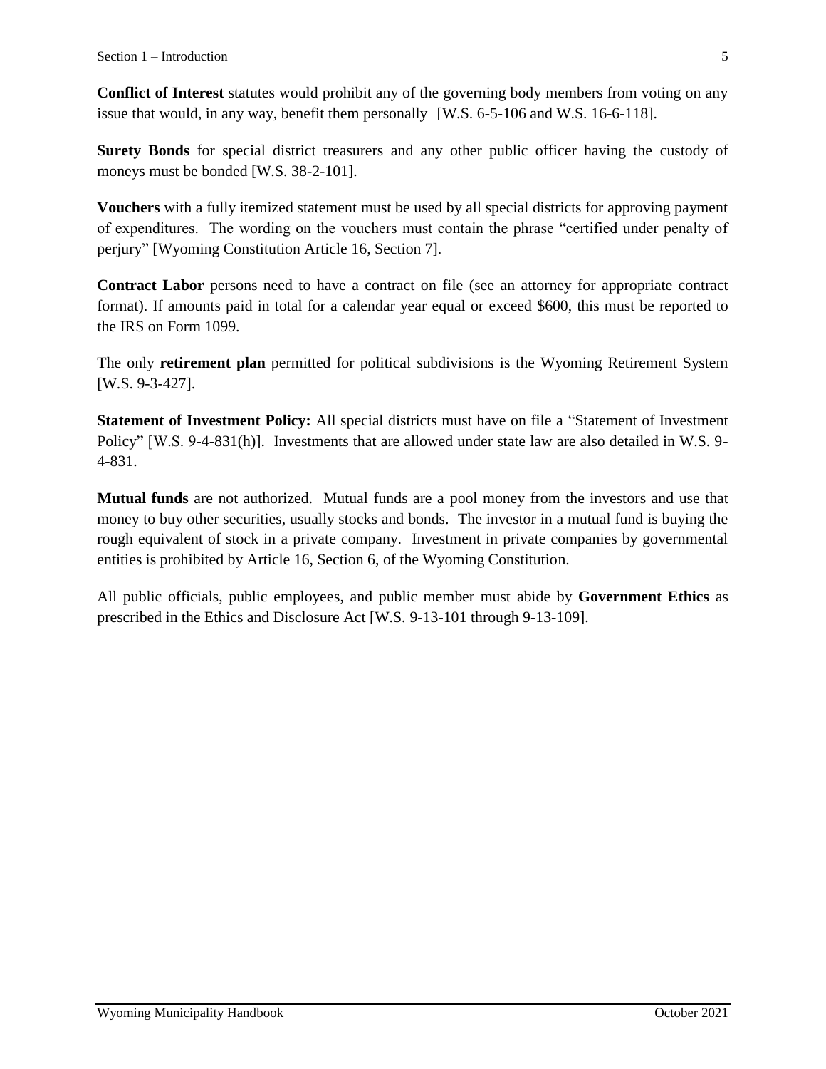**Conflict of Interest** statutes would prohibit any of the governing body members from voting on any issue that would, in any way, benefit them personally [W.S. 6-5-106 and W.S. 16-6-118].

**Surety Bonds** for special district treasurers and any other public officer having the custody of moneys must be bonded [W.S. 38-2-101].

**Vouchers** with a fully itemized statement must be used by all special districts for approving payment of expenditures. The wording on the vouchers must contain the phrase "certified under penalty of perjury" [Wyoming Constitution Article 16, Section 7].

**Contract Labor** persons need to have a contract on file (see an attorney for appropriate contract format). If amounts paid in total for a calendar year equal or exceed $600, this must be reported to the IRS on Form 1099.

The only **retirement plan** permitted for political subdivisions is the Wyoming Retirement System [W.S. 9-3-427].

**Statement of Investment Policy:** All special districts must have on file a "Statement of Investment Policy" [W.S. 9-4-831(h)]. Investments that are allowed under state law are also detailed in W.S. 9-4-831.

**Mutual funds** are not authorized. Mutual funds are a pool money from the investors and use that money to buy other securities, usually stocks and bonds. The investor in a mutual fund is buying the rough equivalent of stock in a private company. Investment in private companies by governmental entities is prohibited by Article 16, Section 6, of the Wyoming Constitution.

All public officials, public employees, and public member must abide by **Government Ethics** as prescribed in the Ethics and Disclosure Act [W.S. 9-13-101 through 9-13-109].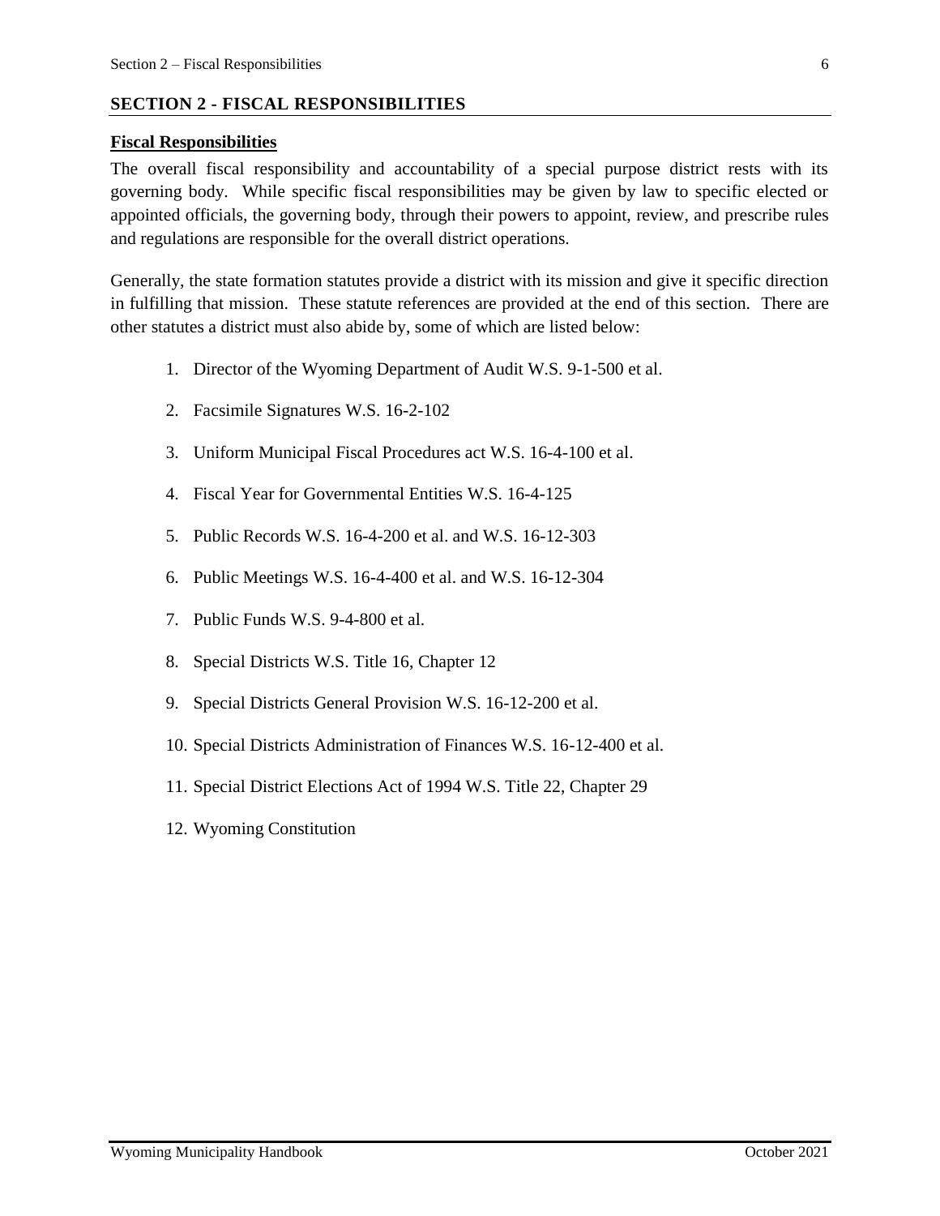## SECTION 2 - FISCAL RESPONSIBILITIES

### Fiscal Responsibilities

The overall fiscal responsibility and accountability of a special purpose district rests with its governing body. While specific fiscal responsibilities may be given by law to specific elected or appointed officials, the governing body, through their powers to appoint, review, and prescribe rules and regulations are responsible for the overall district operations.

Generally, the state formation statutes provide a district with its mission and give it specific direction in fulfilling that mission. These statute references are provided at the end of this section. There are other statutes a district must also abide by, some of which are listed below:

1. Director of the Wyoming Department of Audit W.S. 9-1-500 et al.
2. Facsimile Signatures W.S. 16-2-102
3. Uniform Municipal Fiscal Procedures act W.S. 16-4-100 et al.
4. Fiscal Year for Governmental Entities W.S. 16-4-125
5. Public Records W.S. 16-4-200 et al. and W.S. 16-12-303
6. Public Meetings W.S. 16-4-400 et al. and W.S. 16-12-304
7. Public Funds W.S. 9-4-800 et al.
8. Special Districts W.S. Title 16, Chapter 12
9. Special Districts General Provision W.S. 16-12-200 et al.
10. Special Districts Administration of Finances W.S. 16-12-400 et al.
11. Special District Elections Act of 1994 W.S. Title 22, Chapter 29
12. Wyoming Constitution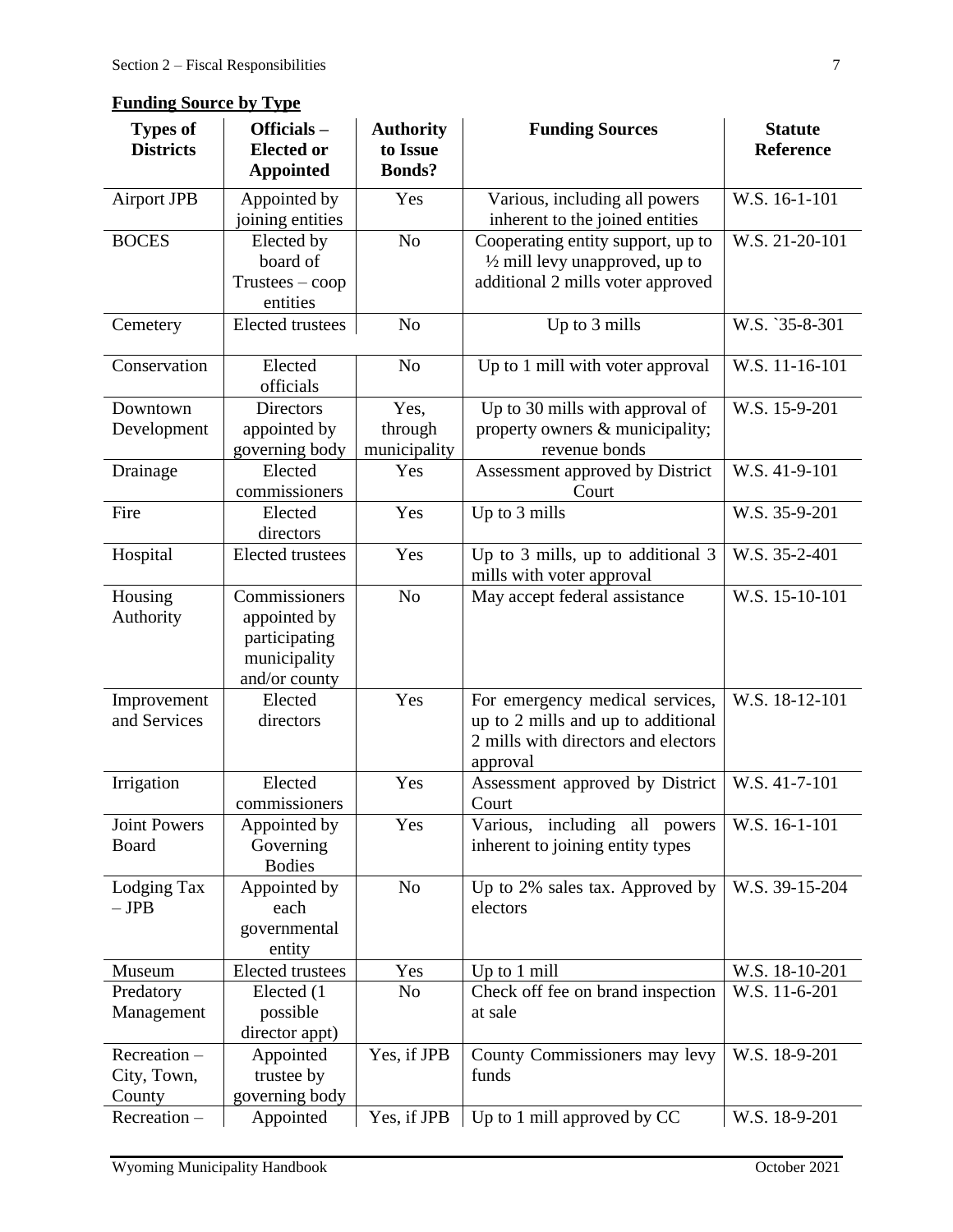**Funding Source by Type**

| Types of Districts | Officials – Elected or Appointed | Authority to Issue Bonds? | Funding Sources | Statute Reference |
|---|---|---|---|---|
| Airport JPB | Appointed by joining entities | Yes | Various, including all powers inherent to the joined entities | W.S. 16-1-101 |
| BOCES | Elected by board of Trustees – coop entities | No | Cooperating entity support, up to ½ mill levy unapproved, up to additional 2 mills voter approved | W.S. 21-20-101 |
| Cemetery | Elected trustees | No | Up to 3 mills | W.S. `35-8-301 |
| Conservation | Elected officials | No | Up to 1 mill with voter approval | W.S. 11-16-101 |
| Downtown Development | Directors appointed by governing body | Yes, through municipality | Up to 30 mills with approval of property owners & municipality; revenue bonds | W.S. 15-9-201 |
| Drainage | Elected commissioners | Yes | Assessment approved by District Court | W.S. 41-9-101 |
| Fire | Elected directors | Yes | Up to 3 mills | W.S. 35-9-201 |
| Hospital | Elected trustees | Yes | Up to 3 mills, up to additional 3 mills with voter approval | W.S. 35-2-401 |
| Housing Authority | Commissioners appointed by participating municipality and/or county | No | May accept federal assistance | W.S. 15-10-101 |
| Improvement and Services | Elected directors | Yes | For emergency medical services, up to 2 mills and up to additional 2 mills with directors and electors approval | W.S. 18-12-101 |
| Irrigation | Elected commissioners | Yes | Assessment approved by District Court | W.S. 41-7-101 |
| Joint Powers Board | Appointed by Governing Bodies | Yes | Various, including all powers inherent to joining entity types | W.S. 16-1-101 |
| Lodging Tax – JPB | Appointed by each governmental entity | No | Up to 2% sales tax. Approved by electors | W.S. 39-15-204 |
| Museum | Elected trustees | Yes | Up to 1 mill | W.S. 18-10-201 |
| Predatory Management | Elected (1 possible director appt) | No | Check off fee on brand inspection at sale | W.S. 11-6-201 |
| Recreation – City, Town, County | Appointed trustee by governing body | Yes, if JPB | County Commissioners may levy funds | W.S. 18-9-201 |
| Recreation – | Appointed | Yes, if JPB | Up to 1 mill approved by CC | W.S. 18-9-201 |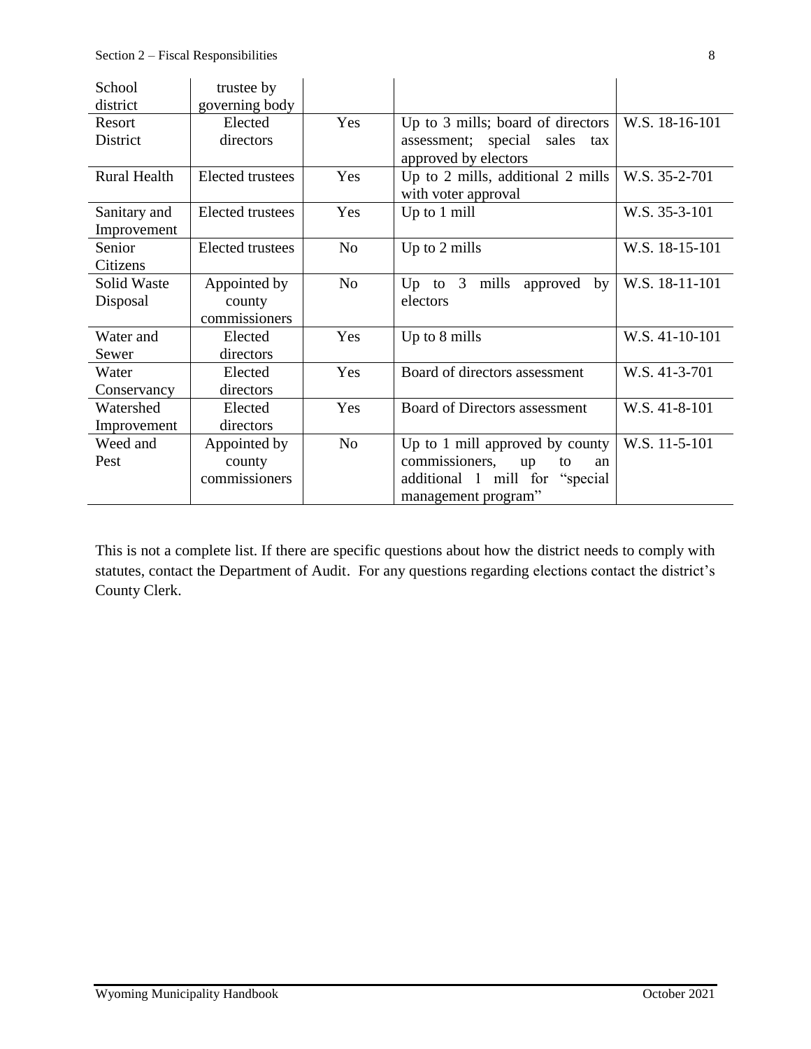| | | | | |
|---|---|---|---|---|
| School district | trustee by governing body | | | |
| Resort District | Elected directors | Yes | Up to 3 mills; board of directors assessment; special sales tax approved by electors | W.S. 18-16-101 |
| Rural Health | Elected trustees | Yes | Up to 2 mills, additional 2 mills with voter approval | W.S. 35-2-701 |
| Sanitary and Improvement | Elected trustees | Yes | Up to 1 mill | W.S. 35-3-101 |
| Senior Citizens | Elected trustees | No | Up to 2 mills | W.S. 18-15-101 |
| Solid Waste Disposal | Appointed by county commissioners | No | Up to 3 mills approved by electors | W.S. 18-11-101 |
| Water and Sewer | Elected directors | Yes | Up to 8 mills | W.S. 41-10-101 |
| Water Conservancy | Elected directors | Yes | Board of directors assessment | W.S. 41-3-701 |
| Watershed Improvement | Elected directors | Yes | Board of Directors assessment | W.S. 41-8-101 |
| Weed and Pest | Appointed by county commissioners | No | Up to 1 mill approved by county commissioners, up to an additional 1 mill for "special management program" | W.S. 11-5-101 |

This is not a complete list. If there are specific questions about how the district needs to comply with statutes, contact the Department of Audit. For any questions regarding elections contact the district's County Clerk.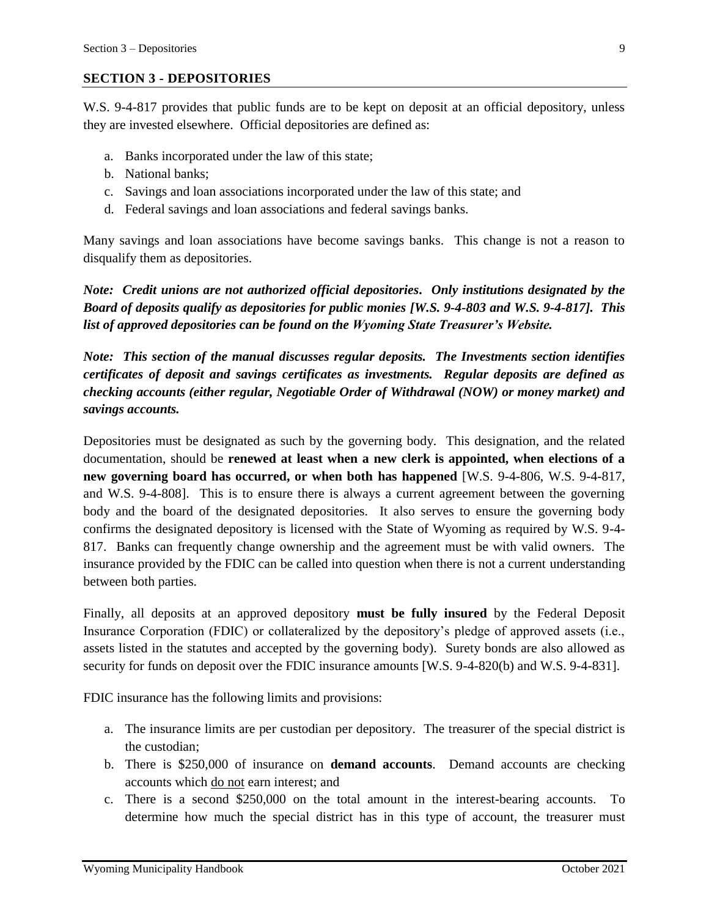## SECTION 3 - DEPOSITORIES

W.S. 9-4-817 provides that public funds are to be kept on deposit at an official depository, unless they are invested elsewhere. Official depositories are defined as:

a. Banks incorporated under the law of this state;
b. National banks;
c. Savings and loan associations incorporated under the law of this state; and
d. Federal savings and loan associations and federal savings banks.

Many savings and loan associations have become savings banks. This change is not a reason to disqualify them as depositories.

***Note: Credit unions are not authorized official depositories. Only institutions designated by the Board of deposits qualify as depositories for public monies [W.S. 9-4-803 and W.S. 9-4-817]. This list of approved depositories can be found on the Wyoming State Treasurer's Website.***

***Note: This section of the manual discusses regular deposits. The Investments section identifies certificates of deposit and savings certificates as investments. Regular deposits are defined as checking accounts (either regular, Negotiable Order of Withdrawal (NOW) or money market) and savings accounts.***

Depositories must be designated as such by the governing body. This designation, and the related documentation, should be **renewed at least when a new clerk is appointed, when elections of a new governing board has occurred, or when both has happened** [W.S. 9-4-806, W.S. 9-4-817, and W.S. 9-4-808]. This is to ensure there is always a current agreement between the governing body and the board of the designated depositories. It also serves to ensure the governing body confirms the designated depository is licensed with the State of Wyoming as required by W.S. 9-4-817. Banks can frequently change ownership and the agreement must be with valid owners. The insurance provided by the FDIC can be called into question when there is not a current understanding between both parties.

Finally, all deposits at an approved depository **must be fully insured** by the Federal Deposit Insurance Corporation (FDIC) or collateralized by the depository's pledge of approved assets (i.e., assets listed in the statutes and accepted by the governing body). Surety bonds are also allowed as security for funds on deposit over the FDIC insurance amounts [W.S. 9-4-820(b) and W.S. 9-4-831].

FDIC insurance has the following limits and provisions:

a. The insurance limits are per custodian per depository. The treasurer of the special district is the custodian;
b. There is $250,000 of insurance on **demand accounts**. Demand accounts are checking accounts which do not earn interest; and
c. There is a second $250,000 on the total amount in the interest-bearing accounts. To determine how much the special district has in this type of account, the treasurer must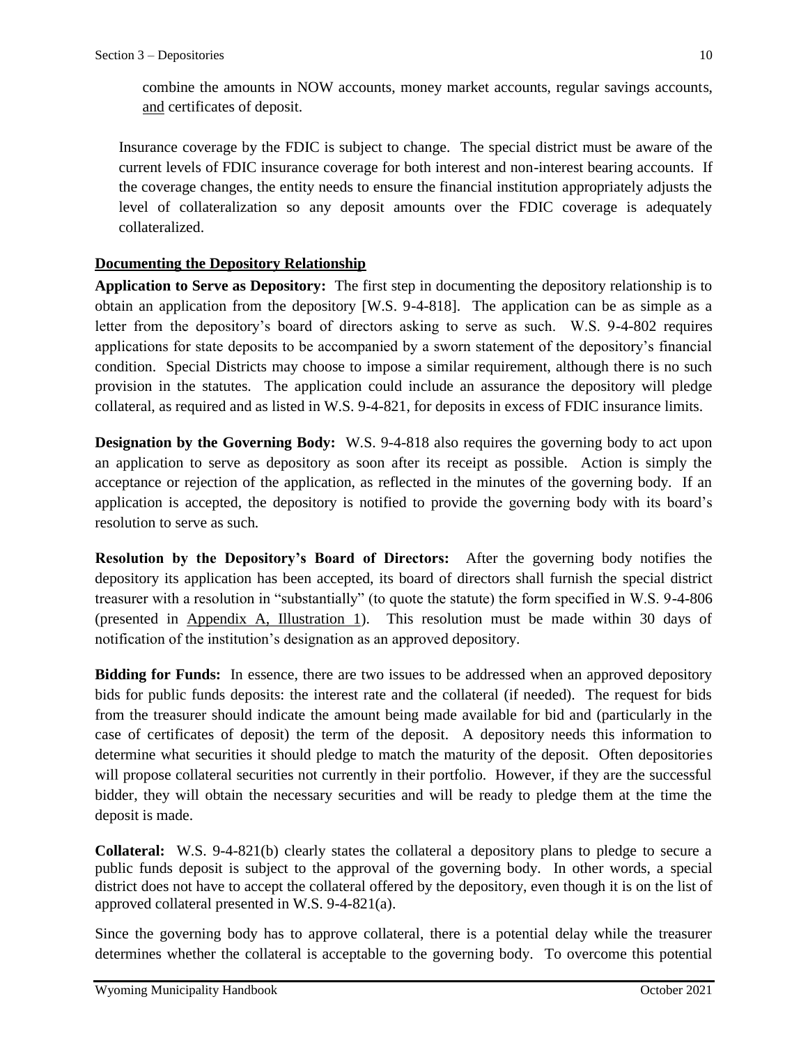combine the amounts in NOW accounts, money market accounts, regular savings accounts, <u>and</u> certificates of deposit.

Insurance coverage by the FDIC is subject to change. The special district must be aware of the current levels of FDIC insurance coverage for both interest and non-interest bearing accounts. If the coverage changes, the entity needs to ensure the financial institution appropriately adjusts the level of collateralization so any deposit amounts over the FDIC coverage is adequately collateralized.

## <u>Documenting the Depository Relationship</u>

**Application to Serve as Depository:** The first step in documenting the depository relationship is to obtain an application from the depository [W.S. 9-4-818]. The application can be as simple as a letter from the depository's board of directors asking to serve as such. W.S. 9-4-802 requires applications for state deposits to be accompanied by a sworn statement of the depository's financial condition. Special Districts may choose to impose a similar requirement, although there is no such provision in the statutes. The application could include an assurance the depository will pledge collateral, as required and as listed in W.S. 9-4-821, for deposits in excess of FDIC insurance limits.

**Designation by the Governing Body:** W.S. 9-4-818 also requires the governing body to act upon an application to serve as depository as soon after its receipt as possible. Action is simply the acceptance or rejection of the application, as reflected in the minutes of the governing body. If an application is accepted, the depository is notified to provide the governing body with its board's resolution to serve as such.

**Resolution by the Depository's Board of Directors:** After the governing body notifies the depository its application has been accepted, its board of directors shall furnish the special district treasurer with a resolution in "substantially" (to quote the statute) the form specified in W.S. 9-4-806 (presented in <u>Appendix A, Illustration 1</u>). This resolution must be made within 30 days of notification of the institution's designation as an approved depository.

**Bidding for Funds:** In essence, there are two issues to be addressed when an approved depository bids for public funds deposits: the interest rate and the collateral (if needed). The request for bids from the treasurer should indicate the amount being made available for bid and (particularly in the case of certificates of deposit) the term of the deposit. A depository needs this information to determine what securities it should pledge to match the maturity of the deposit. Often depositories will propose collateral securities not currently in their portfolio. However, if they are the successful bidder, they will obtain the necessary securities and will be ready to pledge them at the time the deposit is made.

**Collateral:** W.S. 9-4-821(b) clearly states the collateral a depository plans to pledge to secure a public funds deposit is subject to the approval of the governing body. In other words, a special district does not have to accept the collateral offered by the depository, even though it is on the list of approved collateral presented in W.S. 9-4-821(a).

Since the governing body has to approve collateral, there is a potential delay while the treasurer determines whether the collateral is acceptable to the governing body. To overcome this potential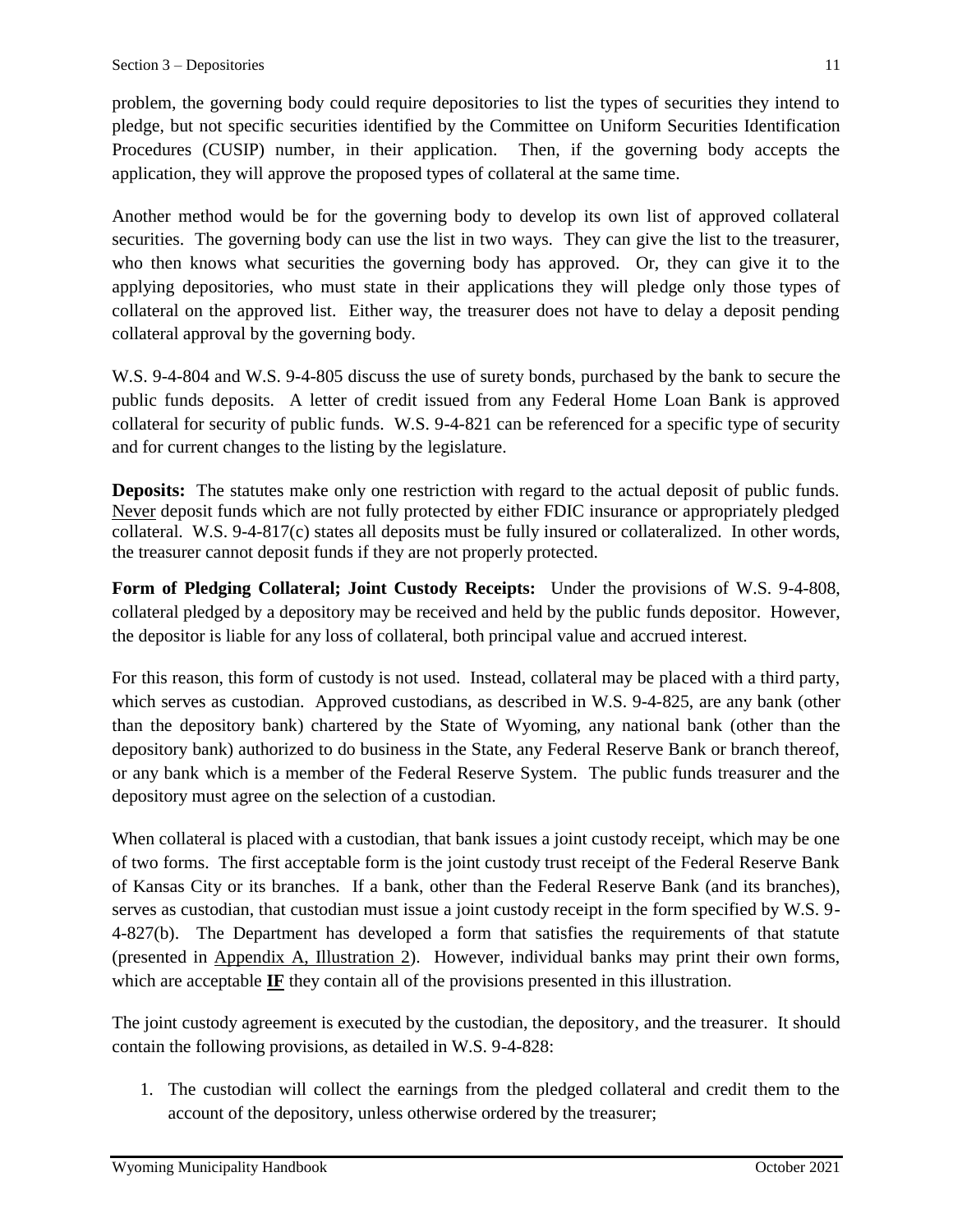problem, the governing body could require depositories to list the types of securities they intend to pledge, but not specific securities identified by the Committee on Uniform Securities Identification Procedures (CUSIP) number, in their application. Then, if the governing body accepts the application, they will approve the proposed types of collateral at the same time.

Another method would be for the governing body to develop its own list of approved collateral securities. The governing body can use the list in two ways. They can give the list to the treasurer, who then knows what securities the governing body has approved. Or, they can give it to the applying depositories, who must state in their applications they will pledge only those types of collateral on the approved list. Either way, the treasurer does not have to delay a deposit pending collateral approval by the governing body.

W.S. 9-4-804 and W.S. 9-4-805 discuss the use of surety bonds, purchased by the bank to secure the public funds deposits. A letter of credit issued from any Federal Home Loan Bank is approved collateral for security of public funds. W.S. 9-4-821 can be referenced for a specific type of security and for current changes to the listing by the legislature.

**Deposits:** The statutes make only one restriction with regard to the actual deposit of public funds. Never deposit funds which are not fully protected by either FDIC insurance or appropriately pledged collateral. W.S. 9-4-817(c) states all deposits must be fully insured or collateralized. In other words, the treasurer cannot deposit funds if they are not properly protected.

**Form of Pledging Collateral; Joint Custody Receipts:** Under the provisions of W.S. 9-4-808, collateral pledged by a depository may be received and held by the public funds depositor. However, the depositor is liable for any loss of collateral, both principal value and accrued interest.

For this reason, this form of custody is not used. Instead, collateral may be placed with a third party, which serves as custodian. Approved custodians, as described in W.S. 9-4-825, are any bank (other than the depository bank) chartered by the State of Wyoming, any national bank (other than the depository bank) authorized to do business in the State, any Federal Reserve Bank or branch thereof, or any bank which is a member of the Federal Reserve System. The public funds treasurer and the depository must agree on the selection of a custodian.

When collateral is placed with a custodian, that bank issues a joint custody receipt, which may be one of two forms. The first acceptable form is the joint custody trust receipt of the Federal Reserve Bank of Kansas City or its branches. If a bank, other than the Federal Reserve Bank (and its branches), serves as custodian, that custodian must issue a joint custody receipt in the form specified by W.S. 9-4-827(b). The Department has developed a form that satisfies the requirements of that statute (presented in Appendix A, Illustration 2). However, individual banks may print their own forms, which are acceptable **IF** they contain all of the provisions presented in this illustration.

The joint custody agreement is executed by the custodian, the depository, and the treasurer. It should contain the following provisions, as detailed in W.S. 9-4-828:

1. The custodian will collect the earnings from the pledged collateral and credit them to the account of the depository, unless otherwise ordered by the treasurer;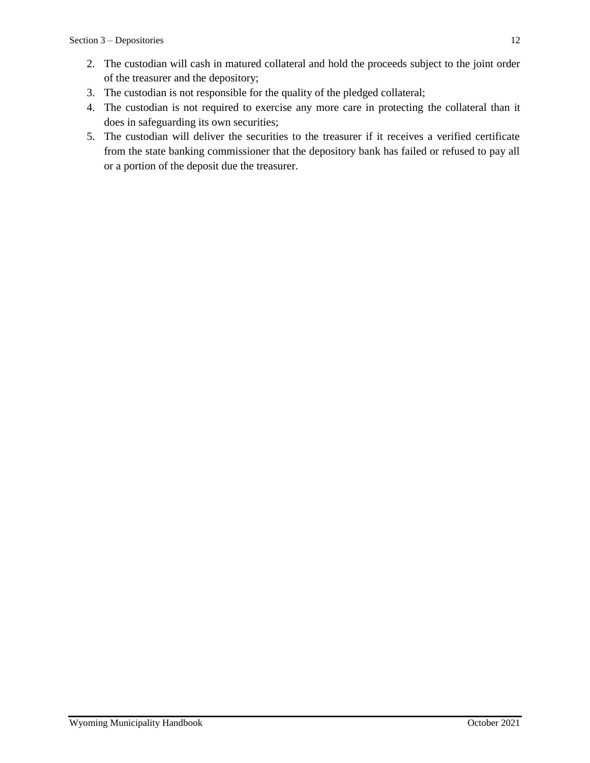2. The custodian will cash in matured collateral and hold the proceeds subject to the joint order of the treasurer and the depository;
3. The custodian is not responsible for the quality of the pledged collateral;
4. The custodian is not required to exercise any more care in protecting the collateral than it does in safeguarding its own securities;
5. The custodian will deliver the securities to the treasurer if it receives a verified certificate from the state banking commissioner that the depository bank has failed or refused to pay all or a portion of the deposit due the treasurer.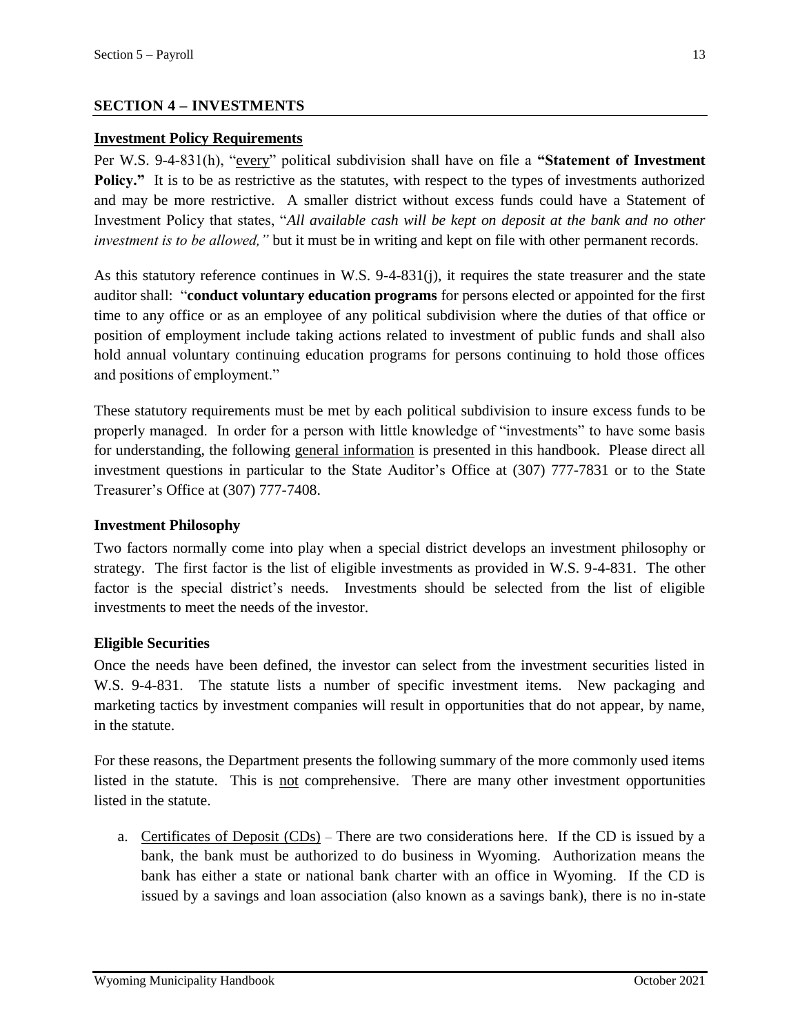## SECTION 4 – INVESTMENTS

### Investment Policy Requirements

Per W.S. 9-4-831(h), "every" political subdivision shall have on file a **"Statement of Investment Policy."** It is to be as restrictive as the statutes, with respect to the types of investments authorized and may be more restrictive. A smaller district without excess funds could have a Statement of Investment Policy that states, "*All available cash will be kept on deposit at the bank and no other investment is to be allowed,"* but it must be in writing and kept on file with other permanent records.

As this statutory reference continues in W.S. 9-4-831(j), it requires the state treasurer and the state auditor shall: "**conduct voluntary education programs** for persons elected or appointed for the first time to any office or as an employee of any political subdivision where the duties of that office or position of employment include taking actions related to investment of public funds and shall also hold annual voluntary continuing education programs for persons continuing to hold those offices and positions of employment."

These statutory requirements must be met by each political subdivision to insure excess funds to be properly managed. In order for a person with little knowledge of "investments" to have some basis for understanding, the following general information is presented in this handbook. Please direct all investment questions in particular to the State Auditor's Office at (307) 777-7831 or to the State Treasurer's Office at (307) 777-7408.

### Investment Philosophy

Two factors normally come into play when a special district develops an investment philosophy or strategy. The first factor is the list of eligible investments as provided in W.S. 9-4-831. The other factor is the special district's needs. Investments should be selected from the list of eligible investments to meet the needs of the investor.

### Eligible Securities

Once the needs have been defined, the investor can select from the investment securities listed in W.S. 9-4-831. The statute lists a number of specific investment items. New packaging and marketing tactics by investment companies will result in opportunities that do not appear, by name, in the statute.

For these reasons, the Department presents the following summary of the more commonly used items listed in the statute. This is not comprehensive. There are many other investment opportunities listed in the statute.

a. Certificates of Deposit (CDs) – There are two considerations here. If the CD is issued by a bank, the bank must be authorized to do business in Wyoming. Authorization means the bank has either a state or national bank charter with an office in Wyoming. If the CD is issued by a savings and loan association (also known as a savings bank), there is no in-state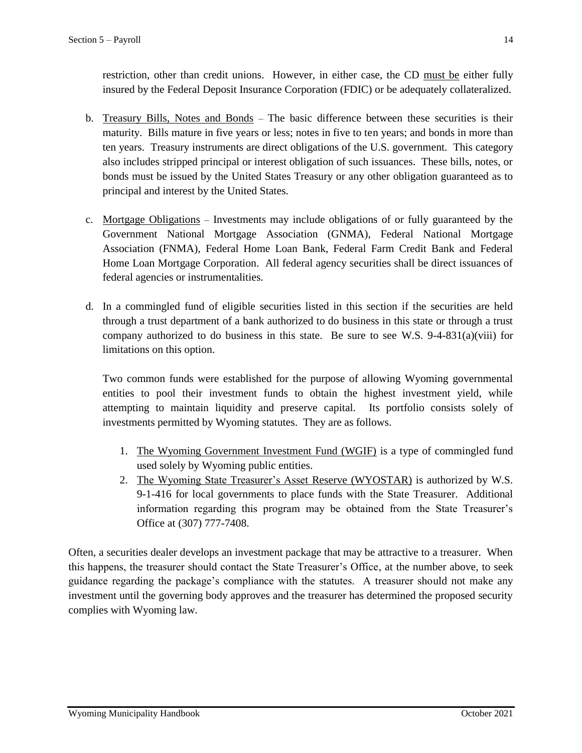restriction, other than credit unions. However, in either case, the CD must be either fully insured by the Federal Deposit Insurance Corporation (FDIC) or be adequately collateralized.

b. Treasury Bills, Notes and Bonds – The basic difference between these securities is their maturity. Bills mature in five years or less; notes in five to ten years; and bonds in more than ten years. Treasury instruments are direct obligations of the U.S. government. This category also includes stripped principal or interest obligation of such issuances. These bills, notes, or bonds must be issued by the United States Treasury or any other obligation guaranteed as to principal and interest by the United States.

c. Mortgage Obligations – Investments may include obligations of or fully guaranteed by the Government National Mortgage Association (GNMA), Federal National Mortgage Association (FNMA), Federal Home Loan Bank, Federal Farm Credit Bank and Federal Home Loan Mortgage Corporation. All federal agency securities shall be direct issuances of federal agencies or instrumentalities.

d. In a commingled fund of eligible securities listed in this section if the securities are held through a trust department of a bank authorized to do business in this state or through a trust company authorized to do business in this state. Be sure to see W.S. 9-4-831(a)(viii) for limitations on this option.

   Two common funds were established for the purpose of allowing Wyoming governmental entities to pool their investment funds to obtain the highest investment yield, while attempting to maintain liquidity and preserve capital. Its portfolio consists solely of investments permitted by Wyoming statutes. They are as follows.

   1. The Wyoming Government Investment Fund (WGIF) is a type of commingled fund used solely by Wyoming public entities.
   2. The Wyoming State Treasurer's Asset Reserve (WYOSTAR) is authorized by W.S. 9-1-416 for local governments to place funds with the State Treasurer. Additional information regarding this program may be obtained from the State Treasurer's Office at (307) 777-7408.

Often, a securities dealer develops an investment package that may be attractive to a treasurer. When this happens, the treasurer should contact the State Treasurer's Office, at the number above, to seek guidance regarding the package's compliance with the statutes. A treasurer should not make any investment until the governing body approves and the treasurer has determined the proposed security complies with Wyoming law.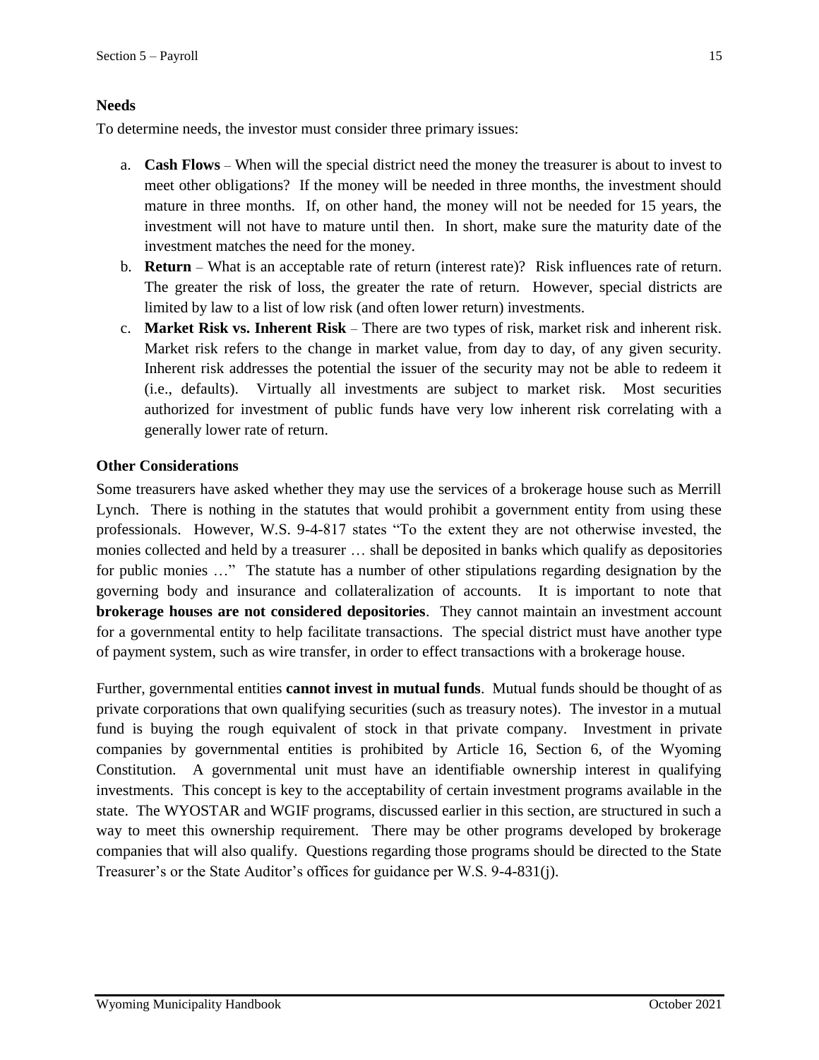**Needs**

To determine needs, the investor must consider three primary issues:

a. **Cash Flows** – When will the special district need the money the treasurer is about to invest to meet other obligations? If the money will be needed in three months, the investment should mature in three months. If, on other hand, the money will not be needed for 15 years, the investment will not have to mature until then. In short, make sure the maturity date of the investment matches the need for the money.
b. **Return** – What is an acceptable rate of return (interest rate)? Risk influences rate of return. The greater the risk of loss, the greater the rate of return. However, special districts are limited by law to a list of low risk (and often lower return) investments.
c. **Market Risk vs. Inherent Risk** – There are two types of risk, market risk and inherent risk. Market risk refers to the change in market value, from day to day, of any given security. Inherent risk addresses the potential the issuer of the security may not be able to redeem it (i.e., defaults). Virtually all investments are subject to market risk. Most securities authorized for investment of public funds have very low inherent risk correlating with a generally lower rate of return.

**Other Considerations**

Some treasurers have asked whether they may use the services of a brokerage house such as Merrill Lynch. There is nothing in the statutes that would prohibit a government entity from using these professionals. However, W.S. 9-4-817 states "To the extent they are not otherwise invested, the monies collected and held by a treasurer … shall be deposited in banks which qualify as depositories for public monies …" The statute has a number of other stipulations regarding designation by the governing body and insurance and collateralization of accounts. It is important to note that **brokerage houses are not considered depositories**. They cannot maintain an investment account for a governmental entity to help facilitate transactions. The special district must have another type of payment system, such as wire transfer, in order to effect transactions with a brokerage house.

Further, governmental entities **cannot invest in mutual funds**. Mutual funds should be thought of as private corporations that own qualifying securities (such as treasury notes). The investor in a mutual fund is buying the rough equivalent of stock in that private company. Investment in private companies by governmental entities is prohibited by Article 16, Section 6, of the Wyoming Constitution. A governmental unit must have an identifiable ownership interest in qualifying investments. This concept is key to the acceptability of certain investment programs available in the state. The WYOSTAR and WGIF programs, discussed earlier in this section, are structured in such a way to meet this ownership requirement. There may be other programs developed by brokerage companies that will also qualify. Questions regarding those programs should be directed to the State Treasurer's or the State Auditor's offices for guidance per W.S. 9-4-831(j).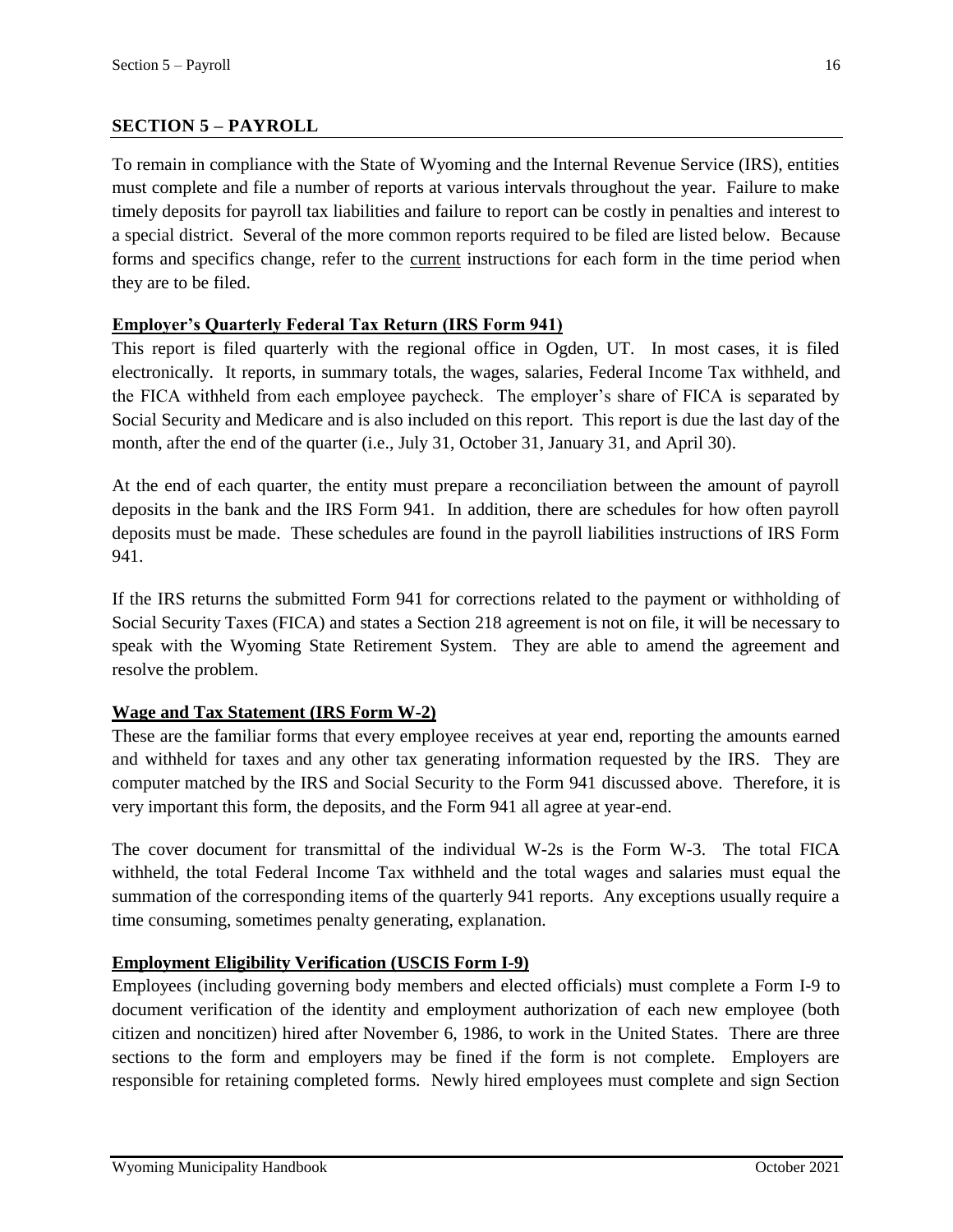## SECTION 5 – PAYROLL

To remain in compliance with the State of Wyoming and the Internal Revenue Service (IRS), entities must complete and file a number of reports at various intervals throughout the year. Failure to make timely deposits for payroll tax liabilities and failure to report can be costly in penalties and interest to a special district. Several of the more common reports required to be filed are listed below. Because forms and specifics change, refer to the current instructions for each form in the time period when they are to be filed.

### Employer's Quarterly Federal Tax Return (IRS Form 941)

This report is filed quarterly with the regional office in Ogden, UT. In most cases, it is filed electronically. It reports, in summary totals, the wages, salaries, Federal Income Tax withheld, and the FICA withheld from each employee paycheck. The employer's share of FICA is separated by Social Security and Medicare and is also included on this report. This report is due the last day of the month, after the end of the quarter (i.e., July 31, October 31, January 31, and April 30).

At the end of each quarter, the entity must prepare a reconciliation between the amount of payroll deposits in the bank and the IRS Form 941. In addition, there are schedules for how often payroll deposits must be made. These schedules are found in the payroll liabilities instructions of IRS Form 941.

If the IRS returns the submitted Form 941 for corrections related to the payment or withholding of Social Security Taxes (FICA) and states a Section 218 agreement is not on file, it will be necessary to speak with the Wyoming State Retirement System. They are able to amend the agreement and resolve the problem.

### Wage and Tax Statement (IRS Form W-2)

These are the familiar forms that every employee receives at year end, reporting the amounts earned and withheld for taxes and any other tax generating information requested by the IRS. They are computer matched by the IRS and Social Security to the Form 941 discussed above. Therefore, it is very important this form, the deposits, and the Form 941 all agree at year-end.

The cover document for transmittal of the individual W-2s is the Form W-3. The total FICA withheld, the total Federal Income Tax withheld and the total wages and salaries must equal the summation of the corresponding items of the quarterly 941 reports. Any exceptions usually require a time consuming, sometimes penalty generating, explanation.

### Employment Eligibility Verification (USCIS Form I-9)

Employees (including governing body members and elected officials) must complete a Form I-9 to document verification of the identity and employment authorization of each new employee (both citizen and noncitizen) hired after November 6, 1986, to work in the United States. There are three sections to the form and employers may be fined if the form is not complete. Employers are responsible for retaining completed forms. Newly hired employees must complete and sign Section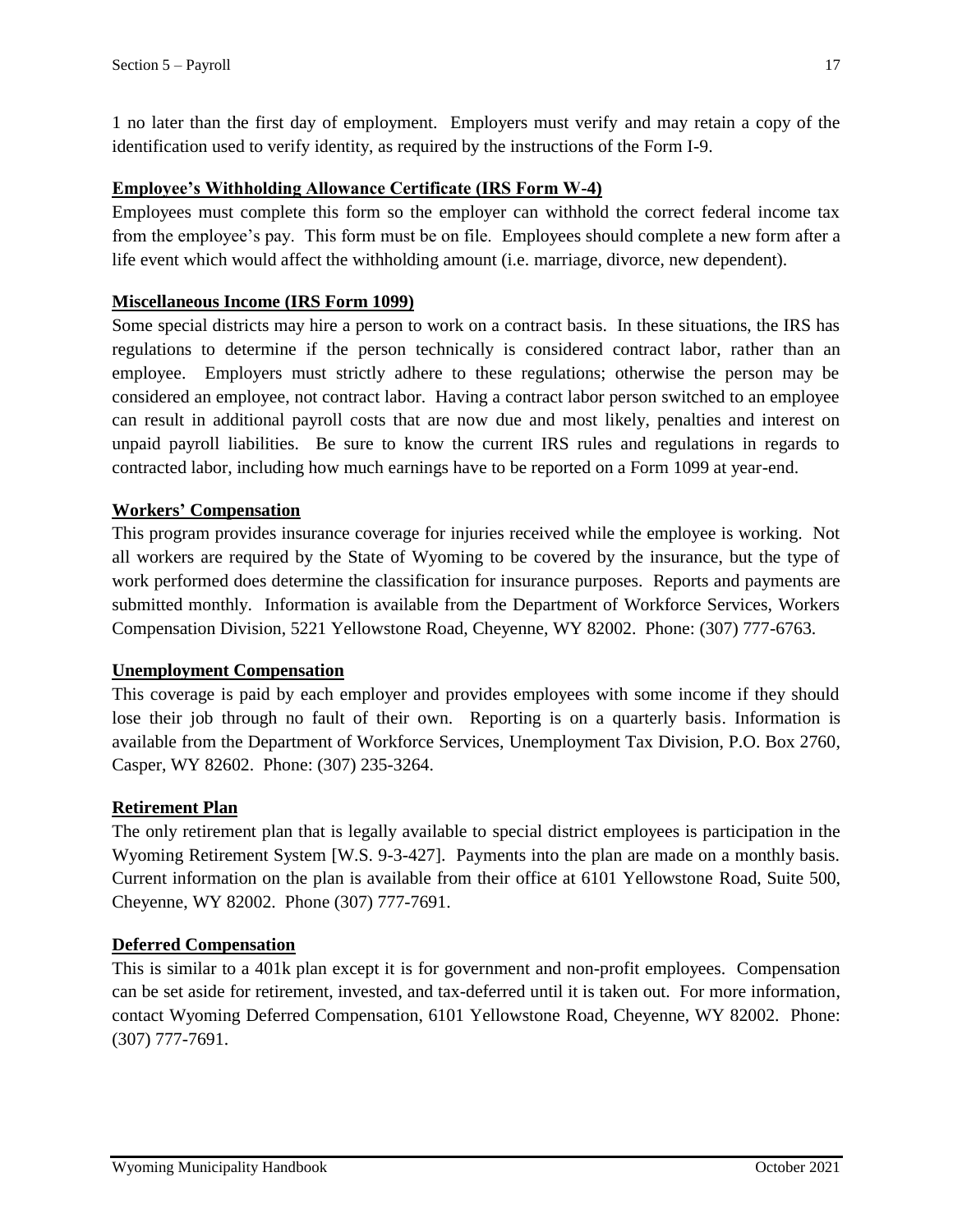1 no later than the first day of employment. Employers must verify and may retain a copy of the identification used to verify identity, as required by the instructions of the Form I-9.

## Employee's Withholding Allowance Certificate (IRS Form W-4)

Employees must complete this form so the employer can withhold the correct federal income tax from the employee's pay. This form must be on file. Employees should complete a new form after a life event which would affect the withholding amount (i.e. marriage, divorce, new dependent).

## Miscellaneous Income (IRS Form 1099)

Some special districts may hire a person to work on a contract basis. In these situations, the IRS has regulations to determine if the person technically is considered contract labor, rather than an employee. Employers must strictly adhere to these regulations; otherwise the person may be considered an employee, not contract labor. Having a contract labor person switched to an employee can result in additional payroll costs that are now due and most likely, penalties and interest on unpaid payroll liabilities. Be sure to know the current IRS rules and regulations in regards to contracted labor, including how much earnings have to be reported on a Form 1099 at year-end.

## Workers' Compensation

This program provides insurance coverage for injuries received while the employee is working. Not all workers are required by the State of Wyoming to be covered by the insurance, but the type of work performed does determine the classification for insurance purposes. Reports and payments are submitted monthly. Information is available from the Department of Workforce Services, Workers Compensation Division, 5221 Yellowstone Road, Cheyenne, WY 82002. Phone: (307) 777-6763.

## Unemployment Compensation

This coverage is paid by each employer and provides employees with some income if they should lose their job through no fault of their own. Reporting is on a quarterly basis. Information is available from the Department of Workforce Services, Unemployment Tax Division, P.O. Box 2760, Casper, WY 82602. Phone: (307) 235-3264.

## Retirement Plan

The only retirement plan that is legally available to special district employees is participation in the Wyoming Retirement System [W.S. 9-3-427]. Payments into the plan are made on a monthly basis. Current information on the plan is available from their office at 6101 Yellowstone Road, Suite 500, Cheyenne, WY 82002. Phone (307) 777-7691.

## Deferred Compensation

This is similar to a 401k plan except it is for government and non-profit employees. Compensation can be set aside for retirement, invested, and tax-deferred until it is taken out. For more information, contact Wyoming Deferred Compensation, 6101 Yellowstone Road, Cheyenne, WY 82002. Phone: (307) 777-7691.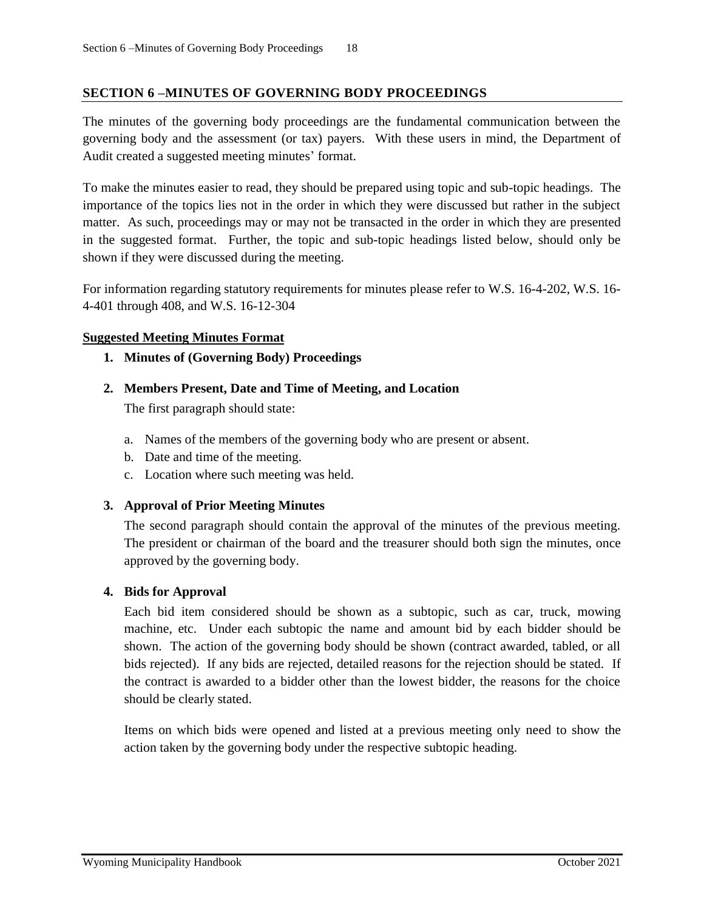## SECTION 6 –MINUTES OF GOVERNING BODY PROCEEDINGS

The minutes of the governing body proceedings are the fundamental communication between the governing body and the assessment (or tax) payers. With these users in mind, the Department of Audit created a suggested meeting minutes' format.

To make the minutes easier to read, they should be prepared using topic and sub-topic headings. The importance of the topics lies not in the order in which they were discussed but rather in the subject matter. As such, proceedings may or may not be transacted in the order in which they are presented in the suggested format. Further, the topic and sub-topic headings listed below, should only be shown if they were discussed during the meeting.

For information regarding statutory requirements for minutes please refer to W.S. 16-4-202, W.S. 16-4-401 through 408, and W.S. 16-12-304

**Suggested Meeting Minutes Format**

1. **Minutes of (Governing Body) Proceedings**

2. **Members Present, Date and Time of Meeting, and Location**

   The first paragraph should state:

   a. Names of the members of the governing body who are present or absent.
   b. Date and time of the meeting.
   c. Location where such meeting was held.

3. **Approval of Prior Meeting Minutes**

   The second paragraph should contain the approval of the minutes of the previous meeting. The president or chairman of the board and the treasurer should both sign the minutes, once approved by the governing body.

4. **Bids for Approval**

   Each bid item considered should be shown as a subtopic, such as car, truck, mowing machine, etc. Under each subtopic the name and amount bid by each bidder should be shown. The action of the governing body should be shown (contract awarded, tabled, or all bids rejected). If any bids are rejected, detailed reasons for the rejection should be stated. If the contract is awarded to a bidder other than the lowest bidder, the reasons for the choice should be clearly stated.

   Items on which bids were opened and listed at a previous meeting only need to show the action taken by the governing body under the respective subtopic heading.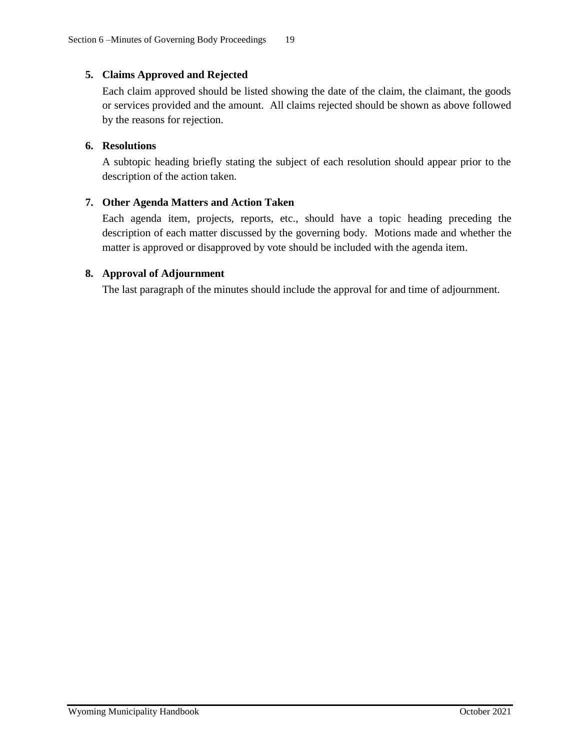**5. Claims Approved and Rejected**

Each claim approved should be listed showing the date of the claim, the claimant, the goods or services provided and the amount. All claims rejected should be shown as above followed by the reasons for rejection.

**6. Resolutions**

A subtopic heading briefly stating the subject of each resolution should appear prior to the description of the action taken.

**7. Other Agenda Matters and Action Taken**

Each agenda item, projects, reports, etc., should have a topic heading preceding the description of each matter discussed by the governing body. Motions made and whether the matter is approved or disapproved by vote should be included with the agenda item.

**8. Approval of Adjournment**

The last paragraph of the minutes should include the approval for and time of adjournment.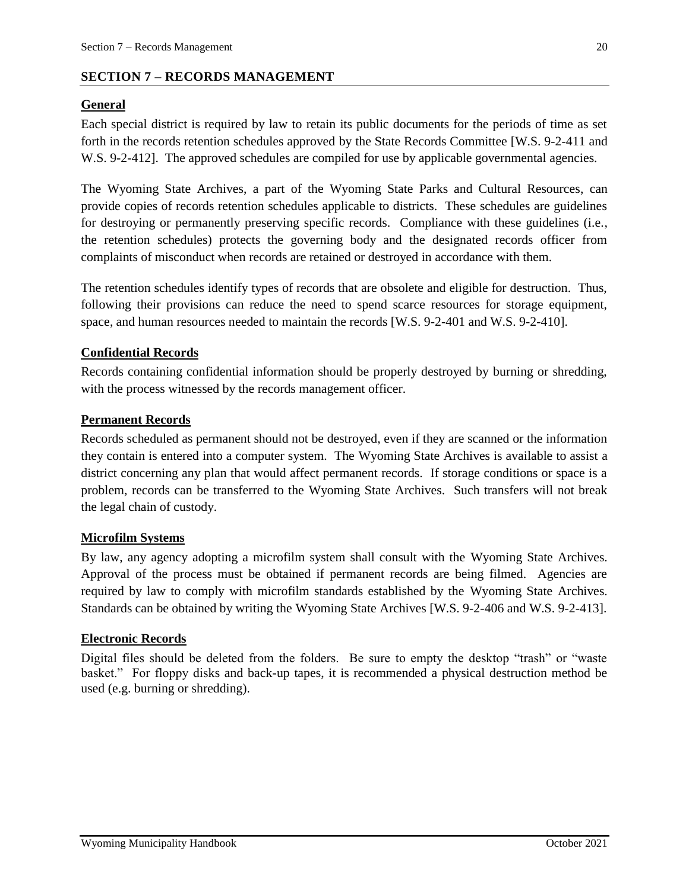# SECTION 7 – RECORDS MANAGEMENT

## General

Each special district is required by law to retain its public documents for the periods of time as set forth in the records retention schedules approved by the State Records Committee [W.S. 9-2-411 and W.S. 9-2-412]. The approved schedules are compiled for use by applicable governmental agencies.

The Wyoming State Archives, a part of the Wyoming State Parks and Cultural Resources, can provide copies of records retention schedules applicable to districts. These schedules are guidelines for destroying or permanently preserving specific records. Compliance with these guidelines (i.e., the retention schedules) protects the governing body and the designated records officer from complaints of misconduct when records are retained or destroyed in accordance with them.

The retention schedules identify types of records that are obsolete and eligible for destruction. Thus, following their provisions can reduce the need to spend scarce resources for storage equipment, space, and human resources needed to maintain the records [W.S. 9-2-401 and W.S. 9-2-410].

## Confidential Records

Records containing confidential information should be properly destroyed by burning or shredding, with the process witnessed by the records management officer.

## Permanent Records

Records scheduled as permanent should not be destroyed, even if they are scanned or the information they contain is entered into a computer system. The Wyoming State Archives is available to assist a district concerning any plan that would affect permanent records. If storage conditions or space is a problem, records can be transferred to the Wyoming State Archives. Such transfers will not break the legal chain of custody.

## Microfilm Systems

By law, any agency adopting a microfilm system shall consult with the Wyoming State Archives. Approval of the process must be obtained if permanent records are being filmed. Agencies are required by law to comply with microfilm standards established by the Wyoming State Archives. Standards can be obtained by writing the Wyoming State Archives [W.S. 9-2-406 and W.S. 9-2-413].

## Electronic Records

Digital files should be deleted from the folders. Be sure to empty the desktop "trash" or "waste basket." For floppy disks and back-up tapes, it is recommended a physical destruction method be used (e.g. burning or shredding).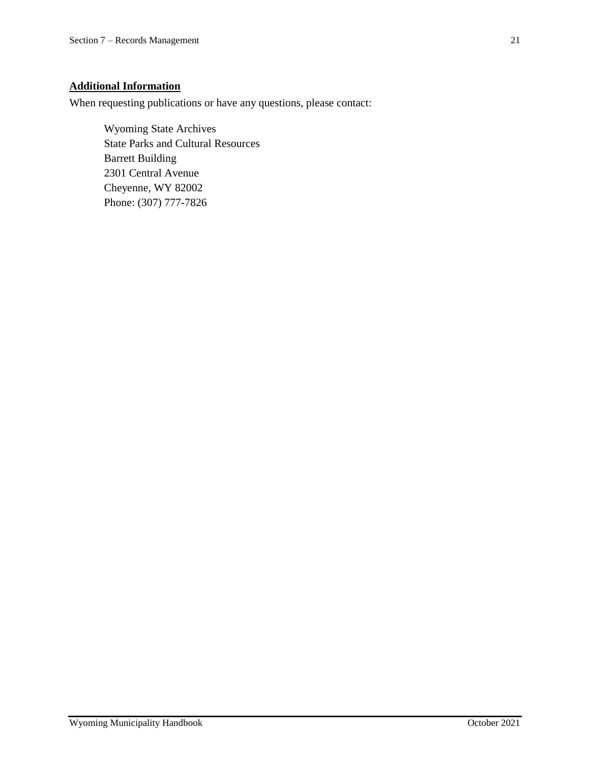**Additional Information**

When requesting publications or have any questions, please contact:

Wyoming State Archives
State Parks and Cultural Resources
Barrett Building
2301 Central Avenue
Cheyenne, WY 82002
Phone: (307) 777-7826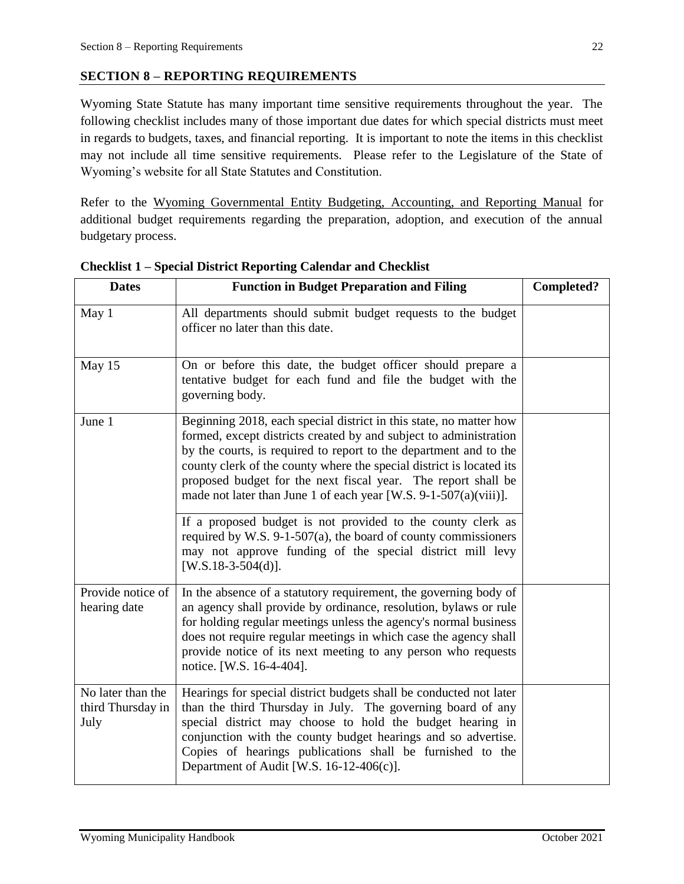## SECTION 8 – REPORTING REQUIREMENTS

Wyoming State Statute has many important time sensitive requirements throughout the year. The following checklist includes many of those important due dates for which special districts must meet in regards to budgets, taxes, and financial reporting. It is important to note the items in this checklist may not include all time sensitive requirements. Please refer to the Legislature of the State of Wyoming's website for all State Statutes and Constitution.

Refer to the Wyoming Governmental Entity Budgeting, Accounting, and Reporting Manual for additional budget requirements regarding the preparation, adoption, and execution of the annual budgetary process.

**Checklist 1 – Special District Reporting Calendar and Checklist**

| Dates | Function in Budget Preparation and Filing | Completed? |
|---|---|---|
| May 1 | All departments should submit budget requests to the budget officer no later than this date. | |
| May 15 | On or before this date, the budget officer should prepare a tentative budget for each fund and file the budget with the governing body. | |
| June 1 | Beginning 2018, each special district in this state, no matter how formed, except districts created by and subject to administration by the courts, is required to report to the department and to the county clerk of the county where the special district is located its proposed budget for the next fiscal year. The report shall be made not later than June 1 of each year [W.S. 9-1-507(a)(viii)].<br><br>If a proposed budget is not provided to the county clerk as required by W.S. 9-1-507(a), the board of county commissioners may not approve funding of the special district mill levy [W.S.18-3-504(d)]. | |
| Provide notice of hearing date | In the absence of a statutory requirement, the governing body of an agency shall provide by ordinance, resolution, bylaws or rule for holding regular meetings unless the agency's normal business does not require regular meetings in which case the agency shall provide notice of its next meeting to any person who requests notice. [W.S. 16-4-404]. | |
| No later than the third Thursday in July | Hearings for special district budgets shall be conducted not later than the third Thursday in July. The governing board of any special district may choose to hold the budget hearing in conjunction with the county budget hearings and so advertise. Copies of hearings publications shall be furnished to the Department of Audit [W.S. 16-12-406(c)]. | |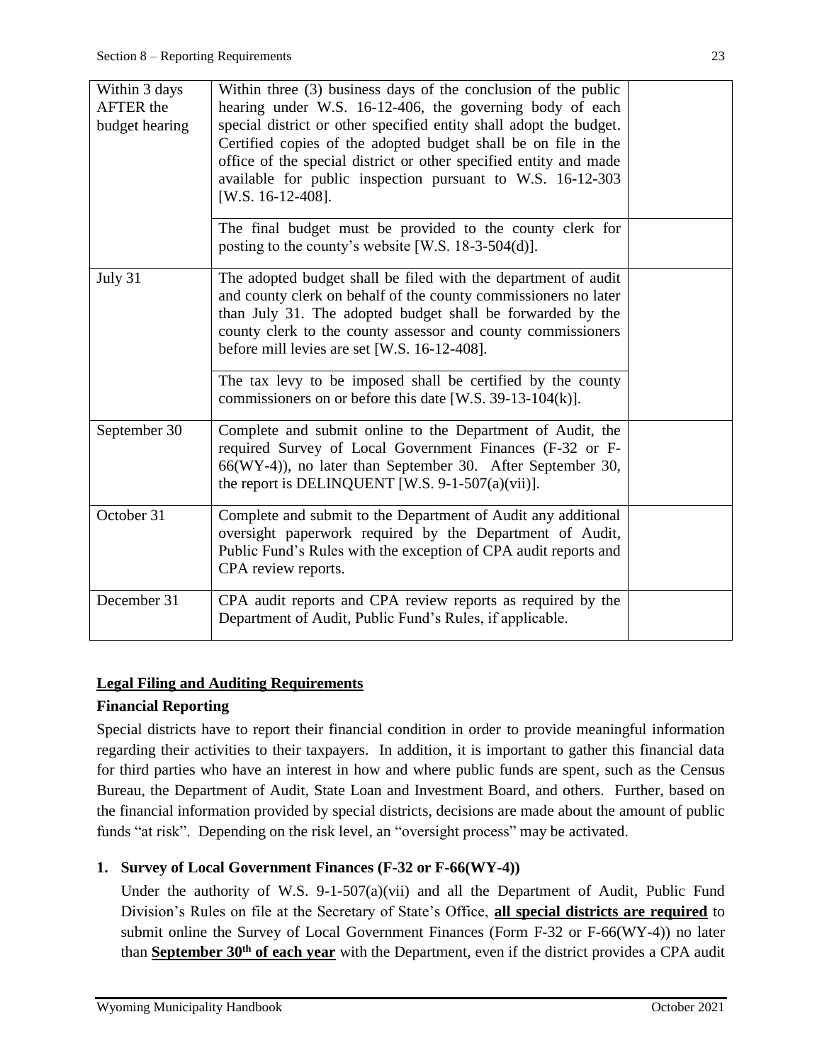| | | |
|---|---|---|
| Within 3 days AFTER the budget hearing | Within three (3) business days of the conclusion of the public hearing under W.S. 16-12-406, the governing body of each special district or other specified entity shall adopt the budget. Certified copies of the adopted budget shall be on file in the office of the special district or other specified entity and made available for public inspection pursuant to W.S. 16-12-303 [W.S. 16-12-408]. | |
| | The final budget must be provided to the county clerk for posting to the county's website [W.S. 18-3-504(d)]. | |
| July 31 | The adopted budget shall be filed with the department of audit and county clerk on behalf of the county commissioners no later than July 31. The adopted budget shall be forwarded by the county clerk to the county assessor and county commissioners before mill levies are set [W.S. 16-12-408]. | |
| | The tax levy to be imposed shall be certified by the county commissioners on or before this date [W.S. 39-13-104(k)]. | |
| September 30 | Complete and submit online to the Department of Audit, the required Survey of Local Government Finances (F-32 or F-66(WY-4)), no later than September 30. After September 30, the report is DELINQUENT [W.S. 9-1-507(a)(vii)]. | |
| October 31 | Complete and submit to the Department of Audit any additional oversight paperwork required by the Department of Audit, Public Fund's Rules with the exception of CPA audit reports and CPA review reports. | |
| December 31 | CPA audit reports and CPA review reports as required by the Department of Audit, Public Fund's Rules, if applicable. | |

## Legal Filing and Auditing Requirements

### Financial Reporting

Special districts have to report their financial condition in order to provide meaningful information regarding their activities to their taxpayers. In addition, it is important to gather this financial data for third parties who have an interest in how and where public funds are spent, such as the Census Bureau, the Department of Audit, State Loan and Investment Board, and others. Further, based on the financial information provided by special districts, decisions are made about the amount of public funds "at risk". Depending on the risk level, an "oversight process" may be activated.

**1. Survey of Local Government Finances (F-32 or F-66(WY-4))**

Under the authority of W.S. 9-1-507(a)(vii) and all the Department of Audit, Public Fund Division's Rules on file at the Secretary of State's Office, **all special districts are required** to submit online the Survey of Local Government Finances (Form F-32 or F-66(WY-4)) no later than **September 30th of each year** with the Department, even if the district provides a CPA audit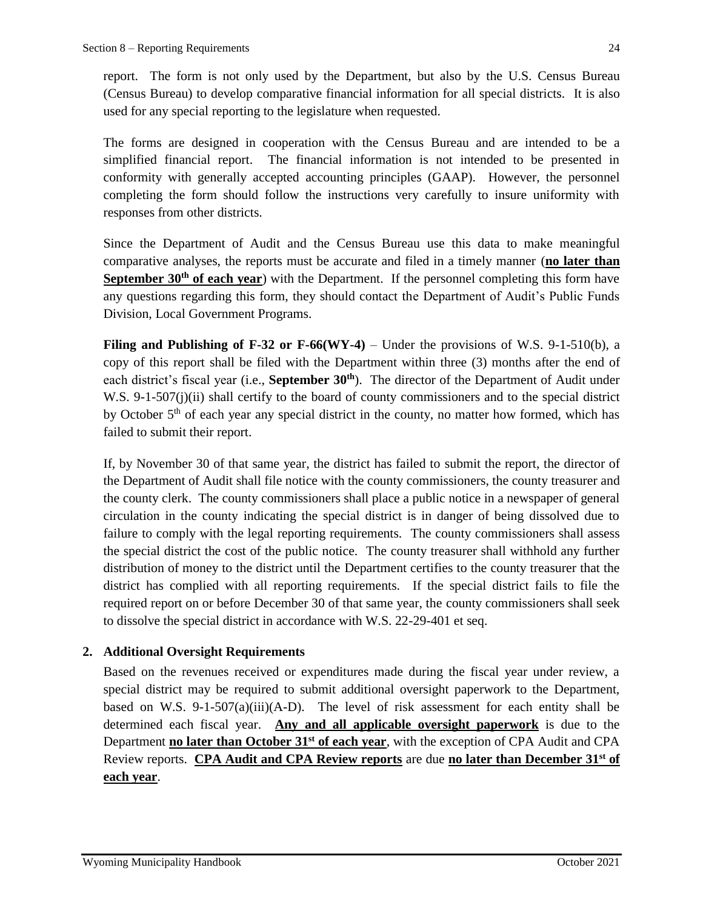report. The form is not only used by the Department, but also by the U.S. Census Bureau (Census Bureau) to develop comparative financial information for all special districts. It is also used for any special reporting to the legislature when requested.

The forms are designed in cooperation with the Census Bureau and are intended to be a simplified financial report. The financial information is not intended to be presented in conformity with generally accepted accounting principles (GAAP). However, the personnel completing the form should follow the instructions very carefully to insure uniformity with responses from other districts.

Since the Department of Audit and the Census Bureau use this data to make meaningful comparative analyses, the reports must be accurate and filed in a timely manner (**no later than September 30th of each year**) with the Department. If the personnel completing this form have any questions regarding this form, they should contact the Department of Audit's Public Funds Division, Local Government Programs.

**Filing and Publishing of F-32 or F-66(WY-4)** – Under the provisions of W.S. 9-1-510(b), a copy of this report shall be filed with the Department within three (3) months after the end of each district's fiscal year (i.e., **September 30th**). The director of the Department of Audit under W.S. 9-1-507(j)(ii) shall certify to the board of county commissioners and to the special district by October 5th of each year any special district in the county, no matter how formed, which has failed to submit their report.

If, by November 30 of that same year, the district has failed to submit the report, the director of the Department of Audit shall file notice with the county commissioners, the county treasurer and the county clerk. The county commissioners shall place a public notice in a newspaper of general circulation in the county indicating the special district is in danger of being dissolved due to failure to comply with the legal reporting requirements. The county commissioners shall assess the special district the cost of the public notice. The county treasurer shall withhold any further distribution of money to the district until the Department certifies to the county treasurer that the district has complied with all reporting requirements. If the special district fails to file the required report on or before December 30 of that same year, the county commissioners shall seek to dissolve the special district in accordance with W.S. 22-29-401 et seq.

**2. Additional Oversight Requirements**

Based on the revenues received or expenditures made during the fiscal year under review, a special district may be required to submit additional oversight paperwork to the Department, based on W.S. 9-1-507(a)(iii)(A-D). The level of risk assessment for each entity shall be determined each fiscal year. **Any and all applicable oversight paperwork** is due to the Department **no later than October 31st of each year**, with the exception of CPA Audit and CPA Review reports. **CPA Audit and CPA Review reports** are due **no later than December 31st of each year**.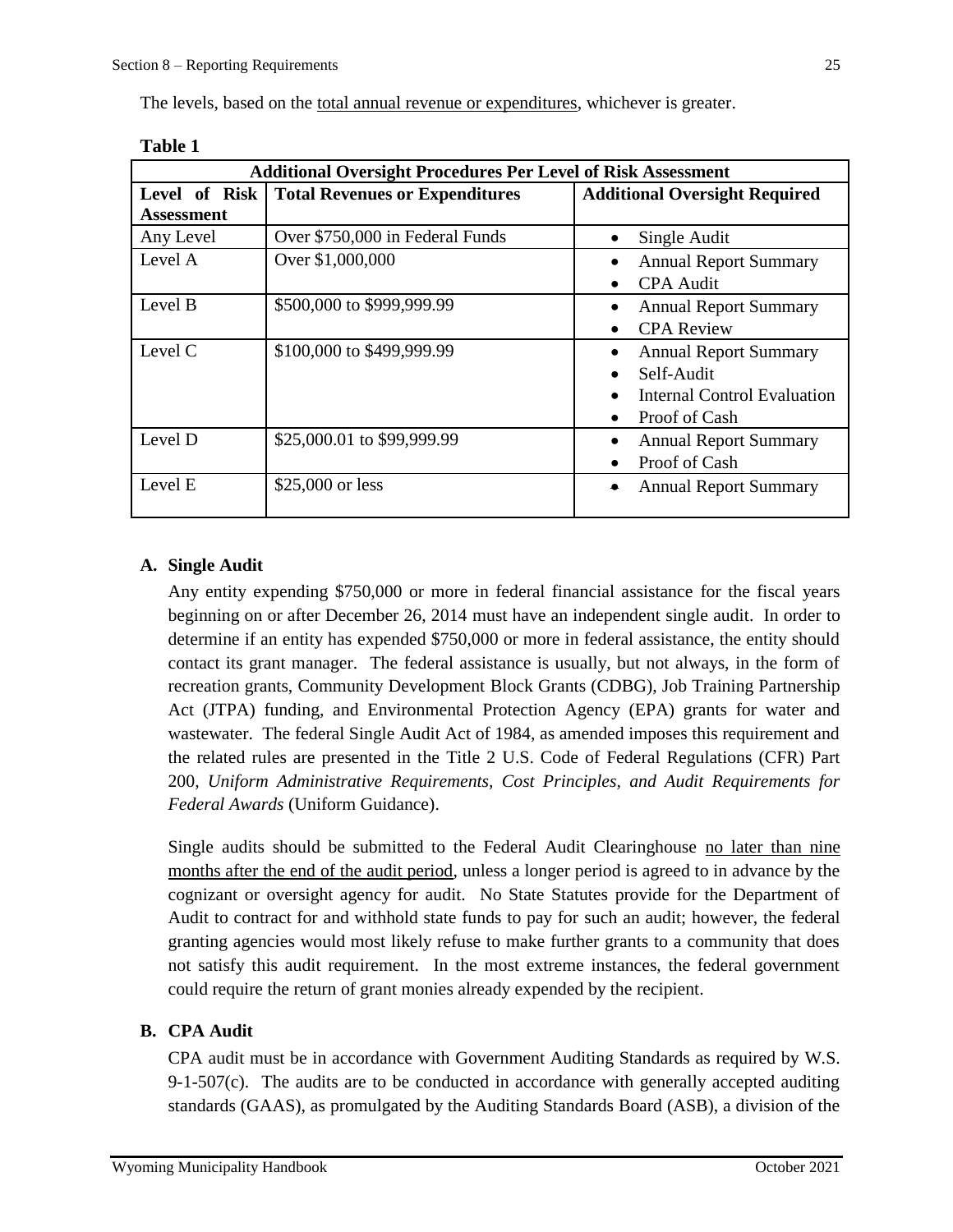The levels, based on the total annual revenue or expenditures, whichever is greater.

**Table 1**

| Additional Oversight Procedures Per Level of Risk Assessment | | |
|---|---|---|
| **Level of Risk Assessment** | **Total Revenues or Expenditures** | **Additional Oversight Required** |
| Any Level | Over $750,000 in Federal Funds | • Single Audit |
| Level A | Over $1,000,000 | • Annual Report Summary<br>• CPA Audit |
| Level B | $500,000 to $999,999.99 | • Annual Report Summary<br>• CPA Review |
| Level C | $100,000 to $499,999.99 | • Annual Report Summary<br>• Self-Audit<br>• Internal Control Evaluation<br>• Proof of Cash |
| Level D | $25,000.01 to $99,999.99 | • Annual Report Summary<br>• Proof of Cash |
| Level E | $25,000 or less | • Annual Report Summary |

**A. Single Audit**

Any entity expending $750,000 or more in federal financial assistance for the fiscal years beginning on or after December 26, 2014 must have an independent single audit. In order to determine if an entity has expended $750,000 or more in federal assistance, the entity should contact its grant manager. The federal assistance is usually, but not always, in the form of recreation grants, Community Development Block Grants (CDBG), Job Training Partnership Act (JTPA) funding, and Environmental Protection Agency (EPA) grants for water and wastewater. The federal Single Audit Act of 1984, as amended imposes this requirement and the related rules are presented in the Title 2 U.S. Code of Federal Regulations (CFR) Part 200, *Uniform Administrative Requirements, Cost Principles, and Audit Requirements for Federal Awards* (Uniform Guidance).

Single audits should be submitted to the Federal Audit Clearinghouse no later than nine months after the end of the audit period, unless a longer period is agreed to in advance by the cognizant or oversight agency for audit. No State Statutes provide for the Department of Audit to contract for and withhold state funds to pay for such an audit; however, the federal granting agencies would most likely refuse to make further grants to a community that does not satisfy this audit requirement. In the most extreme instances, the federal government could require the return of grant monies already expended by the recipient.

**B. CPA Audit**

CPA audit must be in accordance with Government Auditing Standards as required by W.S. 9-1-507(c). The audits are to be conducted in accordance with generally accepted auditing standards (GAAS), as promulgated by the Auditing Standards Board (ASB), a division of the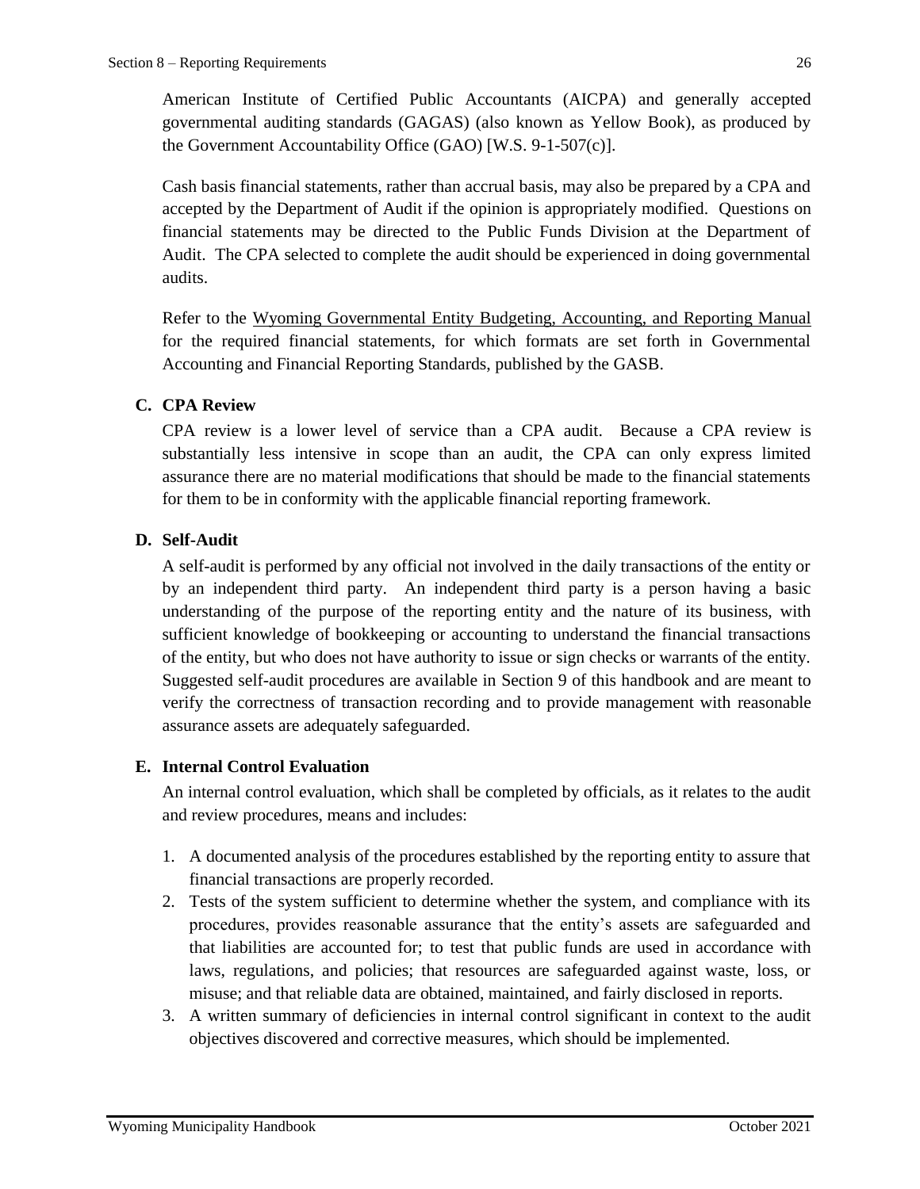American Institute of Certified Public Accountants (AICPA) and generally accepted governmental auditing standards (GAGAS) (also known as Yellow Book), as produced by the Government Accountability Office (GAO) [W.S. 9-1-507(c)].

Cash basis financial statements, rather than accrual basis, may also be prepared by a CPA and accepted by the Department of Audit if the opinion is appropriately modified. Questions on financial statements may be directed to the Public Funds Division at the Department of Audit. The CPA selected to complete the audit should be experienced in doing governmental audits.

Refer to the Wyoming Governmental Entity Budgeting, Accounting, and Reporting Manual for the required financial statements, for which formats are set forth in Governmental Accounting and Financial Reporting Standards, published by the GASB.

### C. CPA Review

CPA review is a lower level of service than a CPA audit. Because a CPA review is substantially less intensive in scope than an audit, the CPA can only express limited assurance there are no material modifications that should be made to the financial statements for them to be in conformity with the applicable financial reporting framework.

### D. Self-Audit

A self-audit is performed by any official not involved in the daily transactions of the entity or by an independent third party. An independent third party is a person having a basic understanding of the purpose of the reporting entity and the nature of its business, with sufficient knowledge of bookkeeping or accounting to understand the financial transactions of the entity, but who does not have authority to issue or sign checks or warrants of the entity. Suggested self-audit procedures are available in Section 9 of this handbook and are meant to verify the correctness of transaction recording and to provide management with reasonable assurance assets are adequately safeguarded.

### E. Internal Control Evaluation

An internal control evaluation, which shall be completed by officials, as it relates to the audit and review procedures, means and includes:

1. A documented analysis of the procedures established by the reporting entity to assure that financial transactions are properly recorded.
2. Tests of the system sufficient to determine whether the system, and compliance with its procedures, provides reasonable assurance that the entity's assets are safeguarded and that liabilities are accounted for; to test that public funds are used in accordance with laws, regulations, and policies; that resources are safeguarded against waste, loss, or misuse; and that reliable data are obtained, maintained, and fairly disclosed in reports.
3. A written summary of deficiencies in internal control significant in context to the audit objectives discovered and corrective measures, which should be implemented.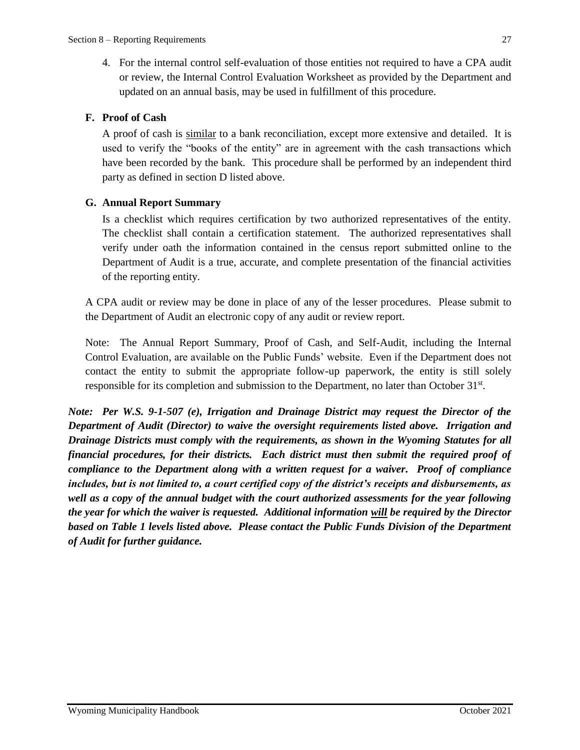4. For the internal control self-evaluation of those entities not required to have a CPA audit or review, the Internal Control Evaluation Worksheet as provided by the Department and updated on an annual basis, may be used in fulfillment of this procedure.

### F. Proof of Cash

A proof of cash is similar to a bank reconciliation, except more extensive and detailed. It is used to verify the "books of the entity" are in agreement with the cash transactions which have been recorded by the bank. This procedure shall be performed by an independent third party as defined in section D listed above.

### G. Annual Report Summary

Is a checklist which requires certification by two authorized representatives of the entity. The checklist shall contain a certification statement. The authorized representatives shall verify under oath the information contained in the census report submitted online to the Department of Audit is a true, accurate, and complete presentation of the financial activities of the reporting entity.

A CPA audit or review may be done in place of any of the lesser procedures. Please submit to the Department of Audit an electronic copy of any audit or review report.

Note: The Annual Report Summary, Proof of Cash, and Self-Audit, including the Internal Control Evaluation, are available on the Public Funds' website. Even if the Department does not contact the entity to submit the appropriate follow-up paperwork, the entity is still solely responsible for its completion and submission to the Department, no later than October 31st.

***Note: Per W.S. 9-1-507 (e), Irrigation and Drainage District may request the Director of the Department of Audit (Director) to waive the oversight requirements listed above. Irrigation and Drainage Districts must comply with the requirements, as shown in the Wyoming Statutes for all financial procedures, for their districts. Each district must then submit the required proof of compliance to the Department along with a written request for a waiver. Proof of compliance includes, but is not limited to, a court certified copy of the district's receipts and disbursements, as well as a copy of the annual budget with the court authorized assessments for the year following the year for which the waiver is requested. Additional information will be required by the Director based on Table 1 levels listed above. Please contact the Public Funds Division of the Department of Audit for further guidance.***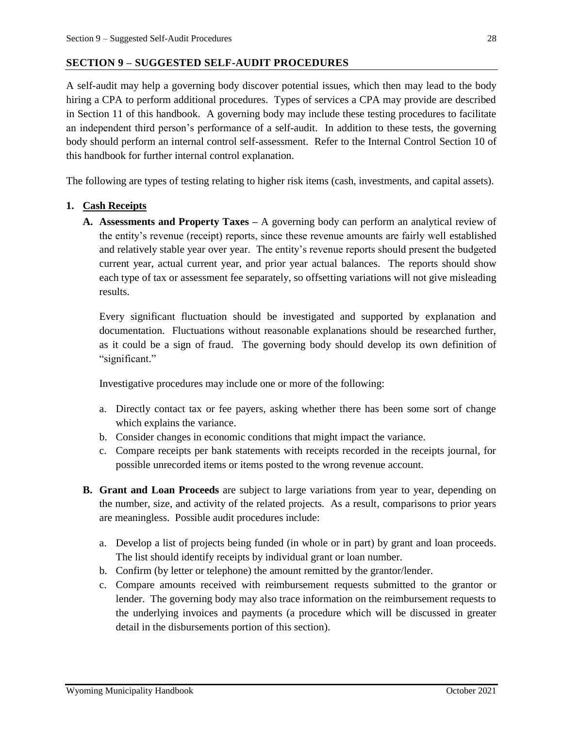## SECTION 9 – SUGGESTED SELF-AUDIT PROCEDURES

A self-audit may help a governing body discover potential issues, which then may lead to the body hiring a CPA to perform additional procedures. Types of services a CPA may provide are described in Section 11 of this handbook. A governing body may include these testing procedures to facilitate an independent third person's performance of a self-audit. In addition to these tests, the governing body should perform an internal control self-assessment. Refer to the Internal Control Section 10 of this handbook for further internal control explanation.

The following are types of testing relating to higher risk items (cash, investments, and capital assets).

1. **Cash Receipts**

   **A. Assessments and Property Taxes –** A governing body can perform an analytical review of the entity's revenue (receipt) reports, since these revenue amounts are fairly well established and relatively stable year over year. The entity's revenue reports should present the budgeted current year, actual current year, and prior year actual balances. The reports should show each type of tax or assessment fee separately, so offsetting variations will not give misleading results.

   Every significant fluctuation should be investigated and supported by explanation and documentation. Fluctuations without reasonable explanations should be researched further, as it could be a sign of fraud. The governing body should develop its own definition of "significant."

   Investigative procedures may include one or more of the following:

   a. Directly contact tax or fee payers, asking whether there has been some sort of change which explains the variance.
   b. Consider changes in economic conditions that might impact the variance.
   c. Compare receipts per bank statements with receipts recorded in the receipts journal, for possible unrecorded items or items posted to the wrong revenue account.

   **B. Grant and Loan Proceeds** are subject to large variations from year to year, depending on the number, size, and activity of the related projects. As a result, comparisons to prior years are meaningless. Possible audit procedures include:

   a. Develop a list of projects being funded (in whole or in part) by grant and loan proceeds. The list should identify receipts by individual grant or loan number.
   b. Confirm (by letter or telephone) the amount remitted by the grantor/lender.
   c. Compare amounts received with reimbursement requests submitted to the grantor or lender. The governing body may also trace information on the reimbursement requests to the underlying invoices and payments (a procedure which will be discussed in greater detail in the disbursements portion of this section).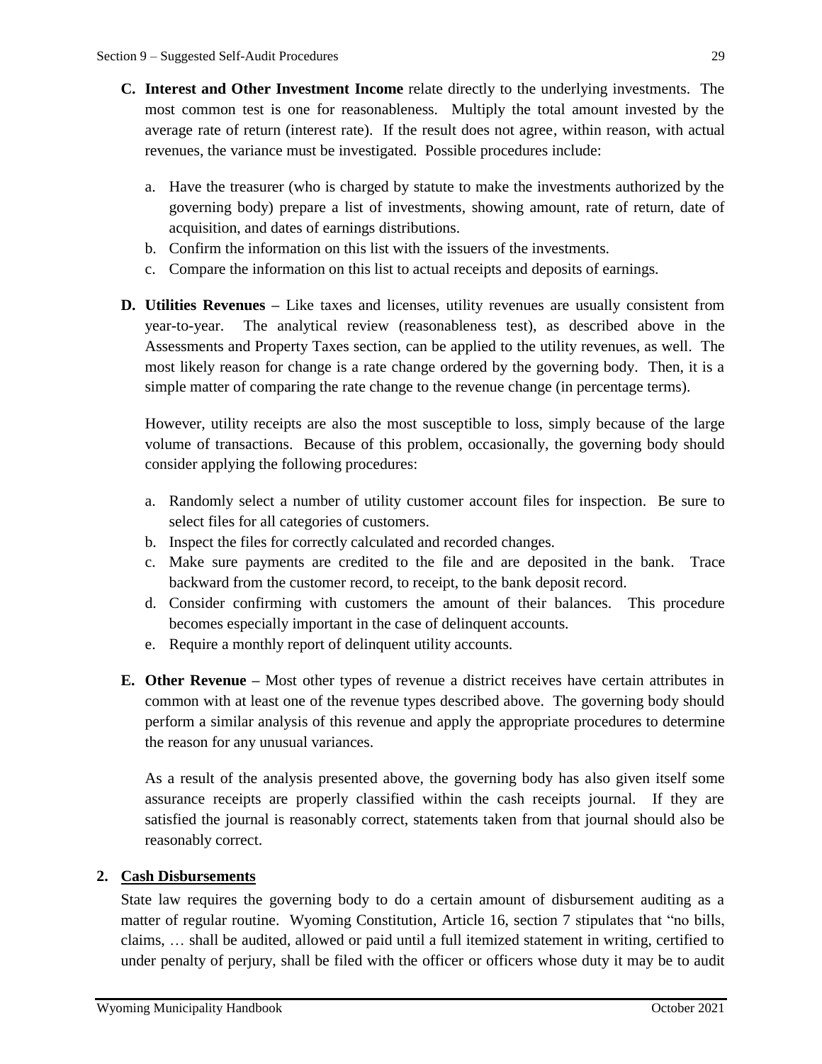**C. Interest and Other Investment Income** relate directly to the underlying investments. The most common test is one for reasonableness. Multiply the total amount invested by the average rate of return (interest rate). If the result does not agree, within reason, with actual revenues, the variance must be investigated. Possible procedures include:

a. Have the treasurer (who is charged by statute to make the investments authorized by the governing body) prepare a list of investments, showing amount, rate of return, date of acquisition, and dates of earnings distributions.
b. Confirm the information on this list with the issuers of the investments.
c. Compare the information on this list to actual receipts and deposits of earnings.

**D. Utilities Revenues –** Like taxes and licenses, utility revenues are usually consistent from year-to-year. The analytical review (reasonableness test), as described above in the Assessments and Property Taxes section, can be applied to the utility revenues, as well. The most likely reason for change is a rate change ordered by the governing body. Then, it is a simple matter of comparing the rate change to the revenue change (in percentage terms).

However, utility receipts are also the most susceptible to loss, simply because of the large volume of transactions. Because of this problem, occasionally, the governing body should consider applying the following procedures:

a. Randomly select a number of utility customer account files for inspection. Be sure to select files for all categories of customers.
b. Inspect the files for correctly calculated and recorded changes.
c. Make sure payments are credited to the file and are deposited in the bank. Trace backward from the customer record, to receipt, to the bank deposit record.
d. Consider confirming with customers the amount of their balances. This procedure becomes especially important in the case of delinquent accounts.
e. Require a monthly report of delinquent utility accounts.

**E. Other Revenue –** Most other types of revenue a district receives have certain attributes in common with at least one of the revenue types described above. The governing body should perform a similar analysis of this revenue and apply the appropriate procedures to determine the reason for any unusual variances.

As a result of the analysis presented above, the governing body has also given itself some assurance receipts are properly classified within the cash receipts journal. If they are satisfied the journal is reasonably correct, statements taken from that journal should also be reasonably correct.

## 2. Cash Disbursements

State law requires the governing body to do a certain amount of disbursement auditing as a matter of regular routine. Wyoming Constitution, Article 16, section 7 stipulates that "no bills, claims, … shall be audited, allowed or paid until a full itemized statement in writing, certified to under penalty of perjury, shall be filed with the officer or officers whose duty it may be to audit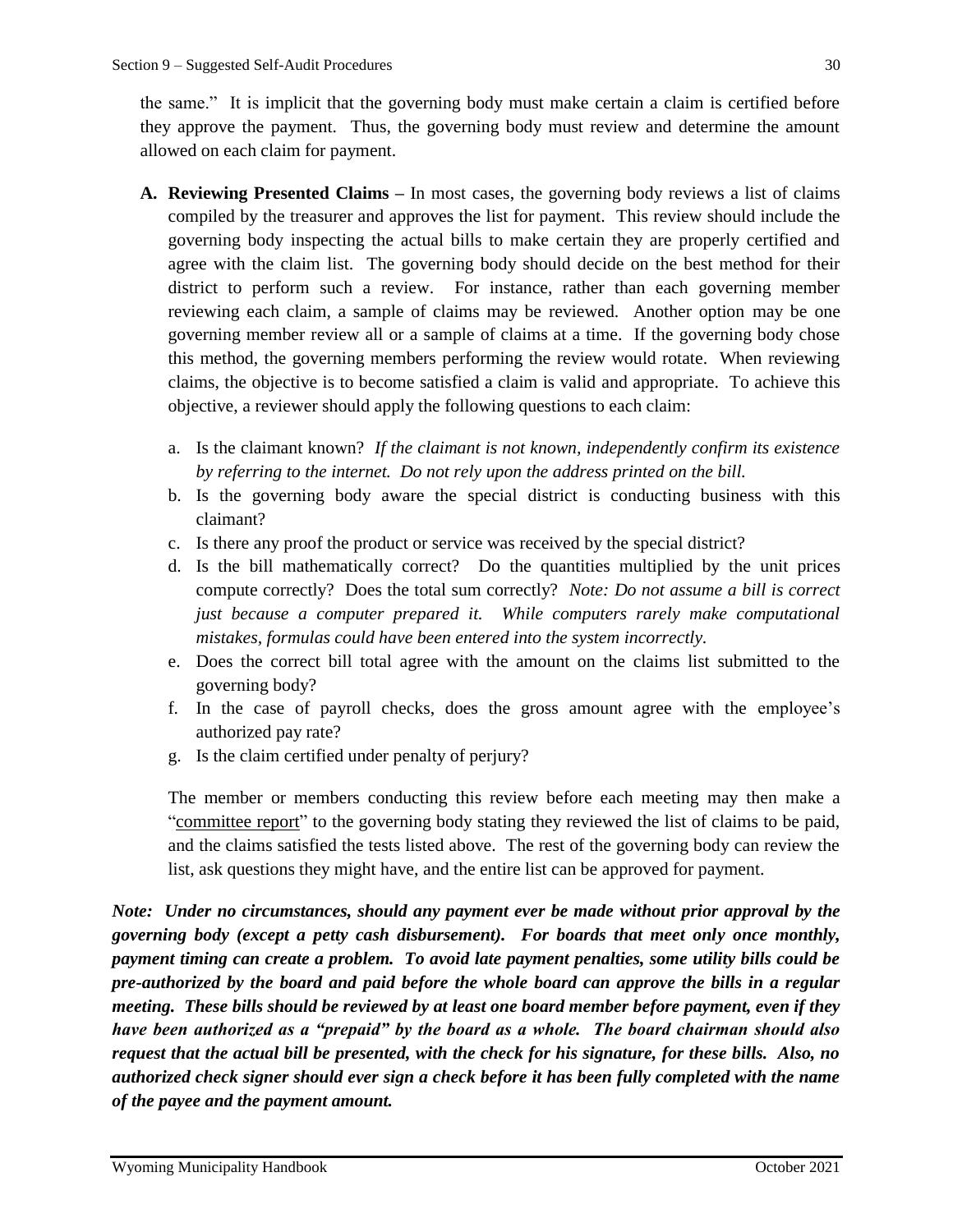the same." It is implicit that the governing body must make certain a claim is certified before they approve the payment. Thus, the governing body must review and determine the amount allowed on each claim for payment.

**A. Reviewing Presented Claims –** In most cases, the governing body reviews a list of claims compiled by the treasurer and approves the list for payment. This review should include the governing body inspecting the actual bills to make certain they are properly certified and agree with the claim list. The governing body should decide on the best method for their district to perform such a review. For instance, rather than each governing member reviewing each claim, a sample of claims may be reviewed. Another option may be one governing member review all or a sample of claims at a time. If the governing body chose this method, the governing members performing the review would rotate. When reviewing claims, the objective is to become satisfied a claim is valid and appropriate. To achieve this objective, a reviewer should apply the following questions to each claim:

a. Is the claimant known? *If the claimant is not known, independently confirm its existence by referring to the internet. Do not rely upon the address printed on the bill.*
b. Is the governing body aware the special district is conducting business with this claimant?
c. Is there any proof the product or service was received by the special district?
d. Is the bill mathematically correct? Do the quantities multiplied by the unit prices compute correctly? Does the total sum correctly? *Note: Do not assume a bill is correct just because a computer prepared it. While computers rarely make computational mistakes, formulas could have been entered into the system incorrectly.*
e. Does the correct bill total agree with the amount on the claims list submitted to the governing body?
f. In the case of payroll checks, does the gross amount agree with the employee's authorized pay rate?
g. Is the claim certified under penalty of perjury?

The member or members conducting this review before each meeting may then make a "<u>committee report</u>" to the governing body stating they reviewed the list of claims to be paid, and the claims satisfied the tests listed above. The rest of the governing body can review the list, ask questions they might have, and the entire list can be approved for payment.

***Note: Under no circumstances, should any payment ever be made without prior approval by the governing body (except a petty cash disbursement). For boards that meet only once monthly, payment timing can create a problem. To avoid late payment penalties, some utility bills could be pre-authorized by the board and paid before the whole board can approve the bills in a regular meeting. These bills should be reviewed by at least one board member before payment, even if they have been authorized as a "prepaid" by the board as a whole. The board chairman should also request that the actual bill be presented, with the check for his signature, for these bills. Also, no authorized check signer should ever sign a check before it has been fully completed with the name of the payee and the payment amount.***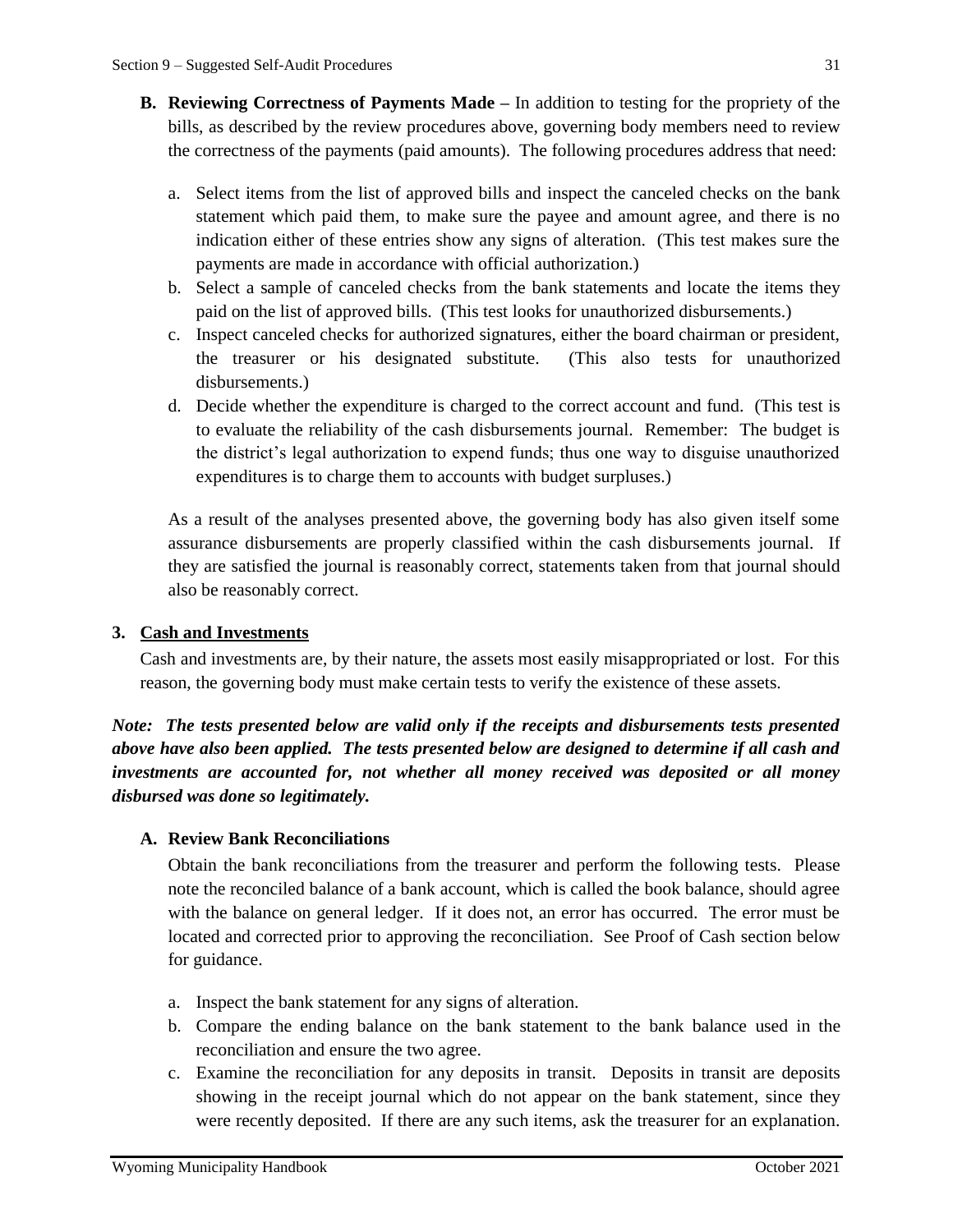**B. Reviewing Correctness of Payments Made –** In addition to testing for the propriety of the bills, as described by the review procedures above, governing body members need to review the correctness of the payments (paid amounts). The following procedures address that need:

a. Select items from the list of approved bills and inspect the canceled checks on the bank statement which paid them, to make sure the payee and amount agree, and there is no indication either of these entries show any signs of alteration. (This test makes sure the payments are made in accordance with official authorization.)
b. Select a sample of canceled checks from the bank statements and locate the items they paid on the list of approved bills. (This test looks for unauthorized disbursements.)
c. Inspect canceled checks for authorized signatures, either the board chairman or president, the treasurer or his designated substitute. (This also tests for unauthorized disbursements.)
d. Decide whether the expenditure is charged to the correct account and fund. (This test is to evaluate the reliability of the cash disbursements journal. Remember: The budget is the district's legal authorization to expend funds; thus one way to disguise unauthorized expenditures is to charge them to accounts with budget surpluses.)

As a result of the analyses presented above, the governing body has also given itself some assurance disbursements are properly classified within the cash disbursements journal. If they are satisfied the journal is reasonably correct, statements taken from that journal should also be reasonably correct.

**3. <u>Cash and Investments</u>**

Cash and investments are, by their nature, the assets most easily misappropriated or lost. For this reason, the governing body must make certain tests to verify the existence of these assets.

***Note: The tests presented below are valid only if the receipts and disbursements tests presented above have also been applied. The tests presented below are designed to determine if all cash and investments are accounted for, not whether all money received was deposited or all money disbursed was done so legitimately.***

**A. Review Bank Reconciliations**

Obtain the bank reconciliations from the treasurer and perform the following tests. Please note the reconciled balance of a bank account, which is called the book balance, should agree with the balance on general ledger. If it does not, an error has occurred. The error must be located and corrected prior to approving the reconciliation. See Proof of Cash section below for guidance.

a. Inspect the bank statement for any signs of alteration.
b. Compare the ending balance on the bank statement to the bank balance used in the reconciliation and ensure the two agree.
c. Examine the reconciliation for any deposits in transit. Deposits in transit are deposits showing in the receipt journal which do not appear on the bank statement, since they were recently deposited. If there are any such items, ask the treasurer for an explanation.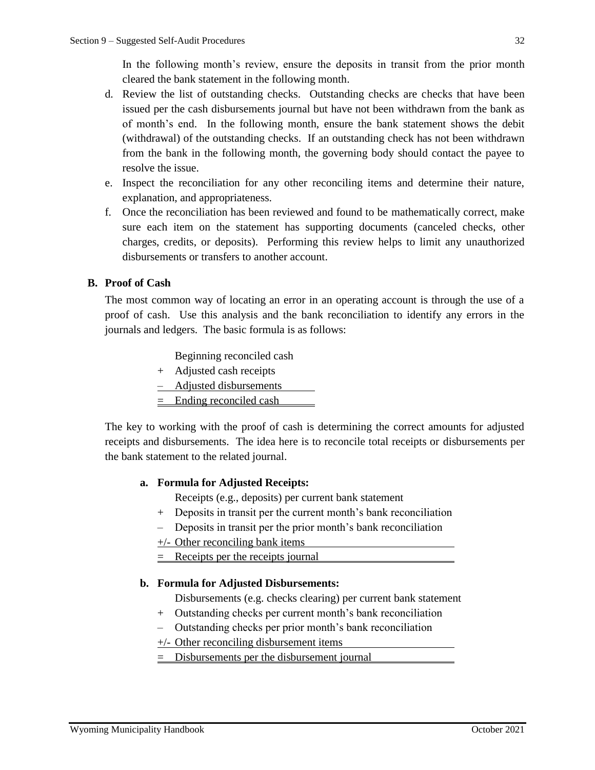In the following month's review, ensure the deposits in transit from the prior month cleared the bank statement in the following month.

d. Review the list of outstanding checks. Outstanding checks are checks that have been issued per the cash disbursements journal but have not been withdrawn from the bank as of month's end. In the following month, ensure the bank statement shows the debit (withdrawal) of the outstanding checks. If an outstanding check has not been withdrawn from the bank in the following month, the governing body should contact the payee to resolve the issue.
e. Inspect the reconciliation for any other reconciling items and determine their nature, explanation, and appropriateness.
f. Once the reconciliation has been reviewed and found to be mathematically correct, make sure each item on the statement has supporting documents (canceled checks, other charges, credits, or deposits). Performing this review helps to limit any unauthorized disbursements or transfers to another account.

**B. Proof of Cash**

The most common way of locating an error in an operating account is through the use of a proof of cash. Use this analysis and the bank reconciliation to identify any errors in the journals and ledgers. The basic formula is as follows:

Beginning reconciled cash
\+ Adjusted cash receipts
– Adjusted disbursements
= Ending reconciled cash

The key to working with the proof of cash is determining the correct amounts for adjusted receipts and disbursements. The idea here is to reconcile total receipts or disbursements per the bank statement to the related journal.

**a. Formula for Adjusted Receipts:**

Receipts (e.g., deposits) per current bank statement
\+ Deposits in transit per the current month's bank reconciliation
– Deposits in transit per the prior month's bank reconciliation
+/- Other reconciling bank items
= Receipts per the receipts journal

**b. Formula for Adjusted Disbursements:**

Disbursements (e.g. checks clearing) per current bank statement
\+ Outstanding checks per current month's bank reconciliation
– Outstanding checks per prior month's bank reconciliation
+/- Other reconciling disbursement items
= Disbursements per the disbursement journal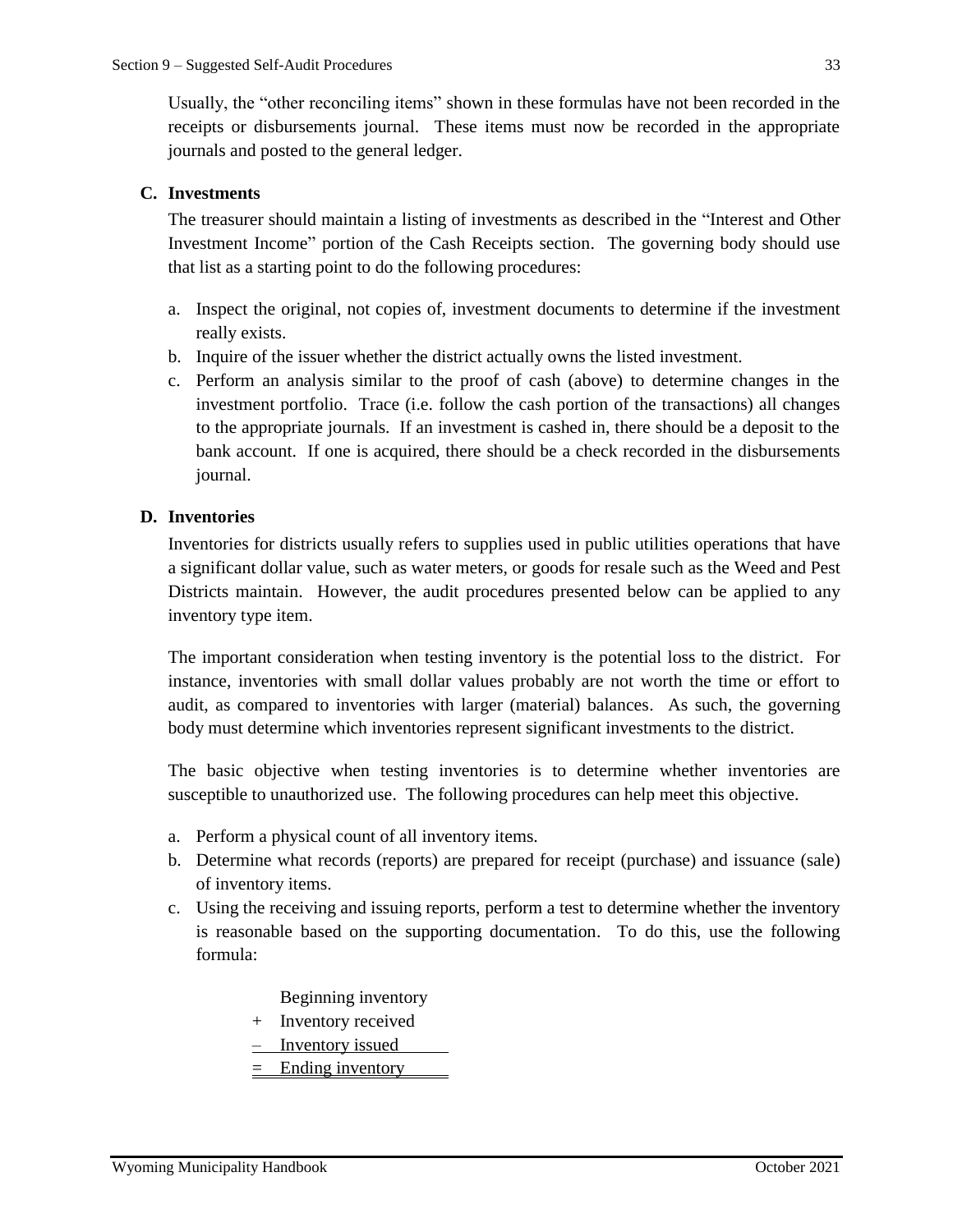Usually, the "other reconciling items" shown in these formulas have not been recorded in the receipts or disbursements journal. These items must now be recorded in the appropriate journals and posted to the general ledger.

### C. Investments

The treasurer should maintain a listing of investments as described in the "Interest and Other Investment Income" portion of the Cash Receipts section. The governing body should use that list as a starting point to do the following procedures:

a. Inspect the original, not copies of, investment documents to determine if the investment really exists.
b. Inquire of the issuer whether the district actually owns the listed investment.
c. Perform an analysis similar to the proof of cash (above) to determine changes in the investment portfolio. Trace (i.e. follow the cash portion of the transactions) all changes to the appropriate journals. If an investment is cashed in, there should be a deposit to the bank account. If one is acquired, there should be a check recorded in the disbursements journal.

### D. Inventories

Inventories for districts usually refers to supplies used in public utilities operations that have a significant dollar value, such as water meters, or goods for resale such as the Weed and Pest Districts maintain. However, the audit procedures presented below can be applied to any inventory type item.

The important consideration when testing inventory is the potential loss to the district. For instance, inventories with small dollar values probably are not worth the time or effort to audit, as compared to inventories with larger (material) balances. As such, the governing body must determine which inventories represent significant investments to the district.

The basic objective when testing inventories is to determine whether inventories are susceptible to unauthorized use. The following procedures can help meet this objective.

a. Perform a physical count of all inventory items.
b. Determine what records (reports) are prepared for receipt (purchase) and issuance (sale) of inventory items.
c. Using the receiving and issuing reports, perform a test to determine whether the inventory is reasonable based on the supporting documentation. To do this, use the following formula:

    Beginning inventory
    + Inventory received
    – Inventory issued
    = Ending inventory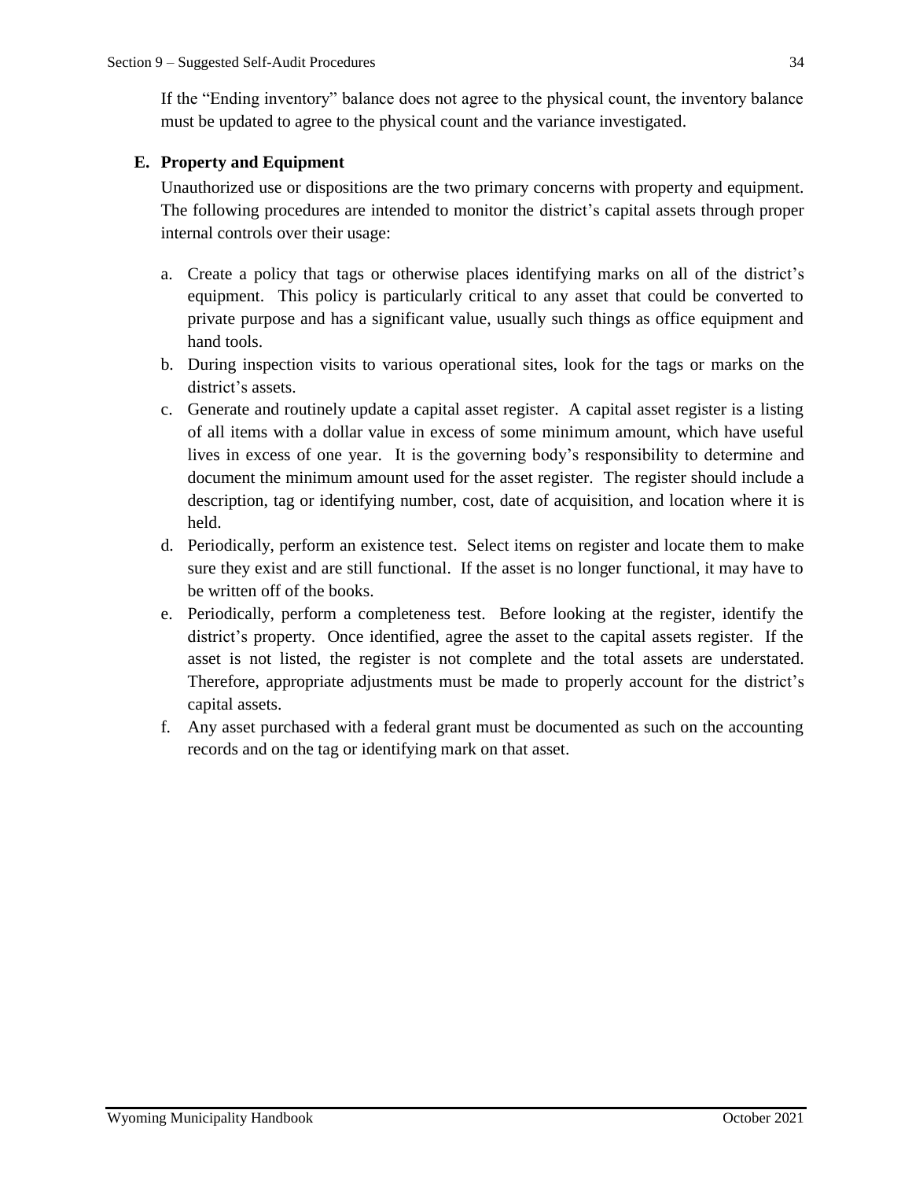If the "Ending inventory" balance does not agree to the physical count, the inventory balance must be updated to agree to the physical count and the variance investigated.

### E. Property and Equipment

Unauthorized use or dispositions are the two primary concerns with property and equipment. The following procedures are intended to monitor the district's capital assets through proper internal controls over their usage:

a. Create a policy that tags or otherwise places identifying marks on all of the district's equipment. This policy is particularly critical to any asset that could be converted to private purpose and has a significant value, usually such things as office equipment and hand tools.
b. During inspection visits to various operational sites, look for the tags or marks on the district's assets.
c. Generate and routinely update a capital asset register. A capital asset register is a listing of all items with a dollar value in excess of some minimum amount, which have useful lives in excess of one year. It is the governing body's responsibility to determine and document the minimum amount used for the asset register. The register should include a description, tag or identifying number, cost, date of acquisition, and location where it is held.
d. Periodically, perform an existence test. Select items on register and locate them to make sure they exist and are still functional. If the asset is no longer functional, it may have to be written off of the books.
e. Periodically, perform a completeness test. Before looking at the register, identify the district's property. Once identified, agree the asset to the capital assets register. If the asset is not listed, the register is not complete and the total assets are understated. Therefore, appropriate adjustments must be made to properly account for the district's capital assets.
f. Any asset purchased with a federal grant must be documented as such on the accounting records and on the tag or identifying mark on that asset.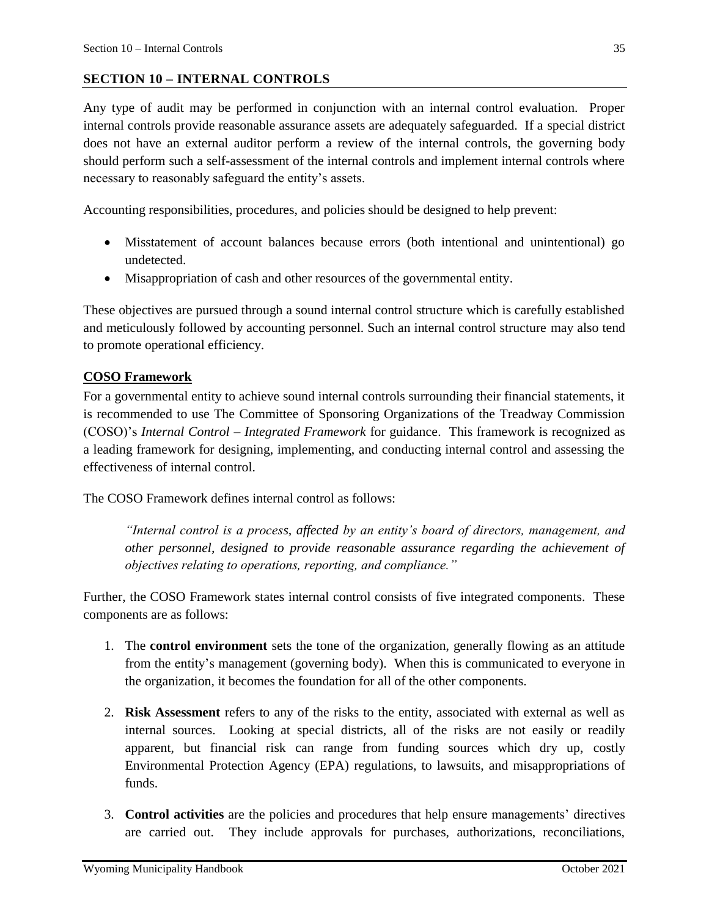## SECTION 10 – INTERNAL CONTROLS

Any type of audit may be performed in conjunction with an internal control evaluation. Proper internal controls provide reasonable assurance assets are adequately safeguarded. If a special district does not have an external auditor perform a review of the internal controls, the governing body should perform such a self-assessment of the internal controls and implement internal controls where necessary to reasonably safeguard the entity's assets.

Accounting responsibilities, procedures, and policies should be designed to help prevent:

- Misstatement of account balances because errors (both intentional and unintentional) go undetected.
- Misappropriation of cash and other resources of the governmental entity.

These objectives are pursued through a sound internal control structure which is carefully established and meticulously followed by accounting personnel. Such an internal control structure may also tend to promote operational efficiency.

### COSO Framework

For a governmental entity to achieve sound internal controls surrounding their financial statements, it is recommended to use The Committee of Sponsoring Organizations of the Treadway Commission (COSO)'s *Internal Control – Integrated Framework* for guidance. This framework is recognized as a leading framework for designing, implementing, and conducting internal control and assessing the effectiveness of internal control.

The COSO Framework defines internal control as follows:

> *"Internal control is a process, affected by an entity's board of directors, management, and other personnel, designed to provide reasonable assurance regarding the achievement of objectives relating to operations, reporting, and compliance."*

Further, the COSO Framework states internal control consists of five integrated components. These components are as follows:

1. The **control environment** sets the tone of the organization, generally flowing as an attitude from the entity's management (governing body). When this is communicated to everyone in the organization, it becomes the foundation for all of the other components.

2. **Risk Assessment** refers to any of the risks to the entity, associated with external as well as internal sources. Looking at special districts, all of the risks are not easily or readily apparent, but financial risk can range from funding sources which dry up, costly Environmental Protection Agency (EPA) regulations, to lawsuits, and misappropriations of funds.

3. **Control activities** are the policies and procedures that help ensure managements' directives are carried out. They include approvals for purchases, authorizations, reconciliations,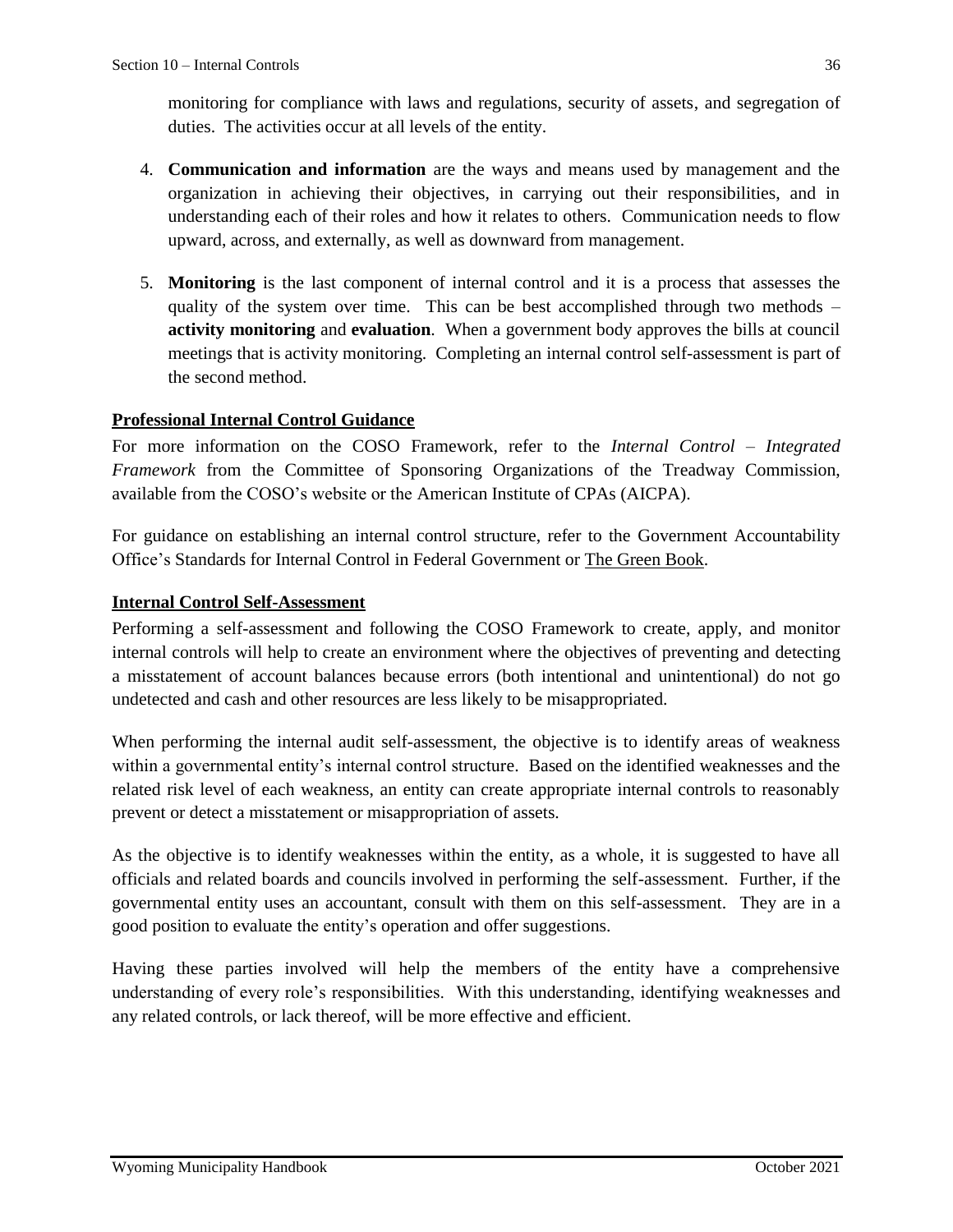monitoring for compliance with laws and regulations, security of assets, and segregation of duties. The activities occur at all levels of the entity.

4. **Communication and information** are the ways and means used by management and the organization in achieving their objectives, in carrying out their responsibilities, and in understanding each of their roles and how it relates to others. Communication needs to flow upward, across, and externally, as well as downward from management.

5. **Monitoring** is the last component of internal control and it is a process that assesses the quality of the system over time. This can be best accomplished through two methods – **activity monitoring** and **evaluation**. When a government body approves the bills at council meetings that is activity monitoring. Completing an internal control self-assessment is part of the second method.

## Professional Internal Control Guidance

For more information on the COSO Framework, refer to the *Internal Control – Integrated Framework* from the Committee of Sponsoring Organizations of the Treadway Commission, available from the COSO's website or the American Institute of CPAs (AICPA).

For guidance on establishing an internal control structure, refer to the Government Accountability Office's Standards for Internal Control in Federal Government or The Green Book.

## Internal Control Self-Assessment

Performing a self-assessment and following the COSO Framework to create, apply, and monitor internal controls will help to create an environment where the objectives of preventing and detecting a misstatement of account balances because errors (both intentional and unintentional) do not go undetected and cash and other resources are less likely to be misappropriated.

When performing the internal audit self-assessment, the objective is to identify areas of weakness within a governmental entity's internal control structure. Based on the identified weaknesses and the related risk level of each weakness, an entity can create appropriate internal controls to reasonably prevent or detect a misstatement or misappropriation of assets.

As the objective is to identify weaknesses within the entity, as a whole, it is suggested to have all officials and related boards and councils involved in performing the self-assessment. Further, if the governmental entity uses an accountant, consult with them on this self-assessment. They are in a good position to evaluate the entity's operation and offer suggestions.

Having these parties involved will help the members of the entity have a comprehensive understanding of every role's responsibilities. With this understanding, identifying weaknesses and any related controls, or lack thereof, will be more effective and efficient.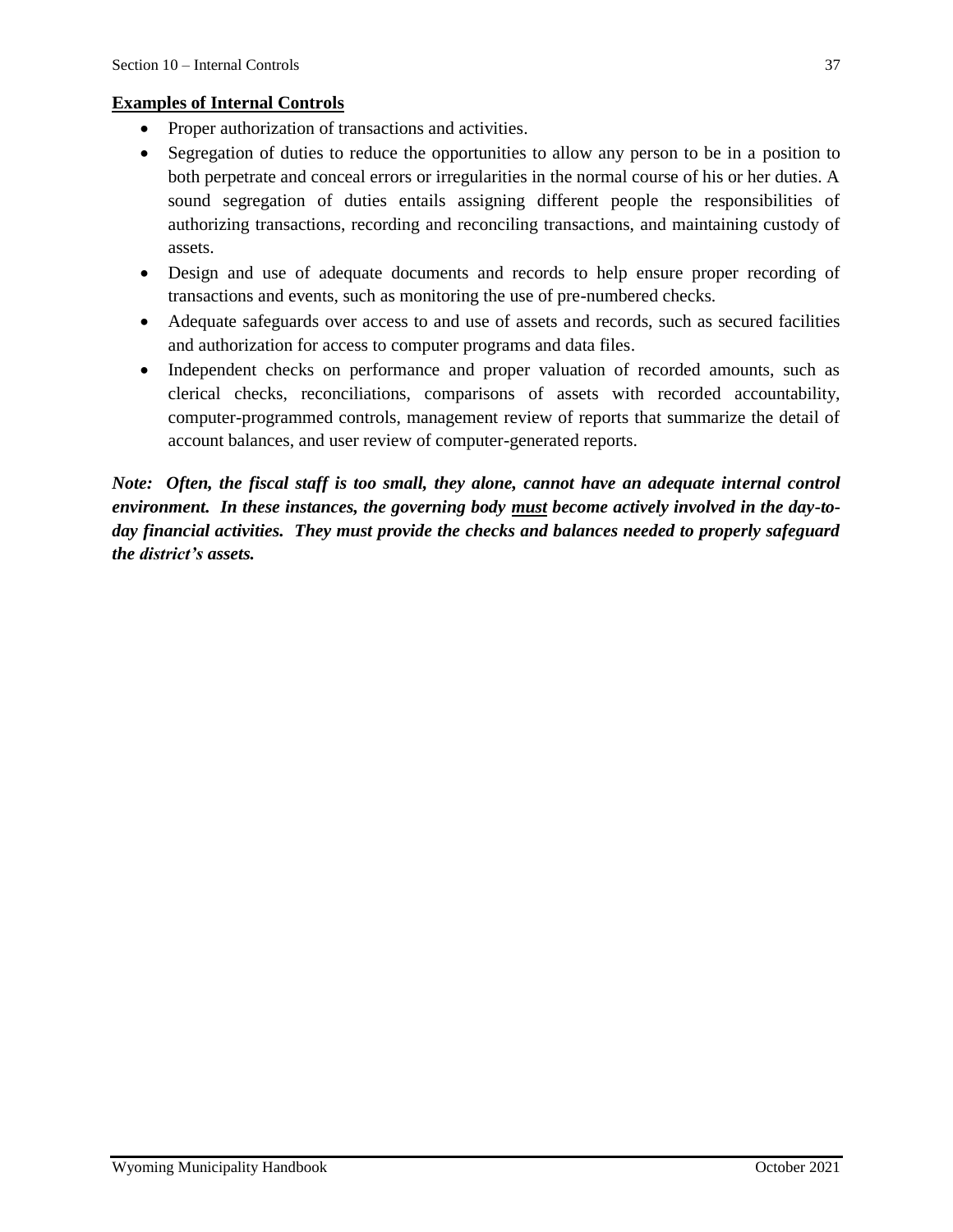**Examples of Internal Controls**

- Proper authorization of transactions and activities.
- Segregation of duties to reduce the opportunities to allow any person to be in a position to both perpetrate and conceal errors or irregularities in the normal course of his or her duties. A sound segregation of duties entails assigning different people the responsibilities of authorizing transactions, recording and reconciling transactions, and maintaining custody of assets.
- Design and use of adequate documents and records to help ensure proper recording of transactions and events, such as monitoring the use of pre-numbered checks.
- Adequate safeguards over access to and use of assets and records, such as secured facilities and authorization for access to computer programs and data files.
- Independent checks on performance and proper valuation of recorded amounts, such as clerical checks, reconciliations, comparisons of assets with recorded accountability, computer-programmed controls, management review of reports that summarize the detail of account balances, and user review of computer-generated reports.

***Note: Often, the fiscal staff is too small, they alone, cannot have an adequate internal control environment. In these instances, the governing body <u>must</u> become actively involved in the day-to-day financial activities. They must provide the checks and balances needed to properly safeguard the district's assets.***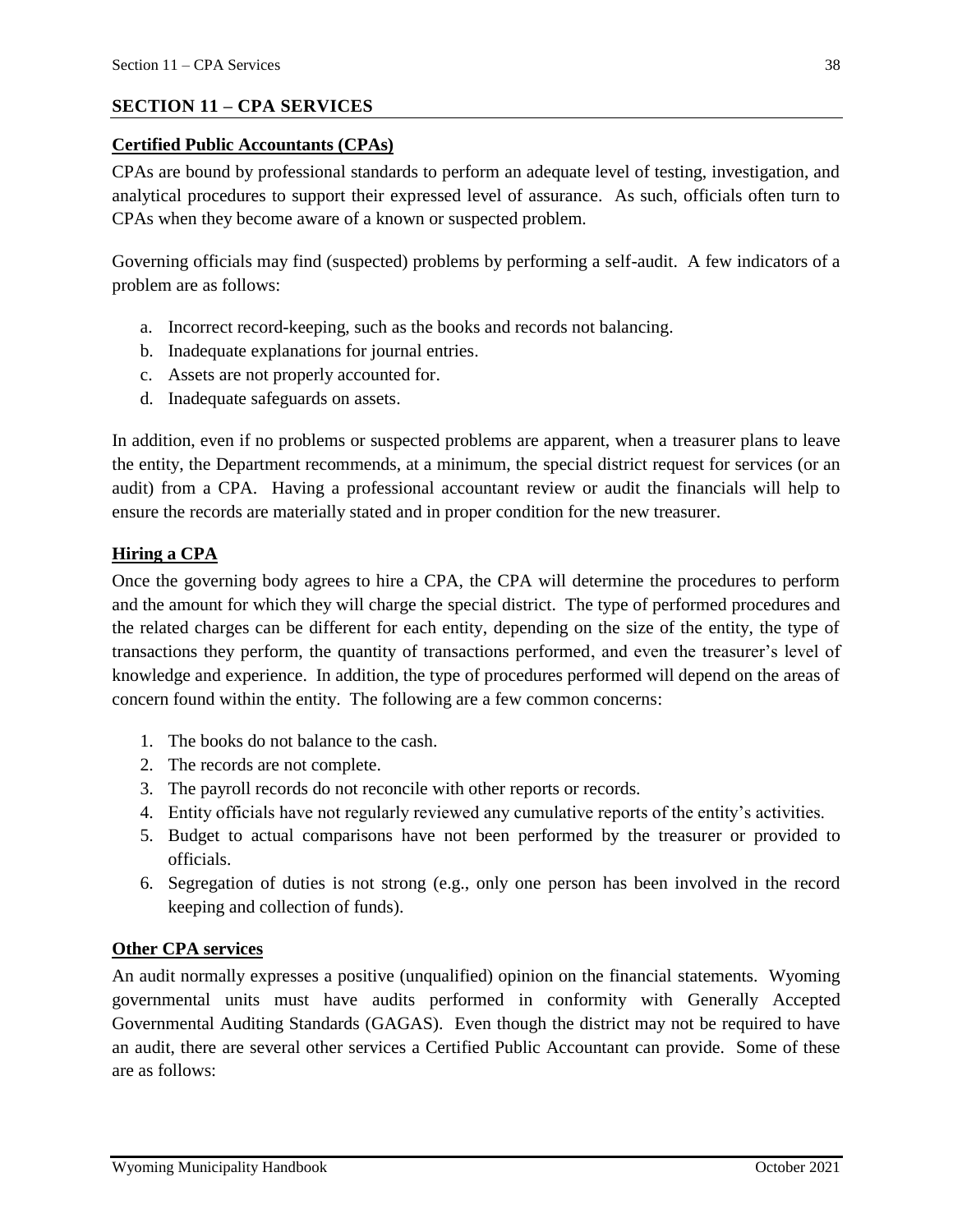## SECTION 11 – CPA SERVICES

### Certified Public Accountants (CPAs)

CPAs are bound by professional standards to perform an adequate level of testing, investigation, and analytical procedures to support their expressed level of assurance. As such, officials often turn to CPAs when they become aware of a known or suspected problem.

Governing officials may find (suspected) problems by performing a self-audit. A few indicators of a problem are as follows:

a. Incorrect record-keeping, such as the books and records not balancing.
b. Inadequate explanations for journal entries.
c. Assets are not properly accounted for.
d. Inadequate safeguards on assets.

In addition, even if no problems or suspected problems are apparent, when a treasurer plans to leave the entity, the Department recommends, at a minimum, the special district request for services (or an audit) from a CPA. Having a professional accountant review or audit the financials will help to ensure the records are materially stated and in proper condition for the new treasurer.

### Hiring a CPA

Once the governing body agrees to hire a CPA, the CPA will determine the procedures to perform and the amount for which they will charge the special district. The type of performed procedures and the related charges can be different for each entity, depending on the size of the entity, the type of transactions they perform, the quantity of transactions performed, and even the treasurer's level of knowledge and experience. In addition, the type of procedures performed will depend on the areas of concern found within the entity. The following are a few common concerns:

1. The books do not balance to the cash.
2. The records are not complete.
3. The payroll records do not reconcile with other reports or records.
4. Entity officials have not regularly reviewed any cumulative reports of the entity's activities.
5. Budget to actual comparisons have not been performed by the treasurer or provided to officials.
6. Segregation of duties is not strong (e.g., only one person has been involved in the record keeping and collection of funds).

### Other CPA services

An audit normally expresses a positive (unqualified) opinion on the financial statements. Wyoming governmental units must have audits performed in conformity with Generally Accepted Governmental Auditing Standards (GAGAS). Even though the district may not be required to have an audit, there are several other services a Certified Public Accountant can provide. Some of these are as follows: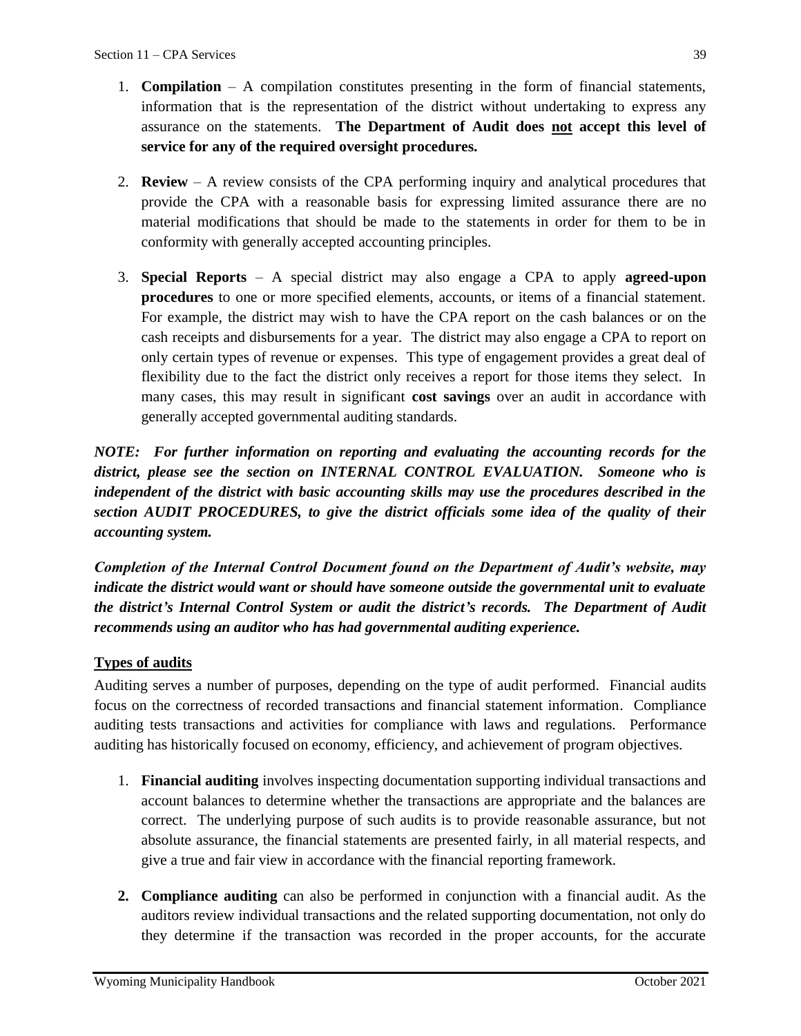1. **Compilation** – A compilation constitutes presenting in the form of financial statements, information that is the representation of the district without undertaking to express any assurance on the statements. **The Department of Audit does not accept this level of service for any of the required oversight procedures.**

2. **Review** – A review consists of the CPA performing inquiry and analytical procedures that provide the CPA with a reasonable basis for expressing limited assurance there are no material modifications that should be made to the statements in order for them to be in conformity with generally accepted accounting principles.

3. **Special Reports** – A special district may also engage a CPA to apply **agreed-upon procedures** to one or more specified elements, accounts, or items of a financial statement. For example, the district may wish to have the CPA report on the cash balances or on the cash receipts and disbursements for a year. The district may also engage a CPA to report on only certain types of revenue or expenses. This type of engagement provides a great deal of flexibility due to the fact the district only receives a report for those items they select. In many cases, this may result in significant **cost savings** over an audit in accordance with generally accepted governmental auditing standards.

***NOTE: For further information on reporting and evaluating the accounting records for the district, please see the section on INTERNAL CONTROL EVALUATION. Someone who is independent of the district with basic accounting skills may use the procedures described in the section AUDIT PROCEDURES, to give the district officials some idea of the quality of their accounting system.***

***Completion of the Internal Control Document found on the Department of Audit's website, may indicate the district would want or should have someone outside the governmental unit to evaluate the district's Internal Control System or audit the district's records. The Department of Audit recommends using an auditor who has had governmental auditing experience.***

## Types of audits

Auditing serves a number of purposes, depending on the type of audit performed. Financial audits focus on the correctness of recorded transactions and financial statement information. Compliance auditing tests transactions and activities for compliance with laws and regulations. Performance auditing has historically focused on economy, efficiency, and achievement of program objectives.

1. **Financial auditing** involves inspecting documentation supporting individual transactions and account balances to determine whether the transactions are appropriate and the balances are correct. The underlying purpose of such audits is to provide reasonable assurance, but not absolute assurance, the financial statements are presented fairly, in all material respects, and give a true and fair view in accordance with the financial reporting framework.

2. **Compliance auditing** can also be performed in conjunction with a financial audit. As the auditors review individual transactions and the related supporting documentation, not only do they determine if the transaction was recorded in the proper accounts, for the accurate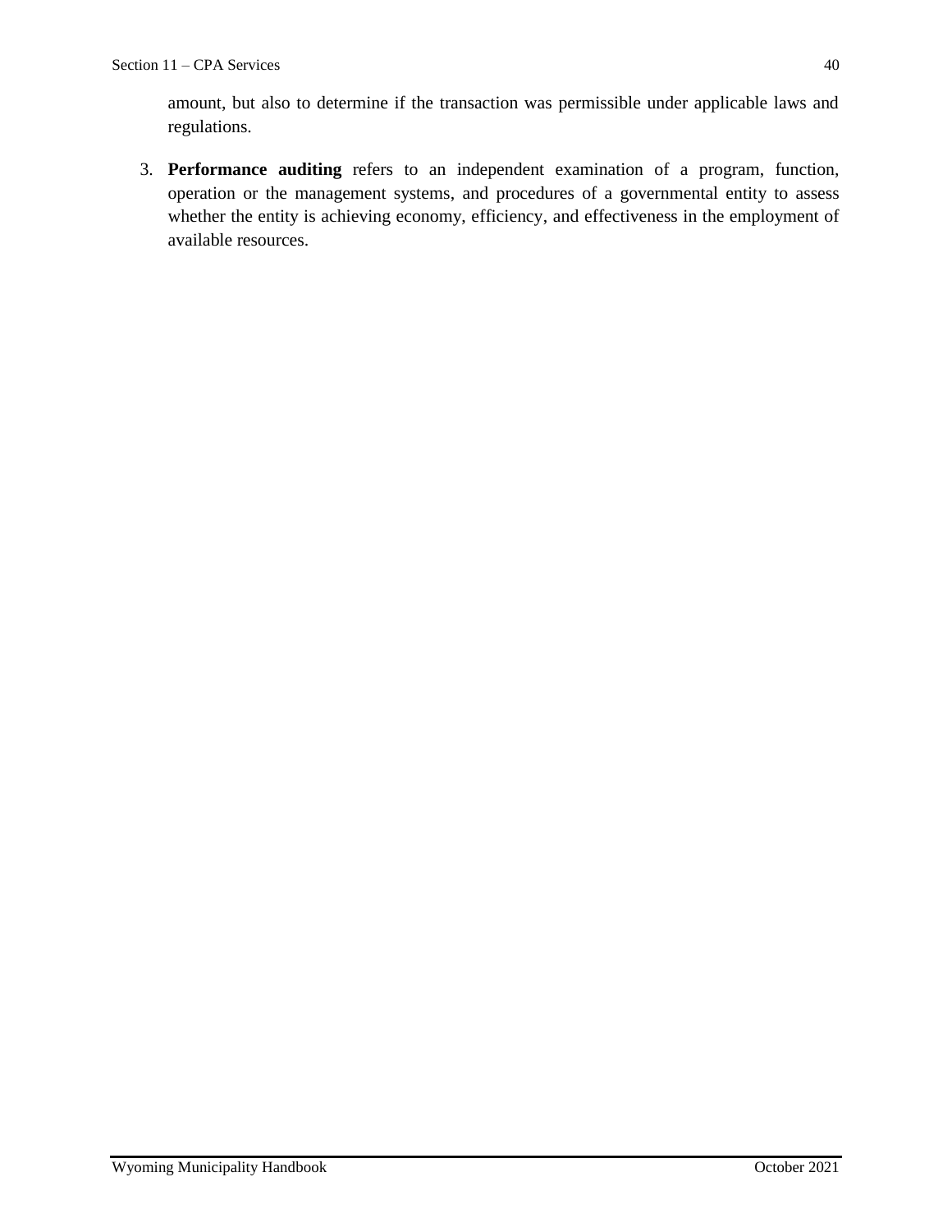amount, but also to determine if the transaction was permissible under applicable laws and regulations.

3. **Performance auditing** refers to an independent examination of a program, function, operation or the management systems, and procedures of a governmental entity to assess whether the entity is achieving economy, efficiency, and effectiveness in the employment of available resources.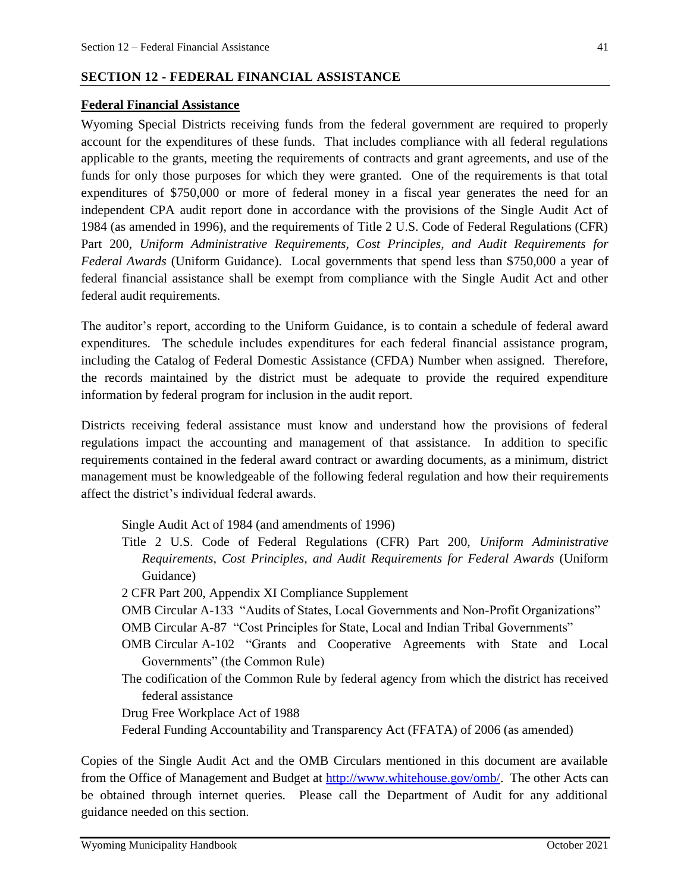## SECTION 12 - FEDERAL FINANCIAL ASSISTANCE

### Federal Financial Assistance

Wyoming Special Districts receiving funds from the federal government are required to properly account for the expenditures of these funds. That includes compliance with all federal regulations applicable to the grants, meeting the requirements of contracts and grant agreements, and use of the funds for only those purposes for which they were granted. One of the requirements is that total expenditures of $750,000 or more of federal money in a fiscal year generates the need for an independent CPA audit report done in accordance with the provisions of the Single Audit Act of 1984 (as amended in 1996), and the requirements of Title 2 U.S. Code of Federal Regulations (CFR) Part 200, *Uniform Administrative Requirements, Cost Principles, and Audit Requirements for Federal Awards* (Uniform Guidance). Local governments that spend less than $750,000 a year of federal financial assistance shall be exempt from compliance with the Single Audit Act and other federal audit requirements.

The auditor's report, according to the Uniform Guidance, is to contain a schedule of federal award expenditures. The schedule includes expenditures for each federal financial assistance program, including the Catalog of Federal Domestic Assistance (CFDA) Number when assigned. Therefore, the records maintained by the district must be adequate to provide the required expenditure information by federal program for inclusion in the audit report.

Districts receiving federal assistance must know and understand how the provisions of federal regulations impact the accounting and management of that assistance. In addition to specific requirements contained in the federal award contract or awarding documents, as a minimum, district management must be knowledgeable of the following federal regulation and how their requirements affect the district's individual federal awards.

- Single Audit Act of 1984 (and amendments of 1996)
- Title 2 U.S. Code of Federal Regulations (CFR) Part 200, *Uniform Administrative Requirements, Cost Principles, and Audit Requirements for Federal Awards* (Uniform Guidance)
- 2 CFR Part 200, Appendix XI Compliance Supplement
- OMB Circular A-133 "Audits of States, Local Governments and Non-Profit Organizations"
- OMB Circular A-87 "Cost Principles for State, Local and Indian Tribal Governments"
- OMB Circular A-102 "Grants and Cooperative Agreements with State and Local Governments" (the Common Rule)
- The codification of the Common Rule by federal agency from which the district has received federal assistance
- Drug Free Workplace Act of 1988
- Federal Funding Accountability and Transparency Act (FFATA) of 2006 (as amended)

Copies of the Single Audit Act and the OMB Circulars mentioned in this document are available from the Office of Management and Budget at http://www.whitehouse.gov/omb/. The other Acts can be obtained through internet queries. Please call the Department of Audit for any additional guidance needed on this section.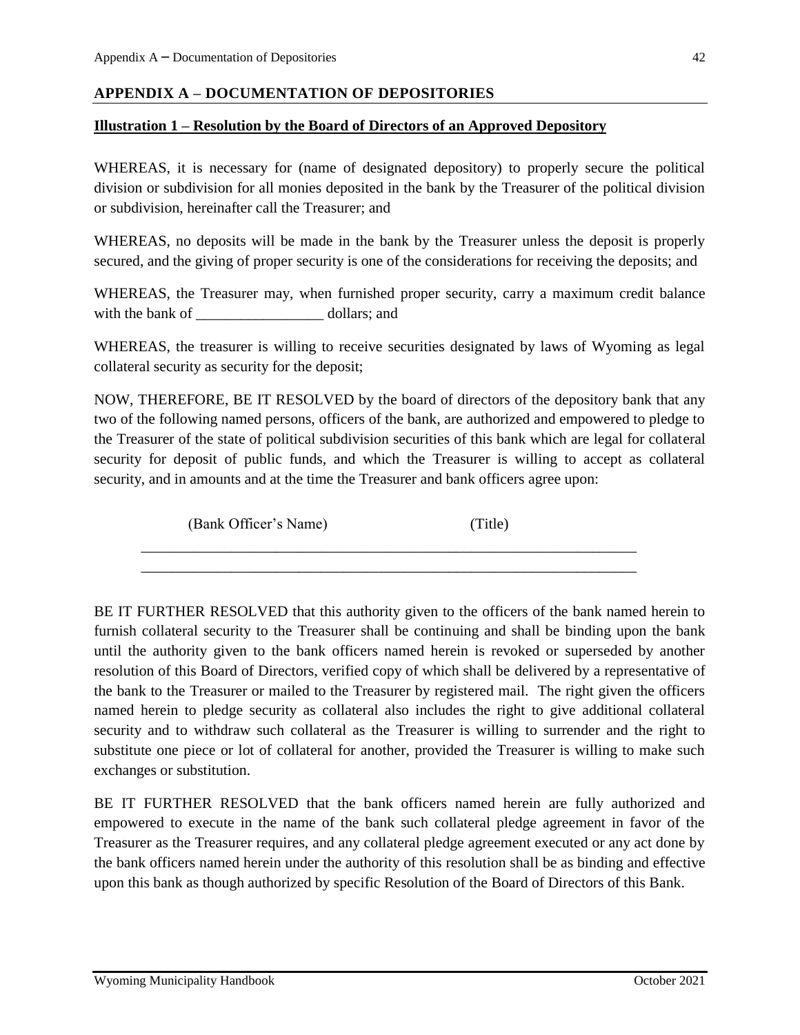## APPENDIX A – DOCUMENTATION OF DEPOSITORIES

**Illustration 1 – Resolution by the Board of Directors of an Approved Depository**

WHEREAS, it is necessary for (name of designated depository) to properly secure the political division or subdivision for all monies deposited in the bank by the Treasurer of the political division or subdivision, hereinafter call the Treasurer; and

WHEREAS, no deposits will be made in the bank by the Treasurer unless the deposit is properly secured, and the giving of proper security is one of the considerations for receiving the deposits; and

WHEREAS, the Treasurer may, when furnished proper security, carry a maximum credit balance with the bank of _________________ dollars; and

WHEREAS, the treasurer is willing to receive securities designated by laws of Wyoming as legal collateral security as security for the deposit;

NOW, THEREFORE, BE IT RESOLVED by the board of directors of the depository bank that any two of the following named persons, officers of the bank, are authorized and empowered to pledge to the Treasurer of the state of political subdivision securities of this bank which are legal for collateral security for deposit of public funds, and which the Treasurer is willing to accept as collateral security, and in amounts and at the time the Treasurer and bank officers agree upon:

(Bank Officer's Name) (Title)

____________________________________________________________________

____________________________________________________________________

BE IT FURTHER RESOLVED that this authority given to the officers of the bank named herein to furnish collateral security to the Treasurer shall be continuing and shall be binding upon the bank until the authority given to the bank officers named herein is revoked or superseded by another resolution of this Board of Directors, verified copy of which shall be delivered by a representative of the bank to the Treasurer or mailed to the Treasurer by registered mail. The right given the officers named herein to pledge security as collateral also includes the right to give additional collateral security and to withdraw such collateral as the Treasurer is willing to surrender and the right to substitute one piece or lot of collateral for another, provided the Treasurer is willing to make such exchanges or substitution.

BE IT FURTHER RESOLVED that the bank officers named herein are fully authorized and empowered to execute in the name of the bank such collateral pledge agreement in favor of the Treasurer as the Treasurer requires, and any collateral pledge agreement executed or any act done by the bank officers named herein under the authority of this resolution shall be as binding and effective upon this bank as though authorized by specific Resolution of the Board of Directors of this Bank.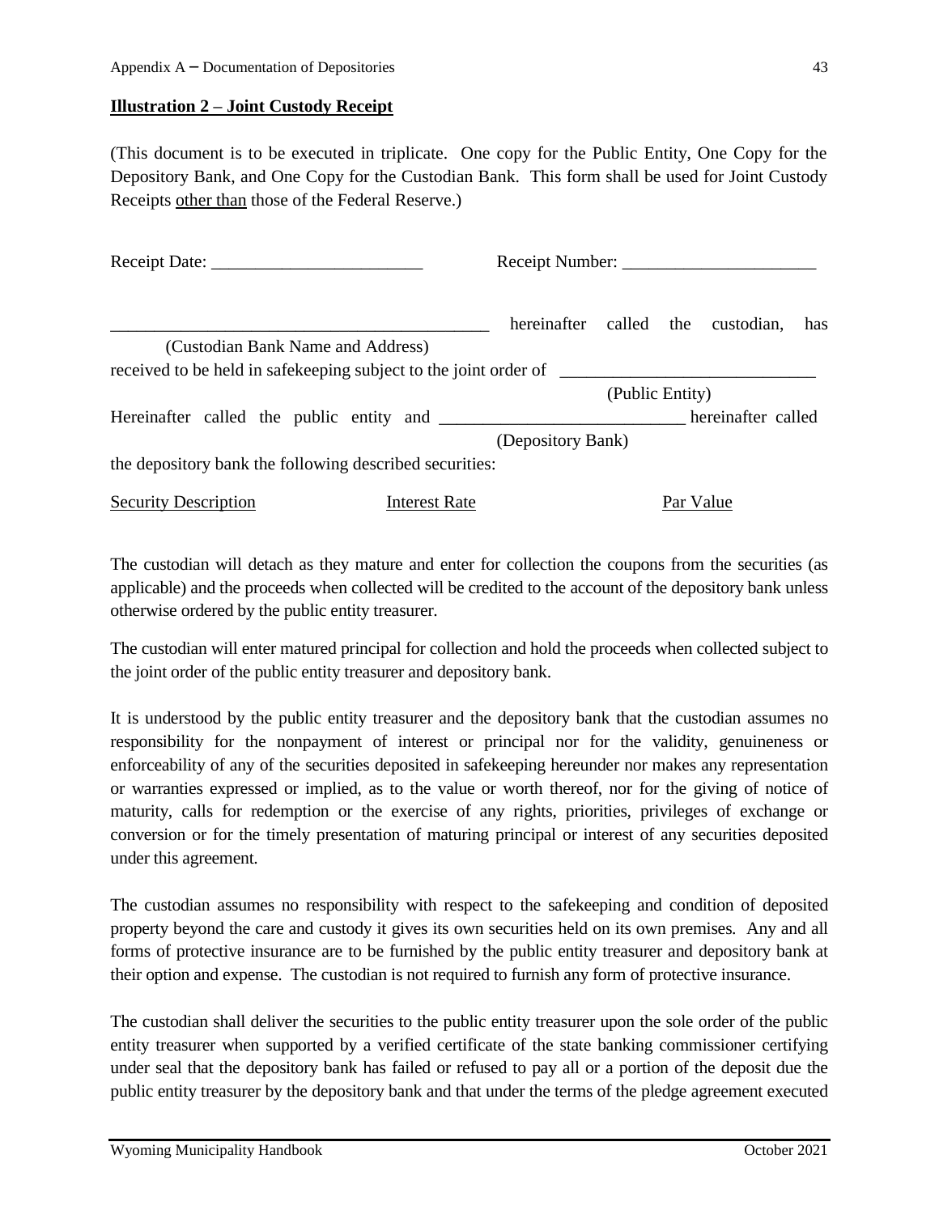**Illustration 2 – Joint Custody Receipt**

(This document is to be executed in triplicate. One copy for the Public Entity, One Copy for the Depository Bank, and One Copy for the Custodian Bank. This form shall be used for Joint Custody Receipts other than those of the Federal Reserve.)

Receipt Date: ________________________ Receipt Number: ______________________

_____________________________________________ hereinafter called the custodian, has
(Custodian Bank Name and Address)
received to be held in safekeeping subject to the joint order of _____________________________
(Public Entity)
Hereinafter called the public entity and ____________________________ hereinafter called
(Depository Bank)
the depository bank the following described securities:

| Security Description | Interest Rate | Par Value |
|---|---|---|

The custodian will detach as they mature and enter for collection the coupons from the securities (as applicable) and the proceeds when collected will be credited to the account of the depository bank unless otherwise ordered by the public entity treasurer.

The custodian will enter matured principal for collection and hold the proceeds when collected subject to the joint order of the public entity treasurer and depository bank.

It is understood by the public entity treasurer and the depository bank that the custodian assumes no responsibility for the nonpayment of interest or principal nor for the validity, genuineness or enforceability of any of the securities deposited in safekeeping hereunder nor makes any representation or warranties expressed or implied, as to the value or worth thereof, nor for the giving of notice of maturity, calls for redemption or the exercise of any rights, priorities, privileges of exchange or conversion or for the timely presentation of maturing principal or interest of any securities deposited under this agreement.

The custodian assumes no responsibility with respect to the safekeeping and condition of deposited property beyond the care and custody it gives its own securities held on its own premises. Any and all forms of protective insurance are to be furnished by the public entity treasurer and depository bank at their option and expense. The custodian is not required to furnish any form of protective insurance.

The custodian shall deliver the securities to the public entity treasurer upon the sole order of the public entity treasurer when supported by a verified certificate of the state banking commissioner certifying under seal that the depository bank has failed or refused to pay all or a portion of the deposit due the public entity treasurer by the depository bank and that under the terms of the pledge agreement executed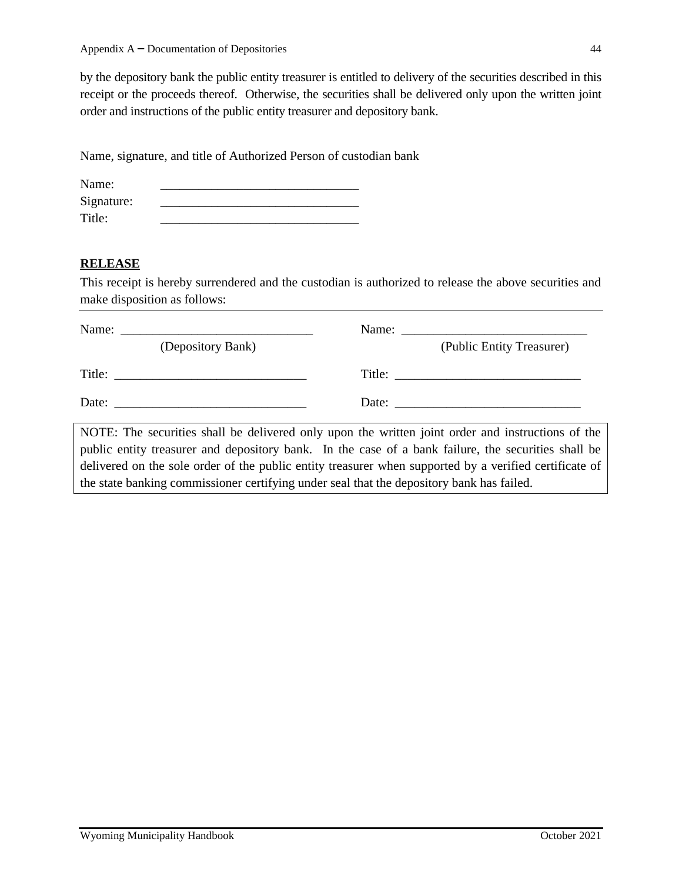by the depository bank the public entity treasurer is entitled to delivery of the securities described in this receipt or the proceeds thereof. Otherwise, the securities shall be delivered only upon the written joint order and instructions of the public entity treasurer and depository bank.

Name, signature, and title of Authorized Person of custodian bank

Name: ______________________________
Signature: ______________________________
Title: ______________________________

**RELEASE**

This receipt is hereby surrendered and the custodian is authorized to release the above securities and make disposition as follows:

Name: ______________________________
(Depository Bank)

Title: ______________________________

Date: ______________________________

Name: ____________________________
(Public Entity Treasurer)

Title: ____________________________

Date: ____________________________

NOTE: The securities shall be delivered only upon the written joint order and instructions of the public entity treasurer and depository bank. In the case of a bank failure, the securities shall be delivered on the sole order of the public entity treasurer when supported by a verified certificate of the state banking commissioner certifying under seal that the depository bank has failed.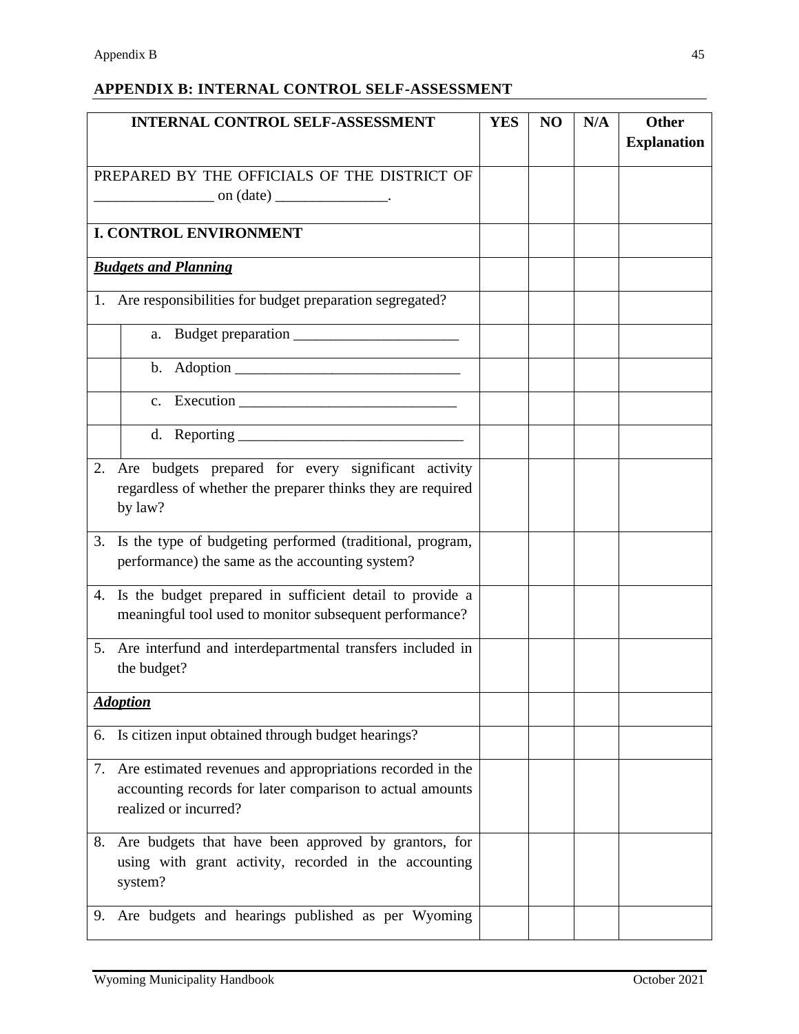## APPENDIX B: INTERNAL CONTROL SELF-ASSESSMENT

| INTERNAL CONTROL SELF-ASSESSMENT | YES | NO | N/A | Other Explanation |
|---|---|---|---|---|
| PREPARED BY THE OFFICIALS OF THE DISTRICT OF ________________ on (date) _______________. | | | | |
| **I. CONTROL ENVIRONMENT** | | | | |
| ***Budgets and Planning*** | | | | |
| 1. Are responsibilities for budget preparation segregated? | | | | |
| a. Budget preparation ______________________ | | | | |
| b. Adoption ______________________________ | | | | |
| c. Execution _____________________________ | | | | |
| d. Reporting ______________________________ | | | | |
| 2. Are budgets prepared for every significant activity regardless of whether the preparer thinks they are required by law? | | | | |
| 3. Is the type of budgeting performed (traditional, program, performance) the same as the accounting system? | | | | |
| 4. Is the budget prepared in sufficient detail to provide a meaningful tool used to monitor subsequent performance? | | | | |
| 5. Are interfund and interdepartmental transfers included in the budget? | | | | |
| ***Adoption*** | | | | |
| 6. Is citizen input obtained through budget hearings? | | | | |
| 7. Are estimated revenues and appropriations recorded in the accounting records for later comparison to actual amounts realized or incurred? | | | | |
| 8. Are budgets that have been approved by grantors, for using with grant activity, recorded in the accounting system? | | | | |
| 9. Are budgets and hearings published as per Wyoming | | | | |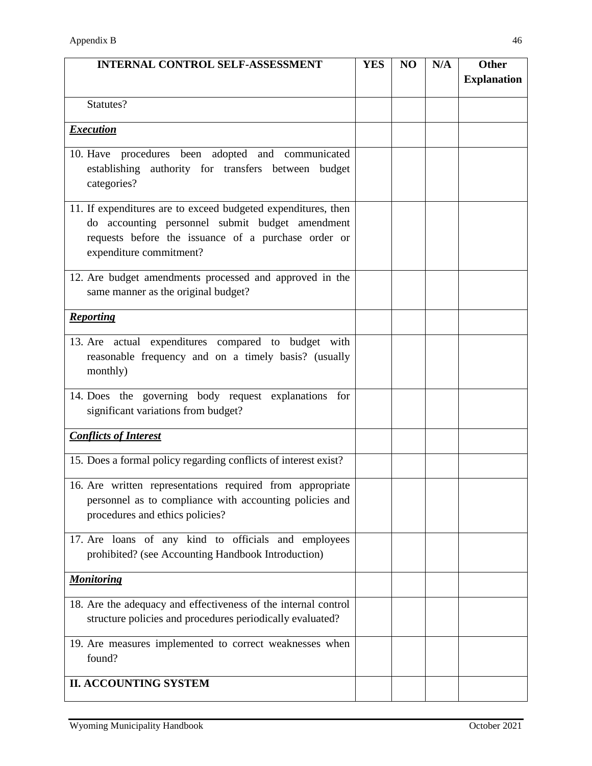| INTERNAL CONTROL SELF-ASSESSMENT | YES | NO | N/A | Other Explanation |
|---|---|---|---|---|
| Statutes? | | | | |
| ***Execution*** | | | | |
| 10. Have procedures been adopted and communicated establishing authority for transfers between budget categories? | | | | |
| 11. If expenditures are to exceed budgeted expenditures, then do accounting personnel submit budget amendment requests before the issuance of a purchase order or expenditure commitment? | | | | |
| 12. Are budget amendments processed and approved in the same manner as the original budget? | | | | |
| ***Reporting*** | | | | |
| 13. Are actual expenditures compared to budget with reasonable frequency and on a timely basis? (usually monthly) | | | | |
| 14. Does the governing body request explanations for significant variations from budget? | | | | |
| ***Conflicts of Interest*** | | | | |
| 15. Does a formal policy regarding conflicts of interest exist? | | | | |
| 16. Are written representations required from appropriate personnel as to compliance with accounting policies and procedures and ethics policies? | | | | |
| 17. Are loans of any kind to officials and employees prohibited? (see Accounting Handbook Introduction) | | | | |
| ***Monitoring*** | | | | |
| 18. Are the adequacy and effectiveness of the internal control structure policies and procedures periodically evaluated? | | | | |
| 19. Are measures implemented to correct weaknesses when found? | | | | |
| **II. ACCOUNTING SYSTEM** | | | | |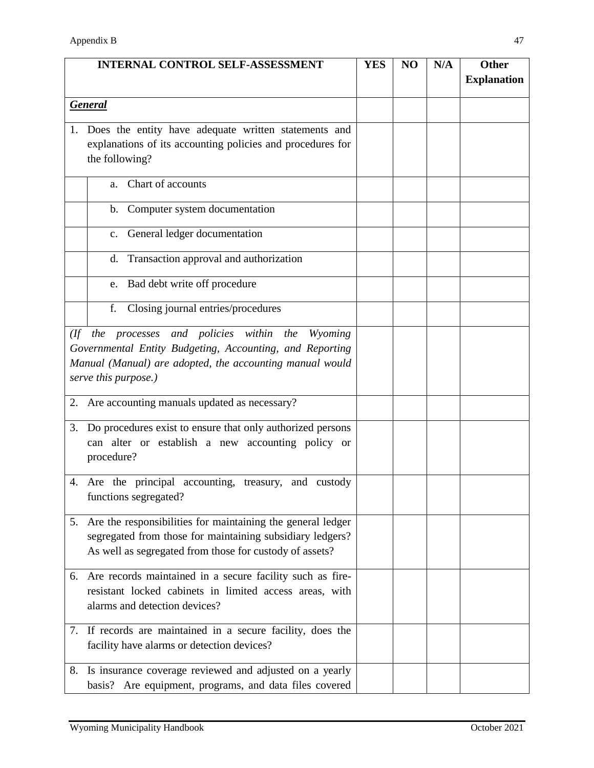| INTERNAL CONTROL SELF-ASSESSMENT | YES | NO | N/A | Other Explanation |
|---|---|---|---|---|
| ***General*** | | | | |
| 1. Does the entity have adequate written statements and explanations of its accounting policies and procedures for the following? | | | | |
| a. Chart of accounts | | | | |
| b. Computer system documentation | | | | |
| c. General ledger documentation | | | | |
| d. Transaction approval and authorization | | | | |
| e. Bad debt write off procedure | | | | |
| f. Closing journal entries/procedures | | | | |
| *(If the processes and policies within the Wyoming Governmental Entity Budgeting, Accounting, and Reporting Manual (Manual) are adopted, the accounting manual would serve this purpose.)* | | | | |
| 2. Are accounting manuals updated as necessary? | | | | |
| 3. Do procedures exist to ensure that only authorized persons can alter or establish a new accounting policy or procedure? | | | | |
| 4. Are the principal accounting, treasury, and custody functions segregated? | | | | |
| 5. Are the responsibilities for maintaining the general ledger segregated from those for maintaining subsidiary ledgers? As well as segregated from those for custody of assets? | | | | |
| 6. Are records maintained in a secure facility such as fire-resistant locked cabinets in limited access areas, with alarms and detection devices? | | | | |
| 7. If records are maintained in a secure facility, does the facility have alarms or detection devices? | | | | |
| 8. Is insurance coverage reviewed and adjusted on a yearly basis? Are equipment, programs, and data files covered | | | | |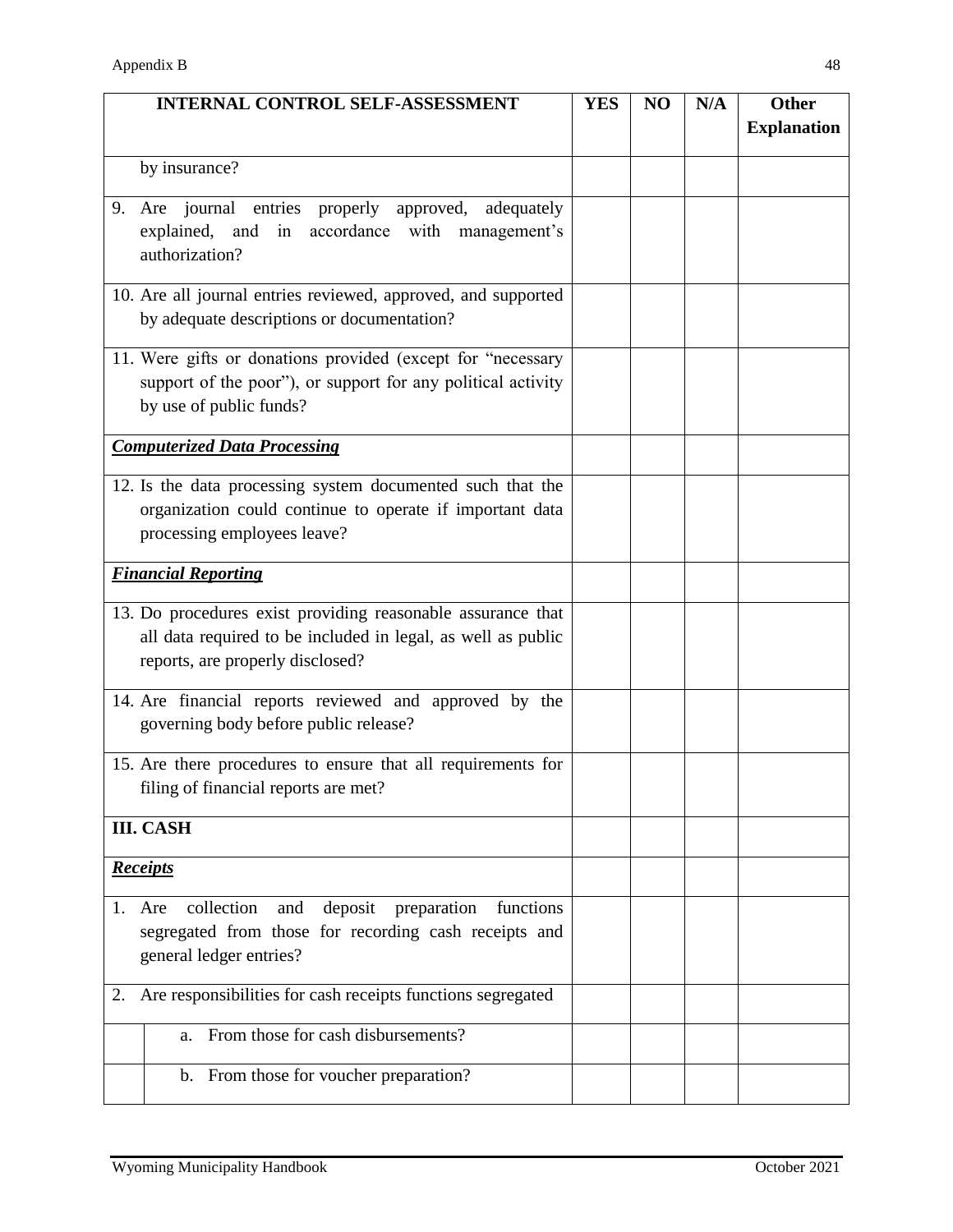| INTERNAL CONTROL SELF-ASSESSMENT | YES | NO | N/A | Other Explanation |
|---|---|---|---|---|
| by insurance? | | | | |
| 9. Are journal entries properly approved, adequately explained, and in accordance with management's authorization? | | | | |
| 10. Are all journal entries reviewed, approved, and supported by adequate descriptions or documentation? | | | | |
| 11. Were gifts or donations provided (except for "necessary support of the poor"), or support for any political activity by use of public funds? | | | | |
| ***Computerized Data Processing*** | | | | |
| 12. Is the data processing system documented such that the organization could continue to operate if important data processing employees leave? | | | | |
| ***Financial Reporting*** | | | | |
| 13. Do procedures exist providing reasonable assurance that all data required to be included in legal, as well as public reports, are properly disclosed? | | | | |
| 14. Are financial reports reviewed and approved by the governing body before public release? | | | | |
| 15. Are there procedures to ensure that all requirements for filing of financial reports are met? | | | | |
| **III. CASH** | | | | |
| ***Receipts*** | | | | |
| 1. Are collection and deposit preparation functions segregated from those for recording cash receipts and general ledger entries? | | | | |
| 2. Are responsibilities for cash receipts functions segregated | | | | |
| a. From those for cash disbursements? | | | | |
| b. From those for voucher preparation? | | | | |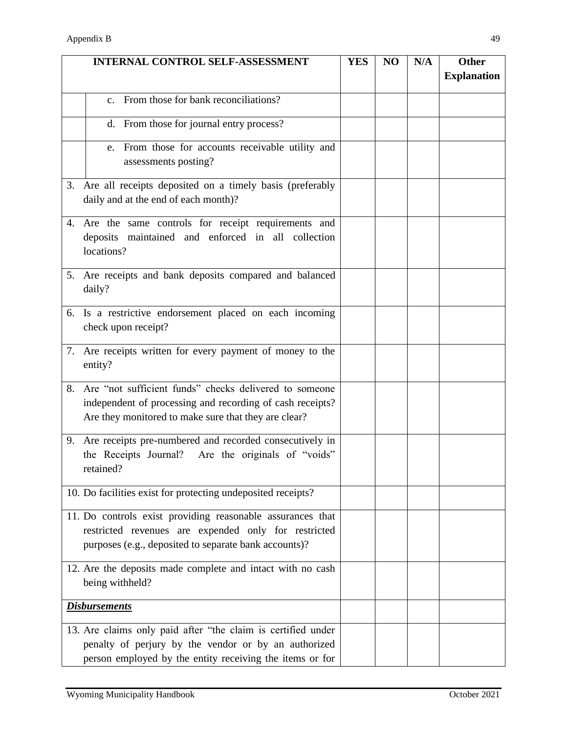| INTERNAL CONTROL SELF-ASSESSMENT | YES | NO | N/A | Other Explanation |
|---|---|---|---|---|
| c. From those for bank reconciliations? | | | | |
| d. From those for journal entry process? | | | | |
| e. From those for accounts receivable utility and assessments posting? | | | | |
| 3. Are all receipts deposited on a timely basis (preferably daily and at the end of each month)? | | | | |
| 4. Are the same controls for receipt requirements and deposits maintained and enforced in all collection locations? | | | | |
| 5. Are receipts and bank deposits compared and balanced daily? | | | | |
| 6. Is a restrictive endorsement placed on each incoming check upon receipt? | | | | |
| 7. Are receipts written for every payment of money to the entity? | | | | |
| 8. Are "not sufficient funds" checks delivered to someone independent of processing and recording of cash receipts? Are they monitored to make sure that they are clear? | | | | |
| 9. Are receipts pre-numbered and recorded consecutively in the Receipts Journal? Are the originals of "voids" retained? | | | | |
| 10. Do facilities exist for protecting undeposited receipts? | | | | |
| 11. Do controls exist providing reasonable assurances that restricted revenues are expended only for restricted purposes (e.g., deposited to separate bank accounts)? | | | | |
| 12. Are the deposits made complete and intact with no cash being withheld? | | | | |
| ***Disbursements*** | | | | |
| 13. Are claims only paid after "the claim is certified under penalty of perjury by the vendor or by an authorized person employed by the entity receiving the items or for | | | | |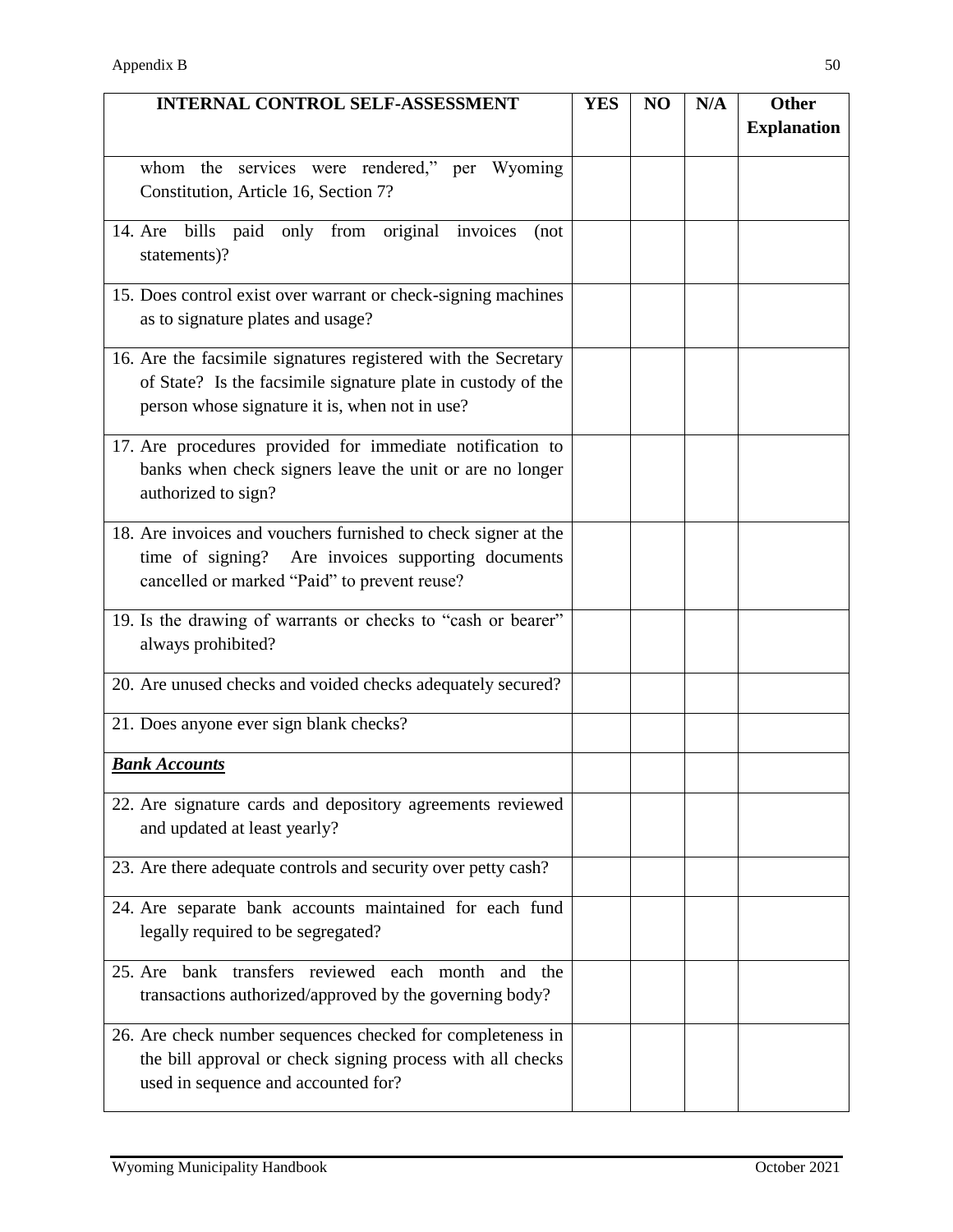| INTERNAL CONTROL SELF-ASSESSMENT | YES | NO | N/A | Other Explanation |
|---|---|---|---|---|
| whom the services were rendered," per Wyoming Constitution, Article 16, Section 7? | | | | |
| 14. Are bills paid only from original invoices (not statements)? | | | | |
| 15. Does control exist over warrant or check-signing machines as to signature plates and usage? | | | | |
| 16. Are the facsimile signatures registered with the Secretary of State? Is the facsimile signature plate in custody of the person whose signature it is, when not in use? | | | | |
| 17. Are procedures provided for immediate notification to banks when check signers leave the unit or are no longer authorized to sign? | | | | |
| 18. Are invoices and vouchers furnished to check signer at the time of signing? Are invoices supporting documents cancelled or marked "Paid" to prevent reuse? | | | | |
| 19. Is the drawing of warrants or checks to "cash or bearer" always prohibited? | | | | |
| 20. Are unused checks and voided checks adequately secured? | | | | |
| 21. Does anyone ever sign blank checks? | | | | |
| ***Bank Accounts*** | | | | |
| 22. Are signature cards and depository agreements reviewed and updated at least yearly? | | | | |
| 23. Are there adequate controls and security over petty cash? | | | | |
| 24. Are separate bank accounts maintained for each fund legally required to be segregated? | | | | |
| 25. Are bank transfers reviewed each month and the transactions authorized/approved by the governing body? | | | | |
| 26. Are check number sequences checked for completeness in the bill approval or check signing process with all checks used in sequence and accounted for? | | | | |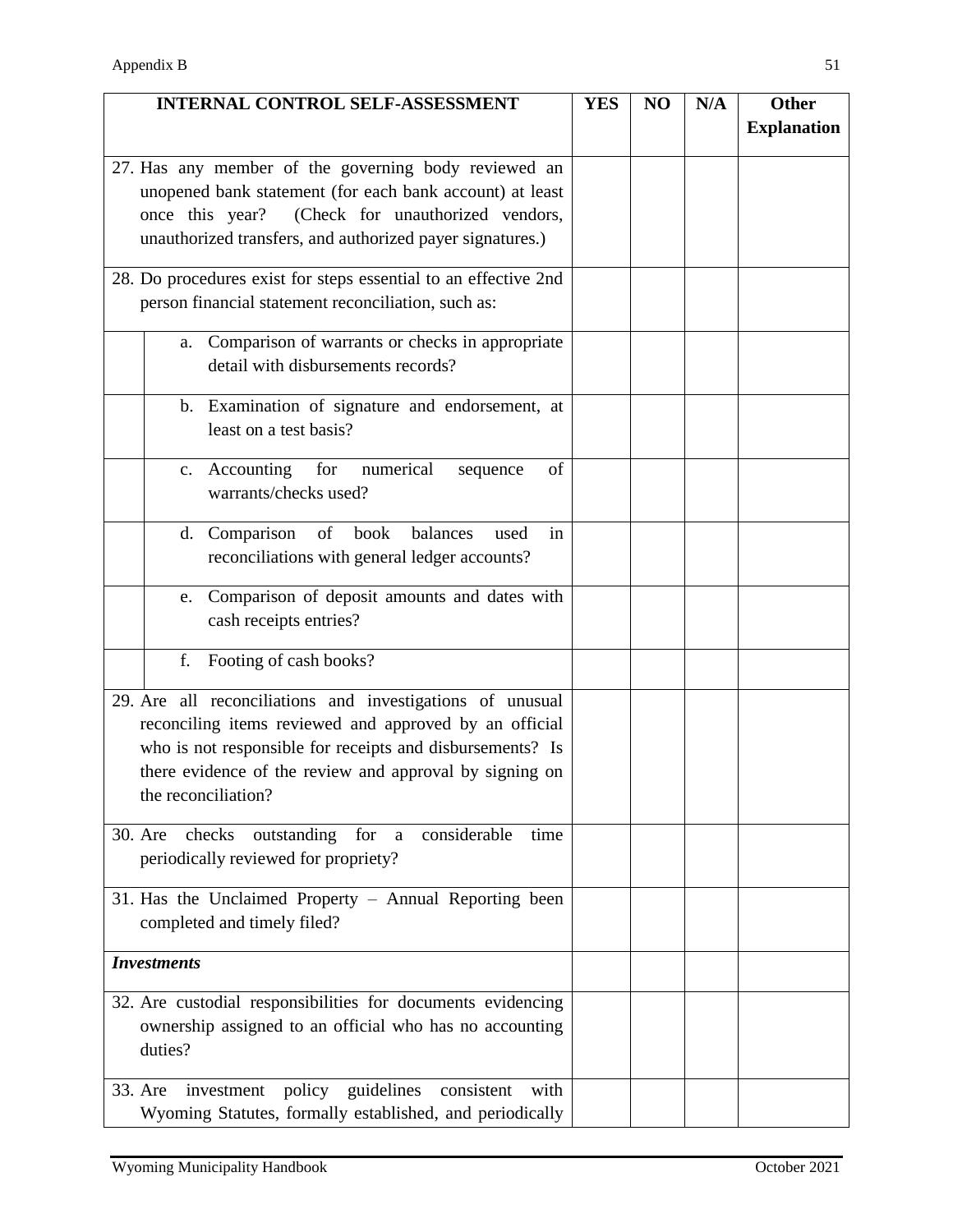| INTERNAL CONTROL SELF-ASSESSMENT | YES | NO | N/A | Other Explanation |
|---|---|---|---|---|
| 27. Has any member of the governing body reviewed an unopened bank statement (for each bank account) at least once this year? (Check for unauthorized vendors, unauthorized transfers, and authorized payer signatures.) | | | | |
| 28. Do procedures exist for steps essential to an effective 2nd person financial statement reconciliation, such as: | | | | |
| a. Comparison of warrants or checks in appropriate detail with disbursements records? | | | | |
| b. Examination of signature and endorsement, at least on a test basis? | | | | |
| c. Accounting for numerical sequence of warrants/checks used? | | | | |
| d. Comparison of book balances used in reconciliations with general ledger accounts? | | | | |
| e. Comparison of deposit amounts and dates with cash receipts entries? | | | | |
| f. Footing of cash books? | | | | |
| 29. Are all reconciliations and investigations of unusual reconciling items reviewed and approved by an official who is not responsible for receipts and disbursements? Is there evidence of the review and approval by signing on the reconciliation? | | | | |
| 30. Are checks outstanding for a considerable time periodically reviewed for propriety? | | | | |
| 31. Has the Unclaimed Property – Annual Reporting been completed and timely filed? | | | | |
| ***Investments*** | | | | |
| 32. Are custodial responsibilities for documents evidencing ownership assigned to an official who has no accounting duties? | | | | |
| 33. Are investment policy guidelines consistent with Wyoming Statutes, formally established, and periodically | | | | |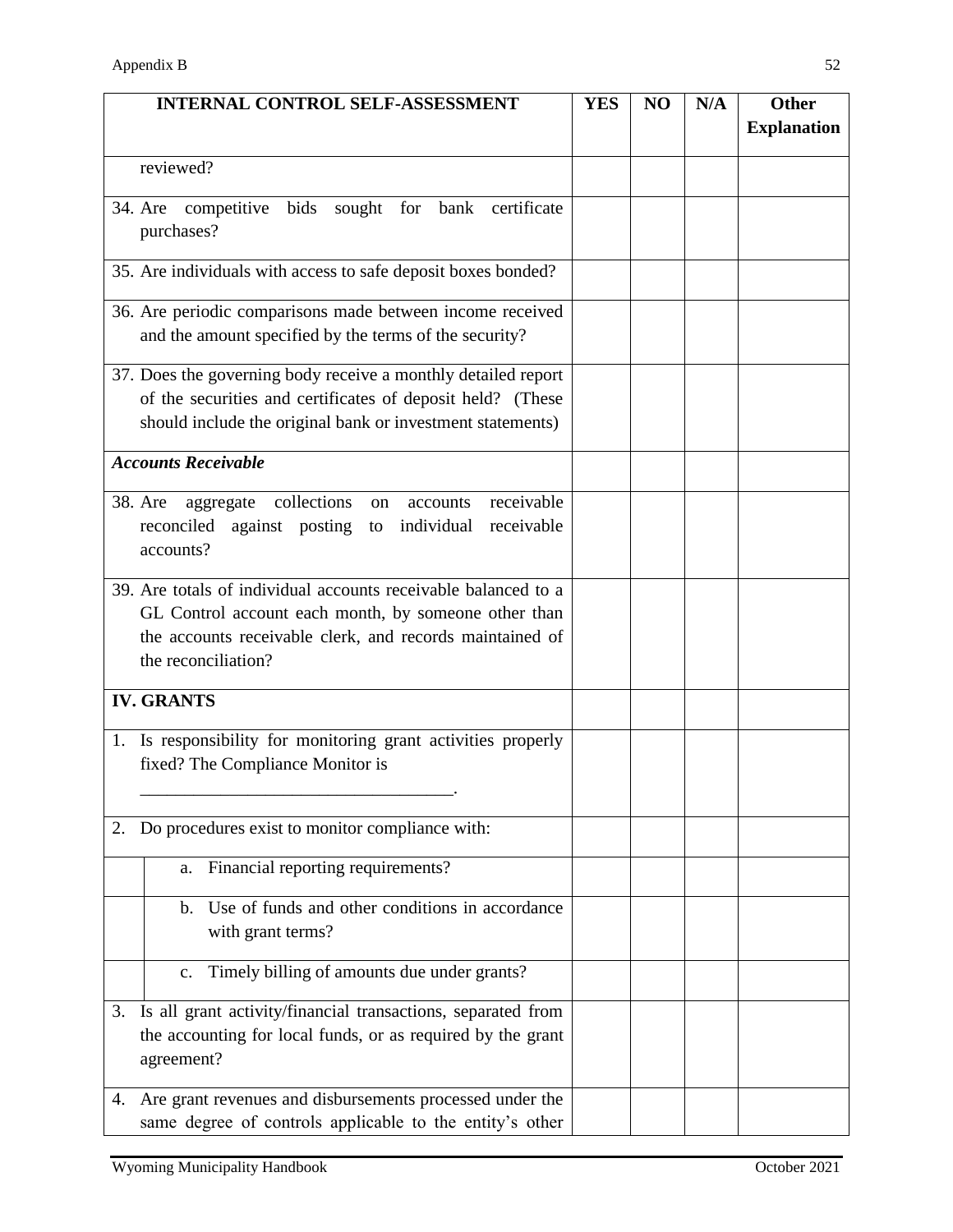| INTERNAL CONTROL SELF-ASSESSMENT | YES | NO | N/A | Other Explanation |
|---|---|---|---|---|
| reviewed? | | | | |
| 34. Are competitive bids sought for bank certificate purchases? | | | | |
| 35. Are individuals with access to safe deposit boxes bonded? | | | | |
| 36. Are periodic comparisons made between income received and the amount specified by the terms of the security? | | | | |
| 37. Does the governing body receive a monthly detailed report of the securities and certificates of deposit held? (These should include the original bank or investment statements) | | | | |
| ***Accounts Receivable*** | | | | |
| 38. Are aggregate collections on accounts receivable reconciled against posting to individual receivable accounts? | | | | |
| 39. Are totals of individual accounts receivable balanced to a GL Control account each month, by someone other than the accounts receivable clerk, and records maintained of the reconciliation? | | | | |
| **IV. GRANTS** | | | | |
| 1. Is responsibility for monitoring grant activities properly fixed? The Compliance Monitor is ___________________________________. | | | | |
| 2. Do procedures exist to monitor compliance with: | | | | |
| a. Financial reporting requirements? | | | | |
| b. Use of funds and other conditions in accordance with grant terms? | | | | |
| c. Timely billing of amounts due under grants? | | | | |
| 3. Is all grant activity/financial transactions, separated from the accounting for local funds, or as required by the grant agreement? | | | | |
| 4. Are grant revenues and disbursements processed under the same degree of controls applicable to the entity's other | | | | |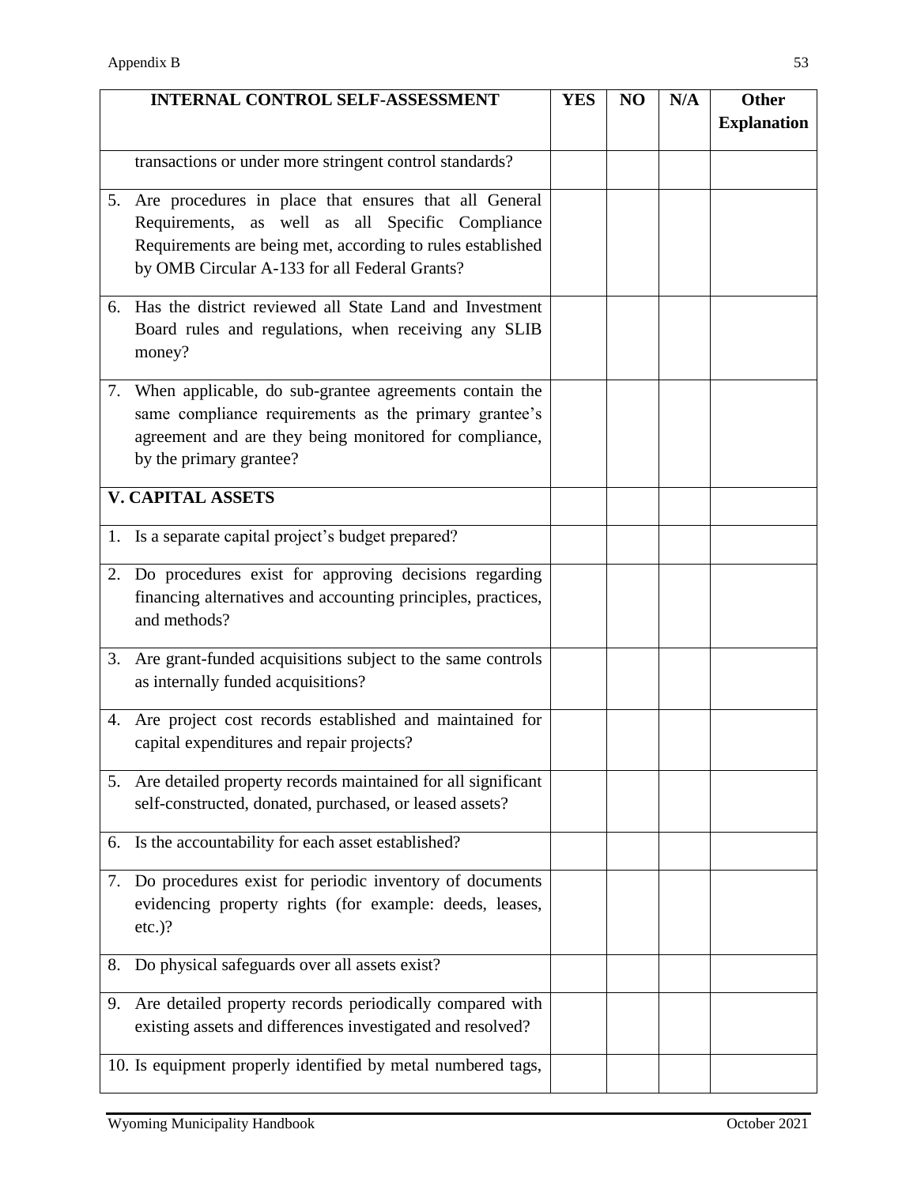| INTERNAL CONTROL SELF-ASSESSMENT | YES | NO | N/A | Other Explanation |
|---|---|---|---|---|
| transactions or under more stringent control standards? | | | | |
| 5. Are procedures in place that ensures that all General Requirements, as well as all Specific Compliance Requirements are being met, according to rules established by OMB Circular A-133 for all Federal Grants? | | | | |
| 6. Has the district reviewed all State Land and Investment Board rules and regulations, when receiving any SLIB money? | | | | |
| 7. When applicable, do sub-grantee agreements contain the same compliance requirements as the primary grantee's agreement and are they being monitored for compliance, by the primary grantee? | | | | |
| **V. CAPITAL ASSETS** | | | | |
| 1. Is a separate capital project's budget prepared? | | | | |
| 2. Do procedures exist for approving decisions regarding financing alternatives and accounting principles, practices, and methods? | | | | |
| 3. Are grant-funded acquisitions subject to the same controls as internally funded acquisitions? | | | | |
| 4. Are project cost records established and maintained for capital expenditures and repair projects? | | | | |
| 5. Are detailed property records maintained for all significant self-constructed, donated, purchased, or leased assets? | | | | |
| 6. Is the accountability for each asset established? | | | | |
| 7. Do procedures exist for periodic inventory of documents evidencing property rights (for example: deeds, leases, etc.)? | | | | |
| 8. Do physical safeguards over all assets exist? | | | | |
| 9. Are detailed property records periodically compared with existing assets and differences investigated and resolved? | | | | |
| 10. Is equipment properly identified by metal numbered tags, | | | | |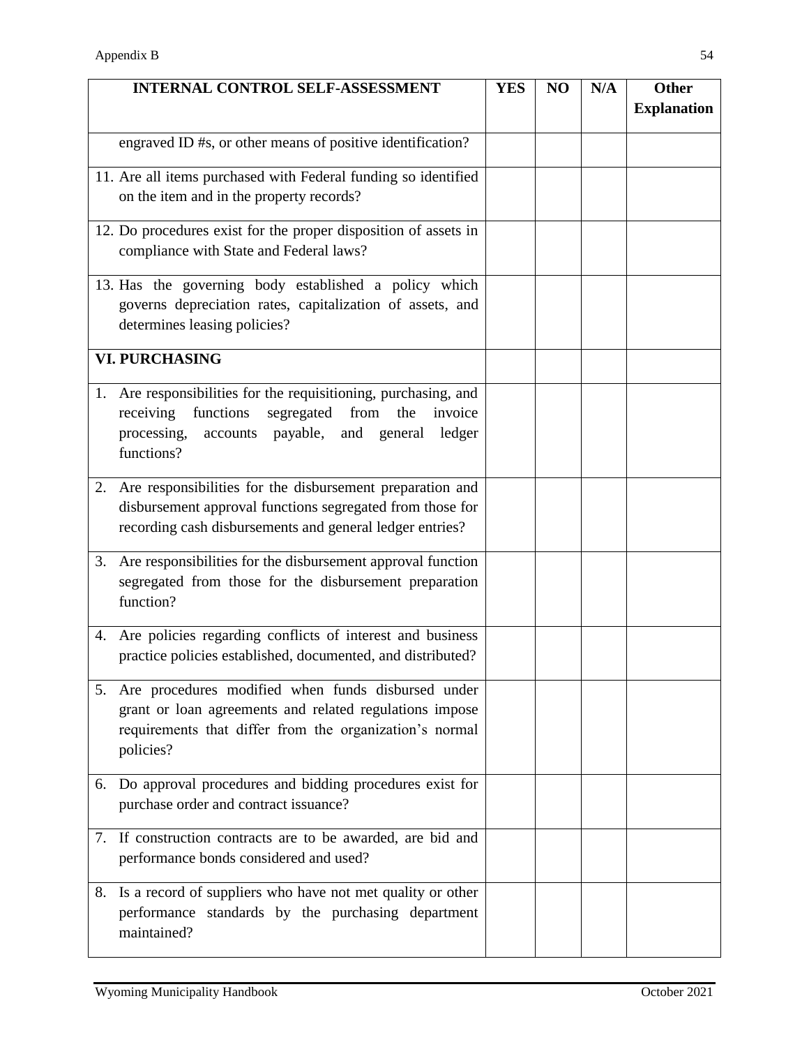| INTERNAL CONTROL SELF-ASSESSMENT | YES | NO | N/A | Other Explanation |
| --- | --- | --- | --- | --- |
| engraved ID #s, or other means of positive identification? | | | | |
| 11. Are all items purchased with Federal funding so identified on the item and in the property records? | | | | |
| 12. Do procedures exist for the proper disposition of assets in compliance with State and Federal laws? | | | | |
| 13. Has the governing body established a policy which governs depreciation rates, capitalization of assets, and determines leasing policies? | | | | |
| **VI. PURCHASING** | | | | |
| 1. Are responsibilities for the requisitioning, purchasing, and receiving functions segregated from the invoice processing, accounts payable, and general ledger functions? | | | | |
| 2. Are responsibilities for the disbursement preparation and disbursement approval functions segregated from those for recording cash disbursements and general ledger entries? | | | | |
| 3. Are responsibilities for the disbursement approval function segregated from those for the disbursement preparation function? | | | | |
| 4. Are policies regarding conflicts of interest and business practice policies established, documented, and distributed? | | | | |
| 5. Are procedures modified when funds disbursed under grant or loan agreements and related regulations impose requirements that differ from the organization's normal policies? | | | | |
| 6. Do approval procedures and bidding procedures exist for purchase order and contract issuance? | | | | |
| 7. If construction contracts are to be awarded, are bid and performance bonds considered and used? | | | | |
| 8. Is a record of suppliers who have not met quality or other performance standards by the purchasing department maintained? | | | | |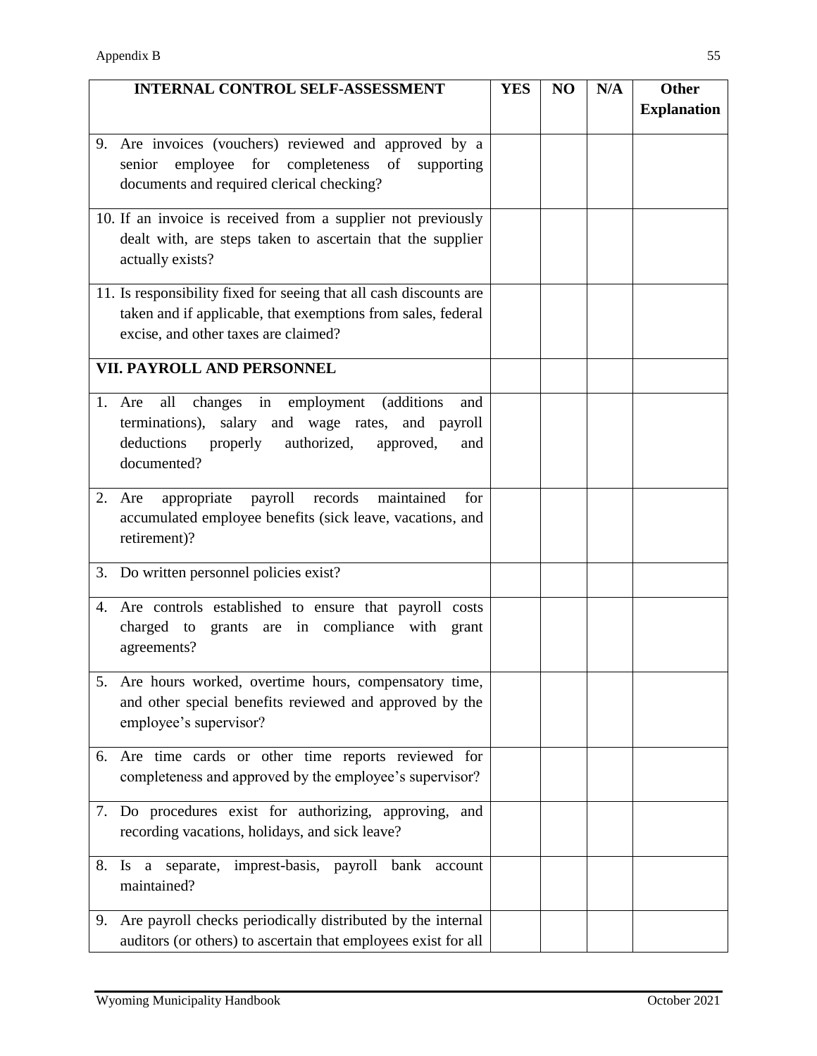| INTERNAL CONTROL SELF-ASSESSMENT | YES | NO | N/A | Other Explanation |
|---|---|---|---|---|
| 9. Are invoices (vouchers) reviewed and approved by a senior employee for completeness of supporting documents and required clerical checking? | | | | |
| 10. If an invoice is received from a supplier not previously dealt with, are steps taken to ascertain that the supplier actually exists? | | | | |
| 11. Is responsibility fixed for seeing that all cash discounts are taken and if applicable, that exemptions from sales, federal excise, and other taxes are claimed? | | | | |
| **VII. PAYROLL AND PERSONNEL** | | | | |
| 1. Are all changes in employment (additions and terminations), salary and wage rates, and payroll deductions properly authorized, approved, and documented? | | | | |
| 2. Are appropriate payroll records maintained for accumulated employee benefits (sick leave, vacations, and retirement)? | | | | |
| 3. Do written personnel policies exist? | | | | |
| 4. Are controls established to ensure that payroll costs charged to grants are in compliance with grant agreements? | | | | |
| 5. Are hours worked, overtime hours, compensatory time, and other special benefits reviewed and approved by the employee's supervisor? | | | | |
| 6. Are time cards or other time reports reviewed for completeness and approved by the employee's supervisor? | | | | |
| 7. Do procedures exist for authorizing, approving, and recording vacations, holidays, and sick leave? | | | | |
| 8. Is a separate, imprest-basis, payroll bank account maintained? | | | | |
| 9. Are payroll checks periodically distributed by the internal auditors (or others) to ascertain that employees exist for all | | | | |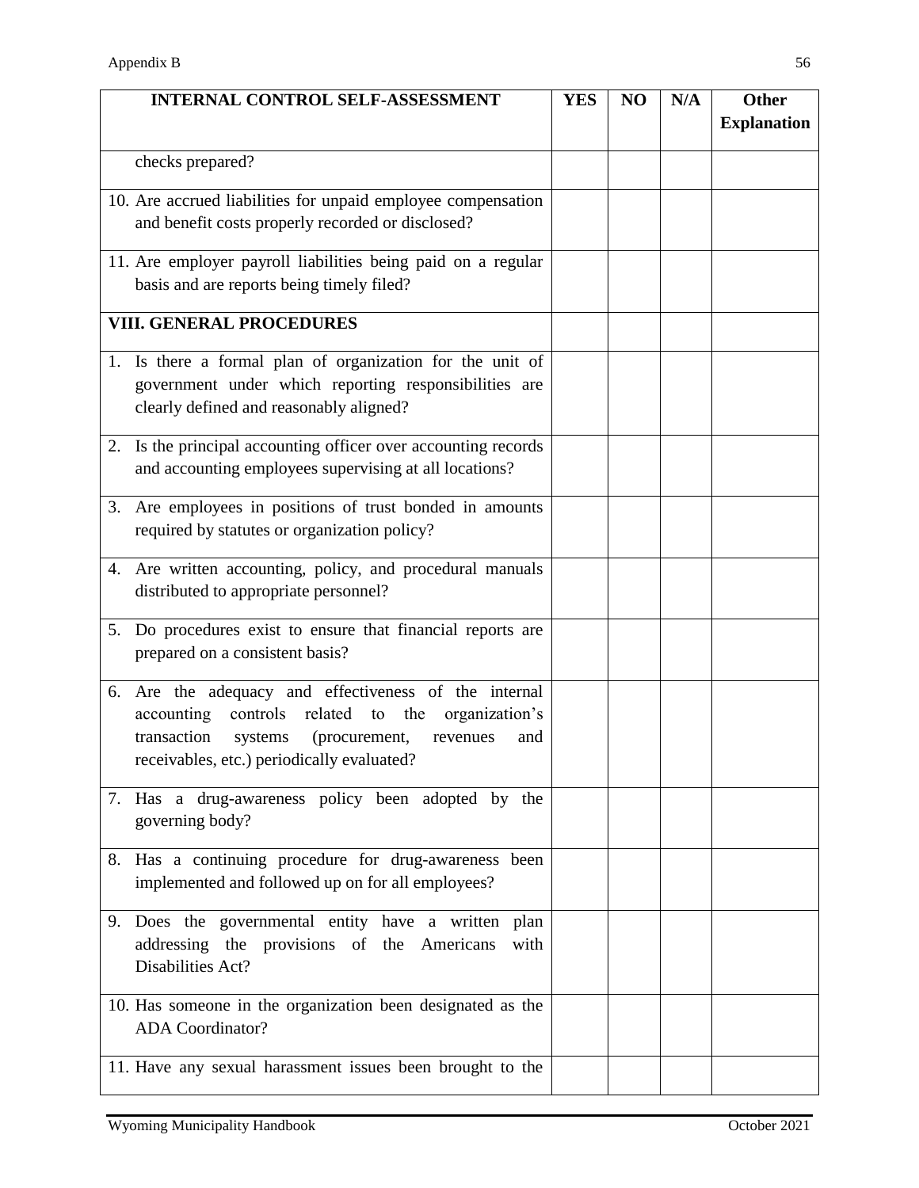| INTERNAL CONTROL SELF-ASSESSMENT | YES | NO | N/A | Other Explanation |
|---|---|---|---|---|
| checks prepared? | | | | |
| 10. Are accrued liabilities for unpaid employee compensation and benefit costs properly recorded or disclosed? | | | | |
| 11. Are employer payroll liabilities being paid on a regular basis and are reports being timely filed? | | | | |
| **VIII. GENERAL PROCEDURES** | | | | |
| 1. Is there a formal plan of organization for the unit of government under which reporting responsibilities are clearly defined and reasonably aligned? | | | | |
| 2. Is the principal accounting officer over accounting records and accounting employees supervising at all locations? | | | | |
| 3. Are employees in positions of trust bonded in amounts required by statutes or organization policy? | | | | |
| 4. Are written accounting, policy, and procedural manuals distributed to appropriate personnel? | | | | |
| 5. Do procedures exist to ensure that financial reports are prepared on a consistent basis? | | | | |
| 6. Are the adequacy and effectiveness of the internal accounting controls related to the organization's transaction systems (procurement, revenues and receivables, etc.) periodically evaluated? | | | | |
| 7. Has a drug-awareness policy been adopted by the governing body? | | | | |
| 8. Has a continuing procedure for drug-awareness been implemented and followed up on for all employees? | | | | |
| 9. Does the governmental entity have a written plan addressing the provisions of the Americans with Disabilities Act? | | | | |
| 10. Has someone in the organization been designated as the ADA Coordinator? | | | | |
| 11. Have any sexual harassment issues been brought to the | | | | |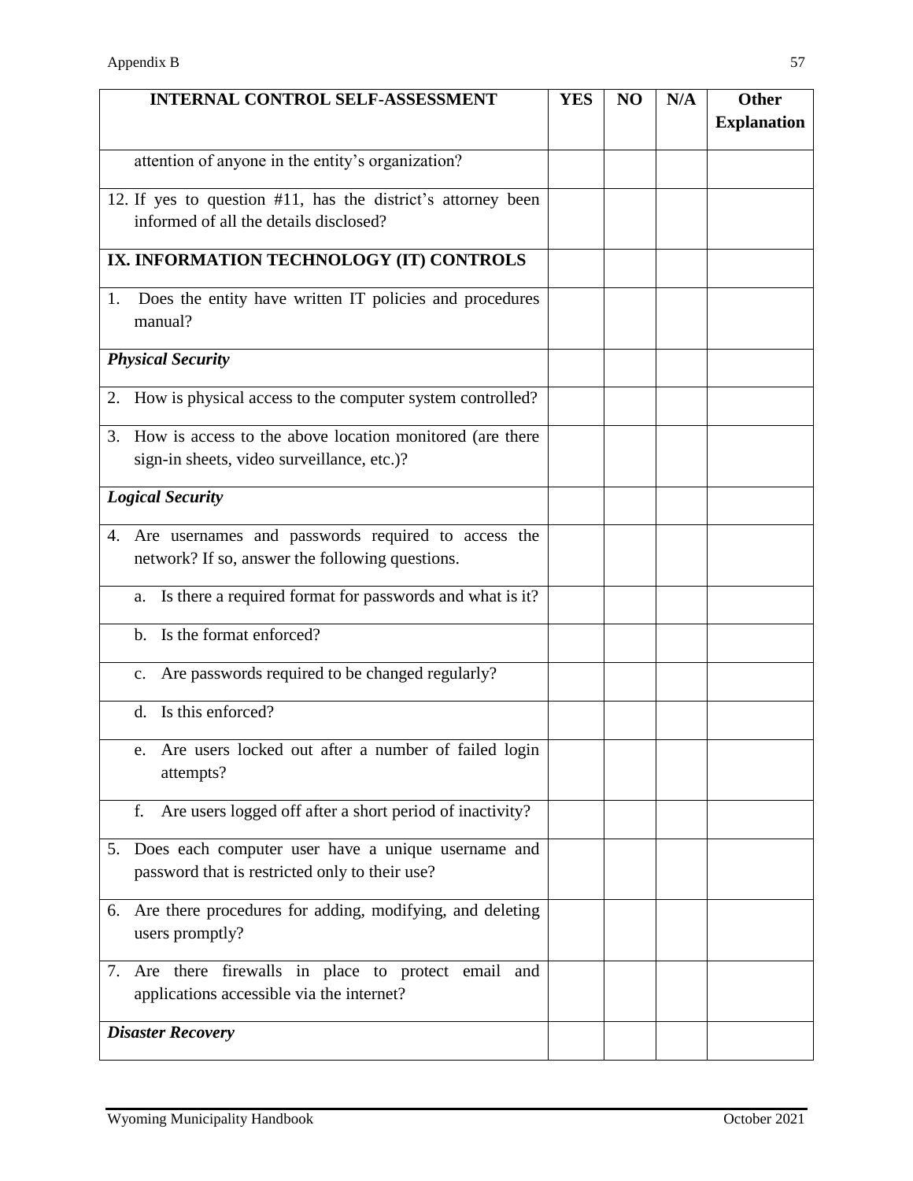| INTERNAL CONTROL SELF-ASSESSMENT | YES | NO | N/A | Other Explanation |
|---|---|---|---|---|
| attention of anyone in the entity's organization? | | | | |
| 12. If yes to question #11, has the district's attorney been informed of all the details disclosed? | | | | |
| **IX. INFORMATION TECHNOLOGY (IT) CONTROLS** | | | | |
| 1. Does the entity have written IT policies and procedures manual? | | | | |
| ***Physical Security*** | | | | |
| 2. How is physical access to the computer system controlled? | | | | |
| 3. How is access to the above location monitored (are there sign-in sheets, video surveillance, etc.)? | | | | |
| ***Logical Security*** | | | | |
| 4. Are usernames and passwords required to access the network? If so, answer the following questions. | | | | |
| a. Is there a required format for passwords and what is it? | | | | |
| b. Is the format enforced? | | | | |
| c. Are passwords required to be changed regularly? | | | | |
| d. Is this enforced? | | | | |
| e. Are users locked out after a number of failed login attempts? | | | | |
| f. Are users logged off after a short period of inactivity? | | | | |
| 5. Does each computer user have a unique username and password that is restricted only to their use? | | | | |
| 6. Are there procedures for adding, modifying, and deleting users promptly? | | | | |
| 7. Are there firewalls in place to protect email and applications accessible via the internet? | | | | |
| ***Disaster Recovery*** | | | | |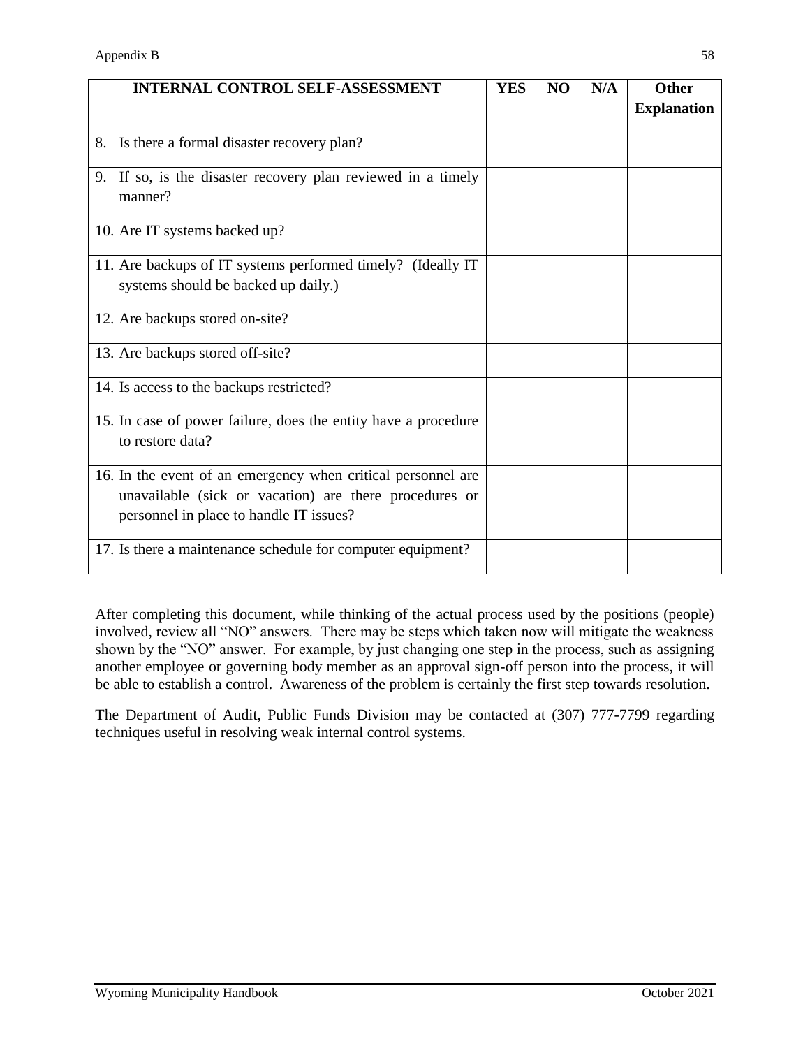| INTERNAL CONTROL SELF-ASSESSMENT | YES | NO | N/A | Other Explanation |
|---|---|---|---|---|
| 8. Is there a formal disaster recovery plan? | | | | |
| 9. If so, is the disaster recovery plan reviewed in a timely manner? | | | | |
| 10. Are IT systems backed up? | | | | |
| 11. Are backups of IT systems performed timely? (Ideally IT systems should be backed up daily.) | | | | |
| 12. Are backups stored on-site? | | | | |
| 13. Are backups stored off-site? | | | | |
| 14. Is access to the backups restricted? | | | | |
| 15. In case of power failure, does the entity have a procedure to restore data? | | | | |
| 16. In the event of an emergency when critical personnel are unavailable (sick or vacation) are there procedures or personnel in place to handle IT issues? | | | | |
| 17. Is there a maintenance schedule for computer equipment? | | | | |

After completing this document, while thinking of the actual process used by the positions (people) involved, review all "NO" answers. There may be steps which taken now will mitigate the weakness shown by the "NO" answer. For example, by just changing one step in the process, such as assigning another employee or governing body member as an approval sign-off person into the process, it will be able to establish a control. Awareness of the problem is certainly the first step towards resolution.

The Department of Audit, Public Funds Division may be contacted at (307) 777-7799 regarding techniques useful in resolving weak internal control systems.